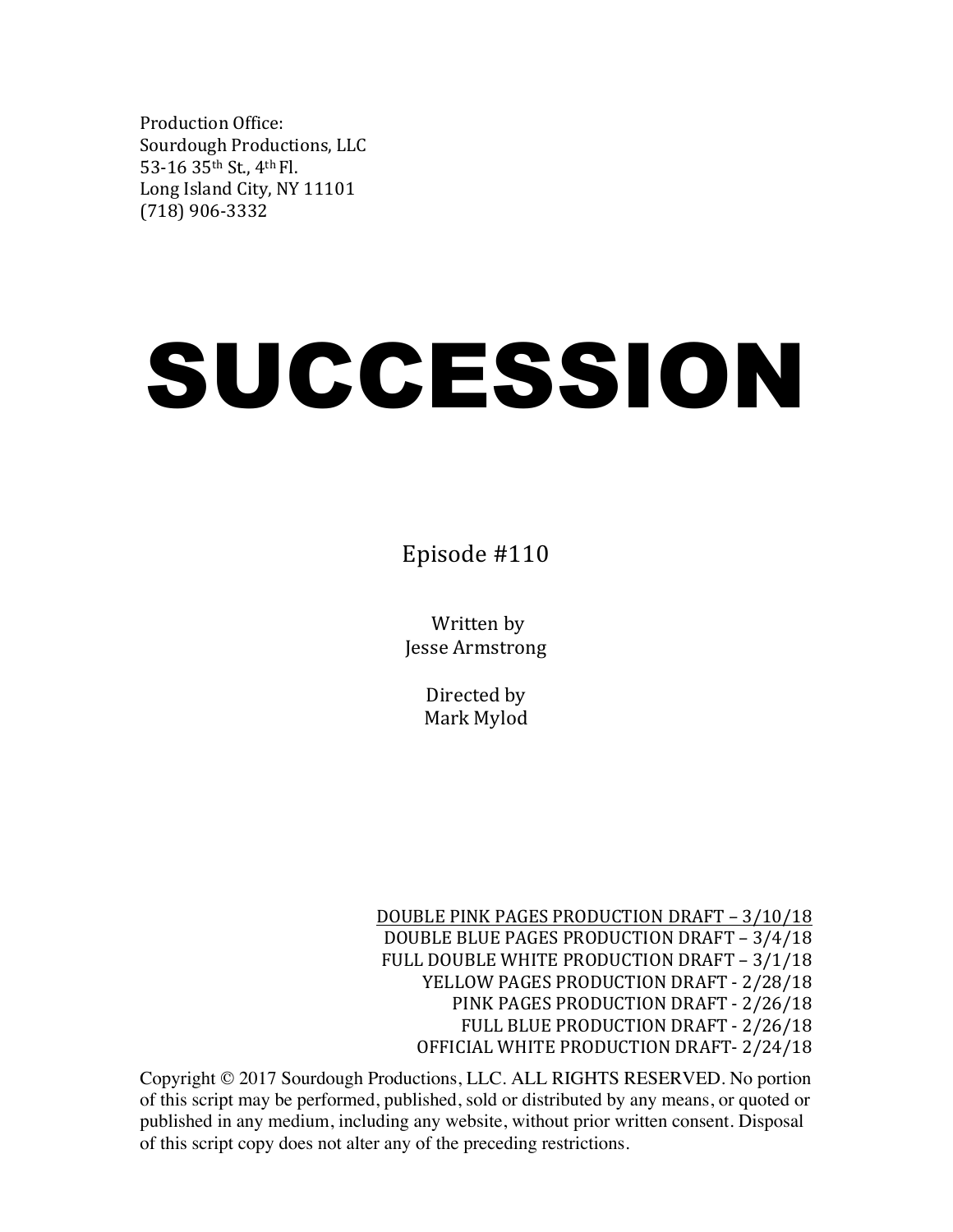Production Office:
Sourdough Productions, LLC
53-16 35th St., 4th Fl.
Long Island City, NY 11101
(718) 906-3332

# SUCCESSION

Episode #110

Written by
Jesse Armstrong

Directed by
Mark Mylod

DOUBLE PINK PAGES PRODUCTION DRAFT – 3/10/18
DOUBLE BLUE PAGES PRODUCTION DRAFT – 3/4/18
FULL DOUBLE WHITE PRODUCTION DRAFT – 3/1/18
YELLOW PAGES PRODUCTION DRAFT - 2/28/18
PINK PAGES PRODUCTION DRAFT - 2/26/18
FULL BLUE PRODUCTION DRAFT - 2/26/18
OFFICIAL WHITE PRODUCTION DRAFT- 2/24/18

Copyright © 2017 Sourdough Productions, LLC. ALL RIGHTS RESERVED. No portion of this script may be performed, published, sold or distributed by any means, or quoted or published in any medium, including any website, without prior written consent. Disposal of this script copy does not alter any of the preceding restrictions.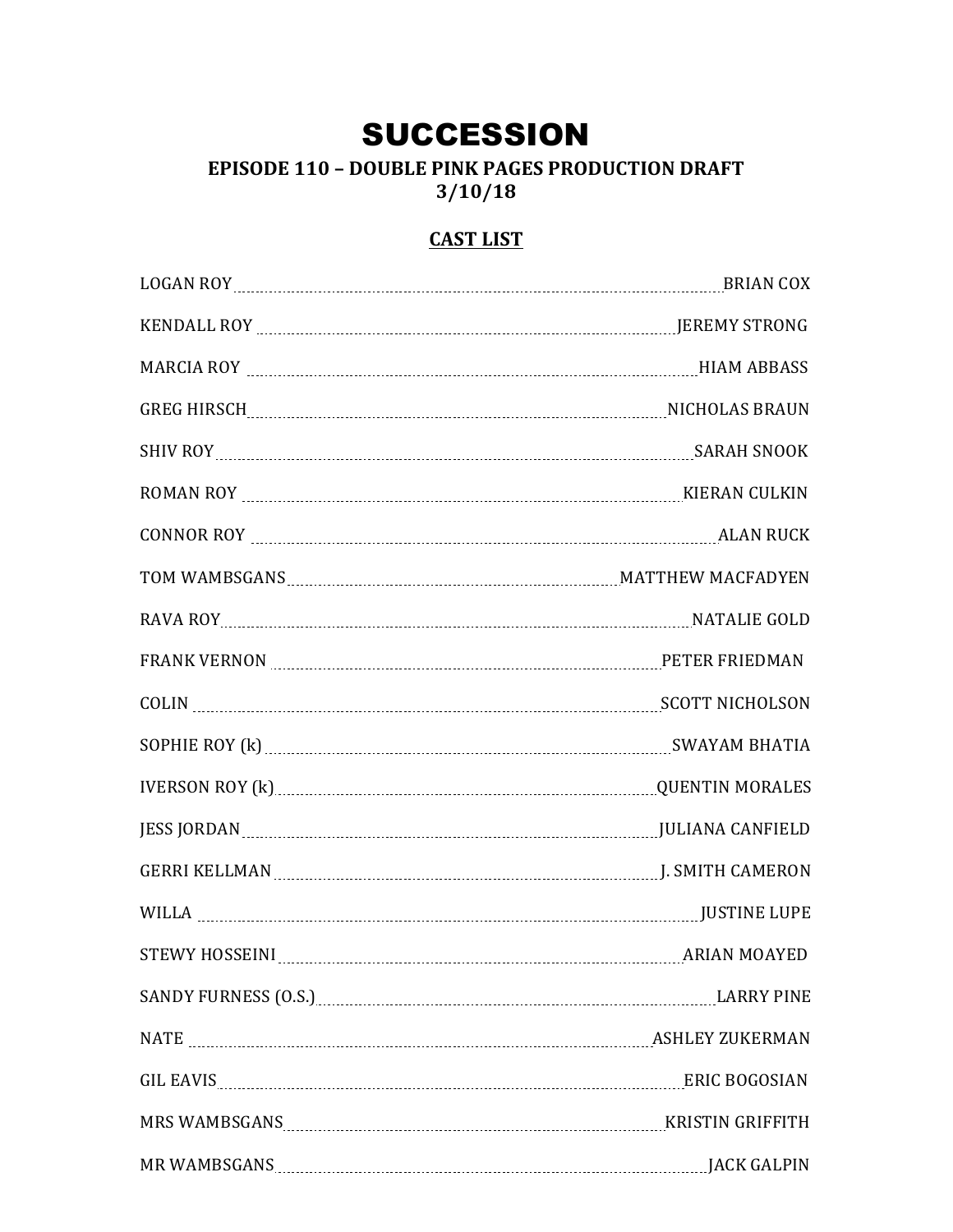# SUCCESSION

### EPISODE 110 – DOUBLE PINK PAGES PRODUCTION DRAFT
### 3/10/18

## CAST LIST

| Character | Actor |
|---|---|
| LOGAN ROY | BRIAN COX |
| KENDALL ROY | JEREMY STRONG |
| MARCIA ROY | HIAM ABBASS |
| GREG HIRSCH | NICHOLAS BRAUN |
| SHIV ROY | SARAH SNOOK |
| ROMAN ROY | KIERAN CULKIN |
| CONNOR ROY | ALAN RUCK |
| TOM WAMBSGANS | MATTHEW MACFADYEN |
| RAVA ROY | NATALIE GOLD |
| FRANK VERNON | PETER FRIEDMAN |
| COLIN | SCOTT NICHOLSON |
| SOPHIE ROY (k) | SWAYAM BHATIA |
| IVERSON ROY (k) | QUENTIN MORALES |
| JESS JORDAN | JULIANA CANFIELD |
| GERRI KELLMAN | J. SMITH CAMERON |
| WILLA | JUSTINE LUPE |
| STEWY HOSSEINI | ARIAN MOAYED |
| SANDY FURNESS (O.S.) | LARRY PINE |
| NATE | ASHLEY ZUKERMAN |
| GIL EAVIS | ERIC BOGOSIAN |
| MRS WAMBSGANS | KRISTIN GRIFFITH |
| MR WAMBSGANS | JACK GALPIN |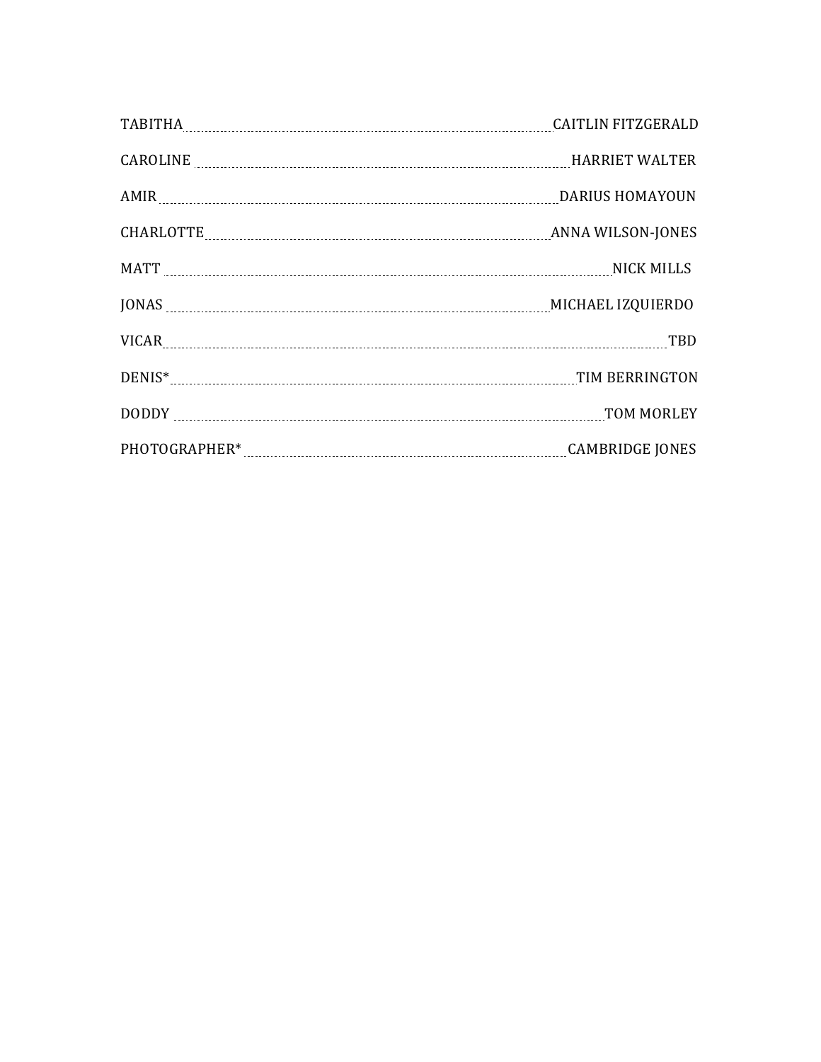TABITHA .................................................. CAITLIN FITZGERALD

CAROLINE .................................................. HARRIET WALTER

AMIR .................................................. DARIUS HOMAYOUN

CHARLOTTE .................................................. ANNA WILSON-JONES

MATT .................................................. NICK MILLS

JONAS .................................................. MICHAEL IZQUIERDO

VICAR .................................................. TBD

DENIS* .................................................. TIM BERRINGTON

DODDY .................................................. TOM MORLEY

PHOTOGRAPHER* .................................................. CAMBRIDGE JONES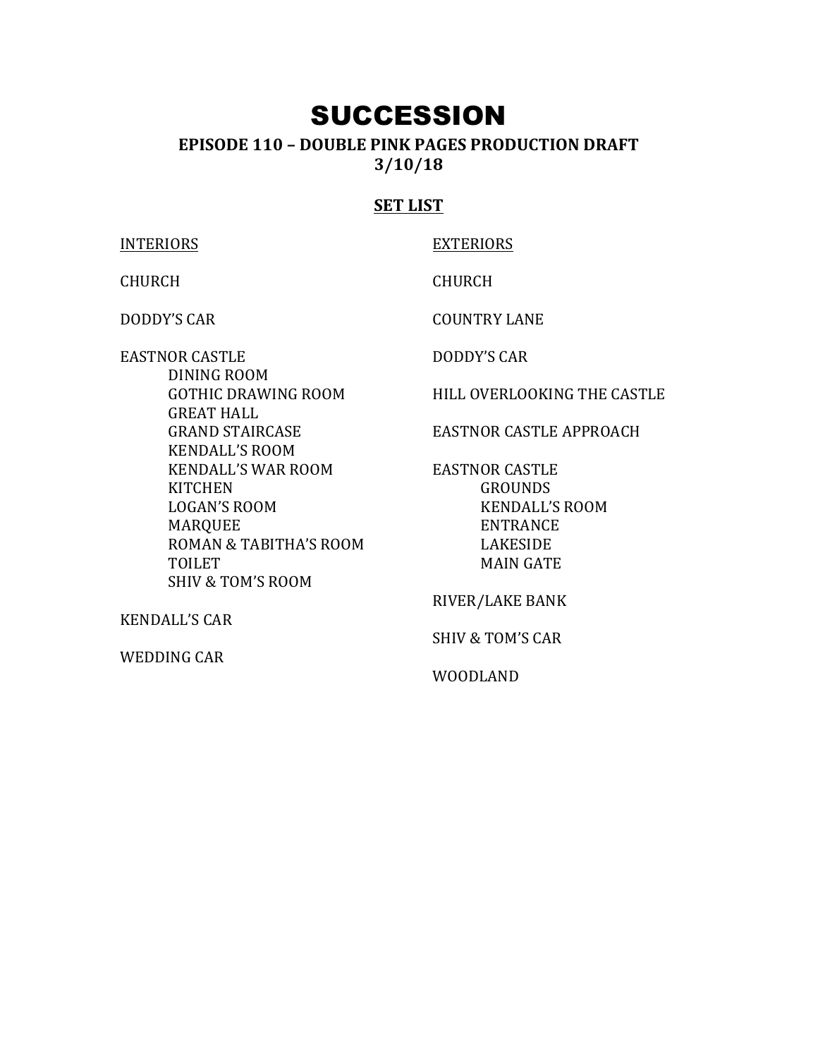# SUCCESSION

**EPISODE 110 – DOUBLE PINK PAGES PRODUCTION DRAFT**
**3/10/18**

## SET LIST

INTERIORS

CHURCH

DODDY'S CAR

EASTNOR CASTLE
- DINING ROOM
- GOTHIC DRAWING ROOM
- GREAT HALL
- GRAND STAIRCASE
- KENDALL'S ROOM
- KENDALL'S WAR ROOM
- KITCHEN
- LOGAN'S ROOM
- MARQUEE
- ROMAN & TABITHA'S ROOM
- TOILET
- SHIV & TOM'S ROOM

KENDALL'S CAR

WEDDING CAR

EXTERIORS

CHURCH

COUNTRY LANE

DODDY'S CAR

HILL OVERLOOKING THE CASTLE

EASTNOR CASTLE APPROACH

EASTNOR CASTLE
- GROUNDS
- KENDALL'S ROOM
- ENTRANCE
- LAKESIDE
- MAIN GATE

RIVER/LAKE BANK

SHIV & TOM'S CAR

WOODLAND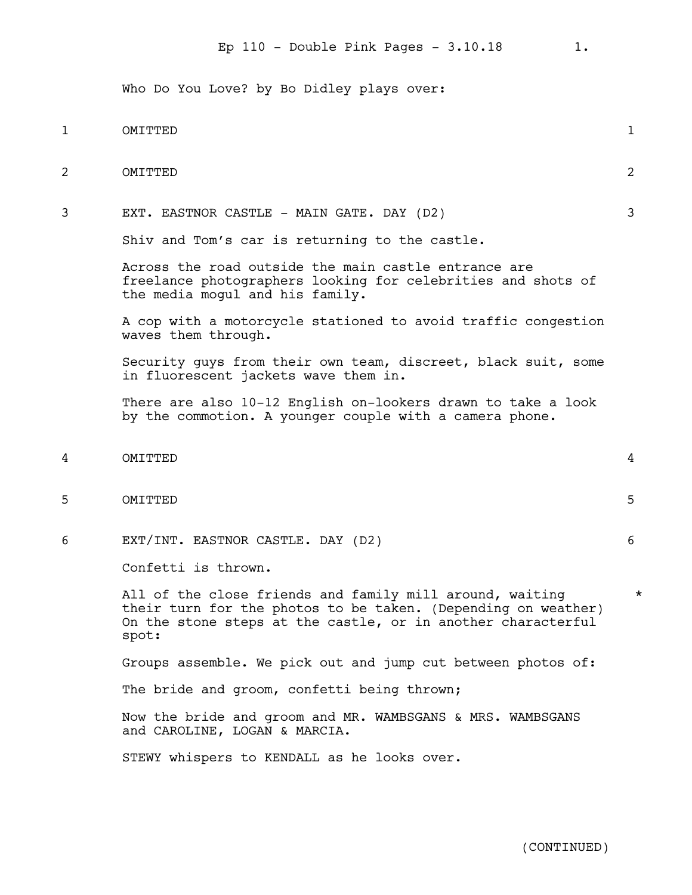Who Do You Love? by Bo Didley plays over:

1 OMITTED 1

2 OMITTED 2

3 EXT. EASTNOR CASTLE - MAIN GATE. DAY (D2) 3

Shiv and Tom's car is returning to the castle.

Across the road outside the main castle entrance are freelance photographers looking for celebrities and shots of the media mogul and his family.

A cop with a motorcycle stationed to avoid traffic congestion waves them through.

Security guys from their own team, discreet, black suit, some in fluorescent jackets wave them in.

There are also 10-12 English on-lookers drawn to take a look by the commotion. A younger couple with a camera phone.

4 OMITTED 4

5 OMITTED 5

6 EXT/INT. EASTNOR CASTLE. DAY (D2) 6

Confetti is thrown.

All of the close friends and family mill around, waiting their turn for the photos to be taken. (Depending on weather) On the stone steps at the castle, or in another characterful spot: *

Groups assemble. We pick out and jump cut between photos of:

The bride and groom, confetti being thrown;

Now the bride and groom and MR. WAMBSGANS & MRS. WAMBSGANS and CAROLINE, LOGAN & MARCIA.

STEWY whispers to KENDALL as he looks over.

(CONTINUED)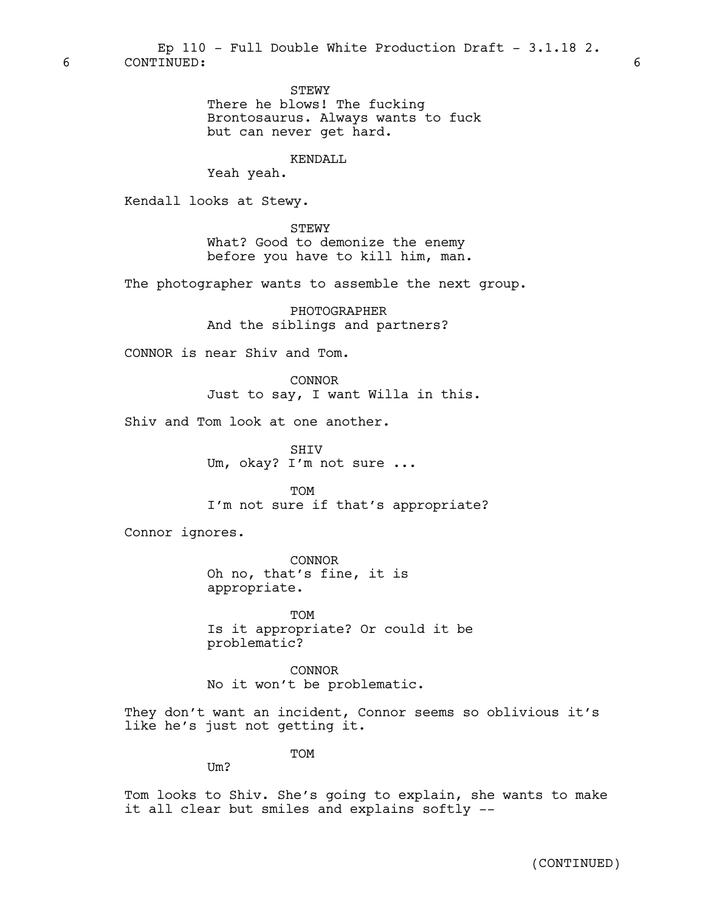6 CONTINUED: 6

STEWY
There he blows! The fucking Brontosaurus. Always wants to fuck but can never get hard.

KENDALL
Yeah yeah.

Kendall looks at Stewy.

STEWY
What? Good to demonize the enemy before you have to kill him, man.

The photographer wants to assemble the next group.

PHOTOGRAPHER
And the siblings and partners?

CONNOR is near Shiv and Tom.

CONNOR
Just to say, I want Willa in this.

Shiv and Tom look at one another.

SHIV
Um, okay? I'm not sure ...

TOM
I'm not sure if that's appropriate?

Connor ignores.

CONNOR
Oh no, that's fine, it is appropriate.

TOM
Is it appropriate? Or could it be problematic?

CONNOR
No it won't be problematic.

They don't want an incident, Connor seems so oblivious it's like he's just not getting it.

TOM
Um?

Tom looks to Shiv. She's going to explain, she wants to make it all clear but smiles and explains softly --

(CONTINUED)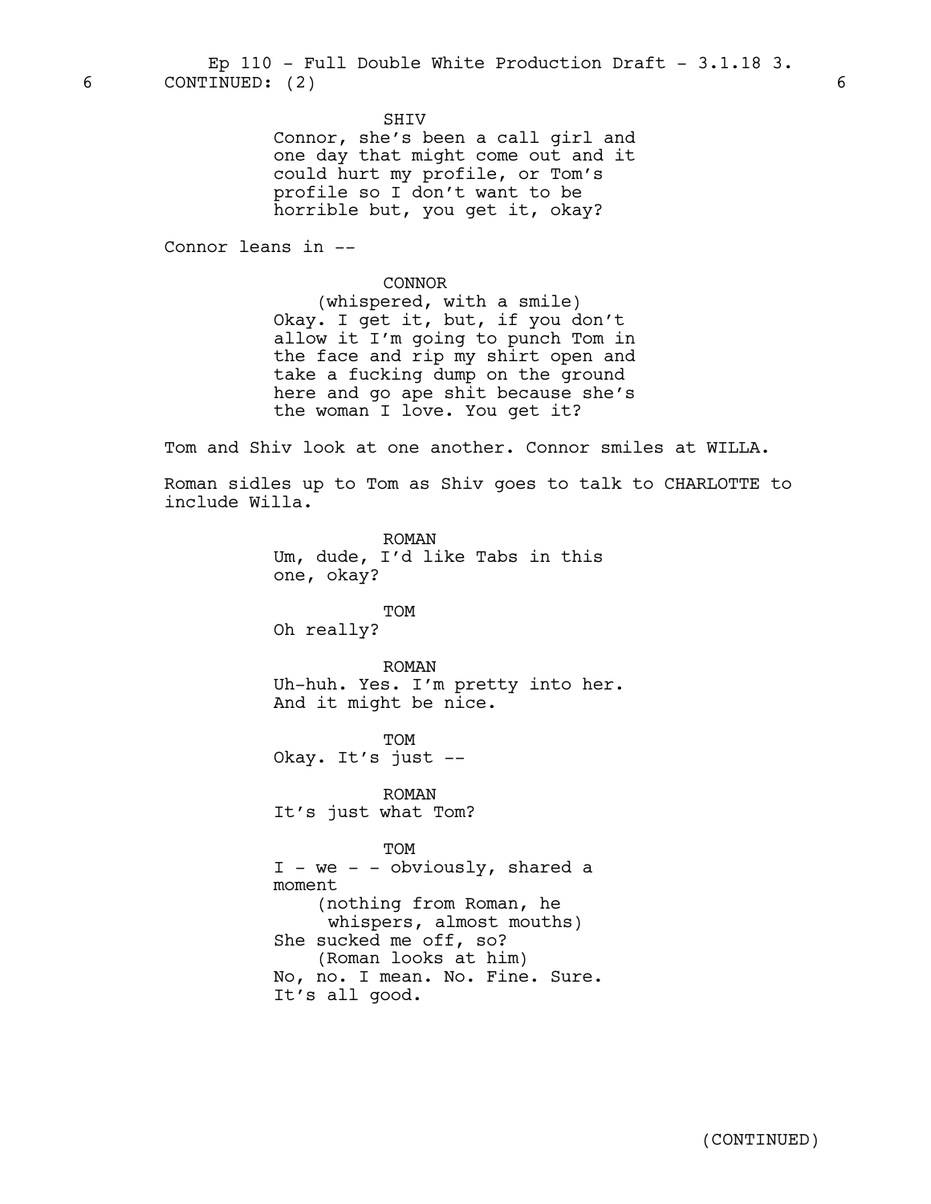6 CONTINUED: (2) 6

SHIV
Connor, she's been a call girl and one day that might come out and it could hurt my profile, or Tom's profile so I don't want to be horrible but, you get it, okay?

Connor leans in --

CONNOR
(whispered, with a smile)
Okay. I get it, but, if you don't allow it I'm going to punch Tom in the face and rip my shirt open and take a fucking dump on the ground here and go ape shit because she's the woman I love. You get it?

Tom and Shiv look at one another. Connor smiles at WILLA.

Roman sidles up to Tom as Shiv goes to talk to CHARLOTTE to include Willa.

ROMAN
Um, dude, I'd like Tabs in this one, okay?

TOM
Oh really?

ROMAN
Uh-huh. Yes. I'm pretty into her. And it might be nice.

TOM
Okay. It's just --

ROMAN
It's just what Tom?

TOM
I - we - - obviously, shared a moment
(nothing from Roman, he whispers, almost mouths)
She sucked me off, so?
(Roman looks at him)
No, no. I mean. No. Fine. Sure. It's all good.

(CONTINUED)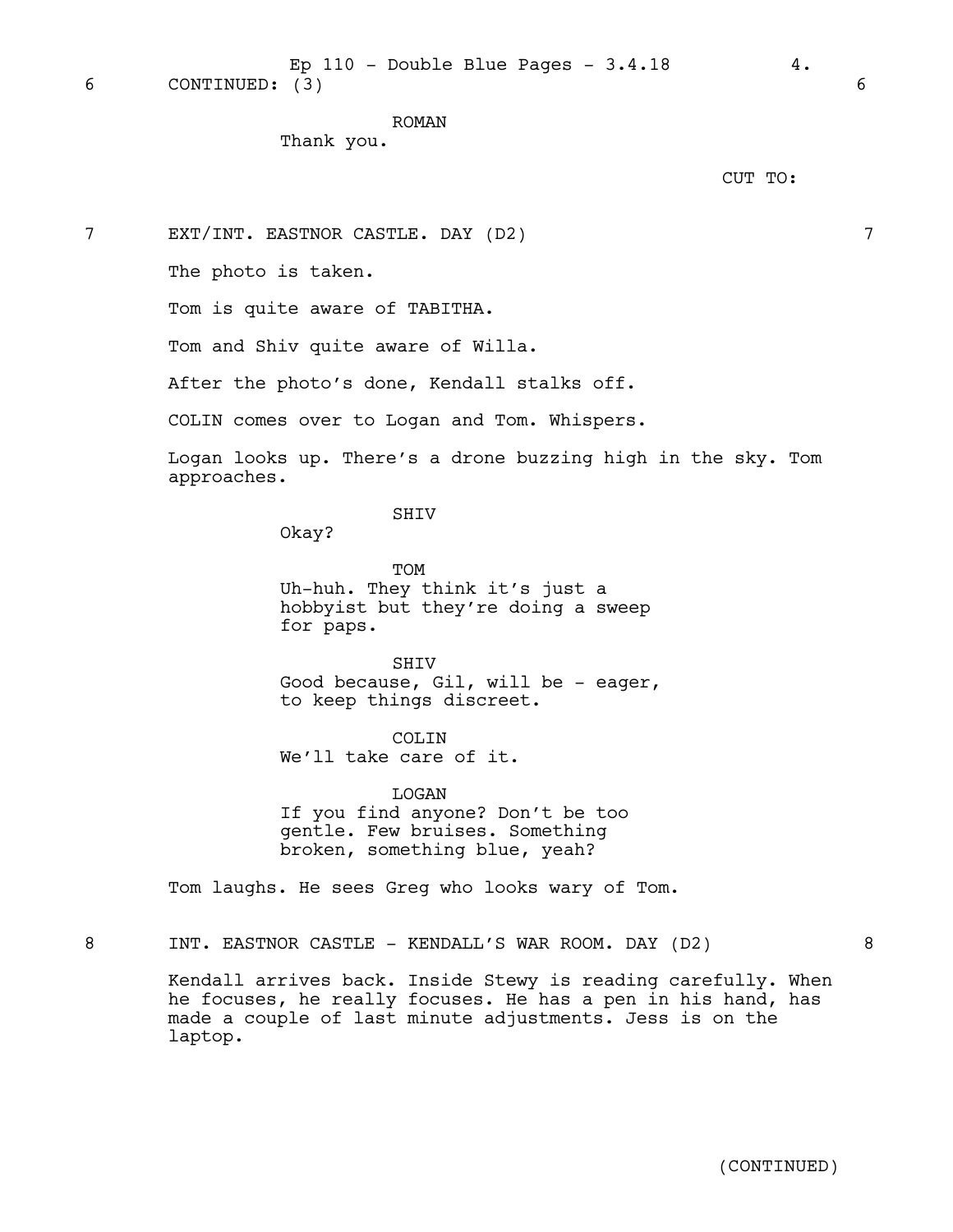6 CONTINUED: (3) 6

ROMAN
Thank you.

CUT TO:

7 EXT/INT. EASTNOR CASTLE. DAY (D2) 7

The photo is taken.

Tom is quite aware of TABITHA.

Tom and Shiv quite aware of Willa.

After the photo's done, Kendall stalks off.

COLIN comes over to Logan and Tom. Whispers.

Logan looks up. There's a drone buzzing high in the sky. Tom approaches.

SHIV
Okay?

TOM
Uh-huh. They think it's just a hobbyist but they're doing a sweep for paps.

SHIV
Good because, Gil, will be - eager, to keep things discreet.

COLIN
We'll take care of it.

LOGAN
If you find anyone? Don't be too gentle. Few bruises. Something broken, something blue, yeah?

Tom laughs. He sees Greg who looks wary of Tom.

8 INT. EASTNOR CASTLE - KENDALL'S WAR ROOM. DAY (D2) 8

Kendall arrives back. Inside Stewy is reading carefully. When he focuses, he really focuses. He has a pen in his hand, has made a couple of last minute adjustments. Jess is on the laptop.

(CONTINUED)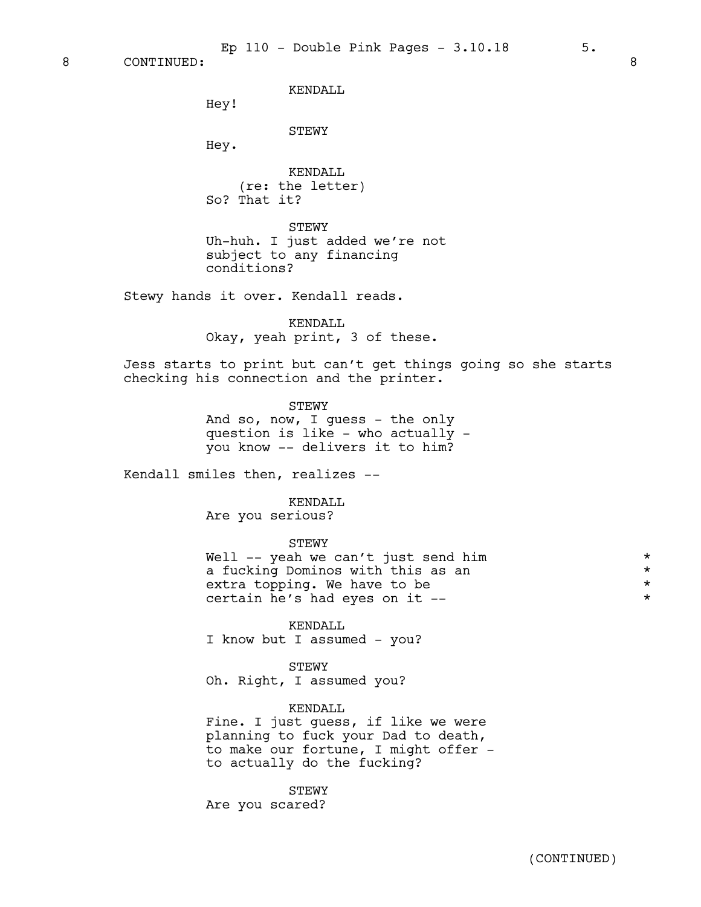8 CONTINUED: 8

KENDALL
Hey!

STEWY
Hey.

KENDALL
(re: the letter)
So? That it?

STEWY
Uh-huh. I just added we're not subject to any financing conditions?

Stewy hands it over. Kendall reads.

KENDALL
Okay, yeah print, 3 of these.

Jess starts to print but can't get things going so she starts checking his connection and the printer.

STEWY
And so, now, I guess - the only question is like - who actually - you know -- delivers it to him?

Kendall smiles then, realizes --

KENDALL
Are you serious?

STEWY
Well -- yeah we can't just send him a fucking Dominos with this as an extra topping. We have to be certain he's had eyes on it -- *

KENDALL
I know but I assumed - you?

STEWY
Oh. Right, I assumed you?

KENDALL
Fine. I just guess, if like we were planning to fuck your Dad to death, to make our fortune, I might offer - to actually do the fucking?

STEWY
Are you scared?

(CONTINUED)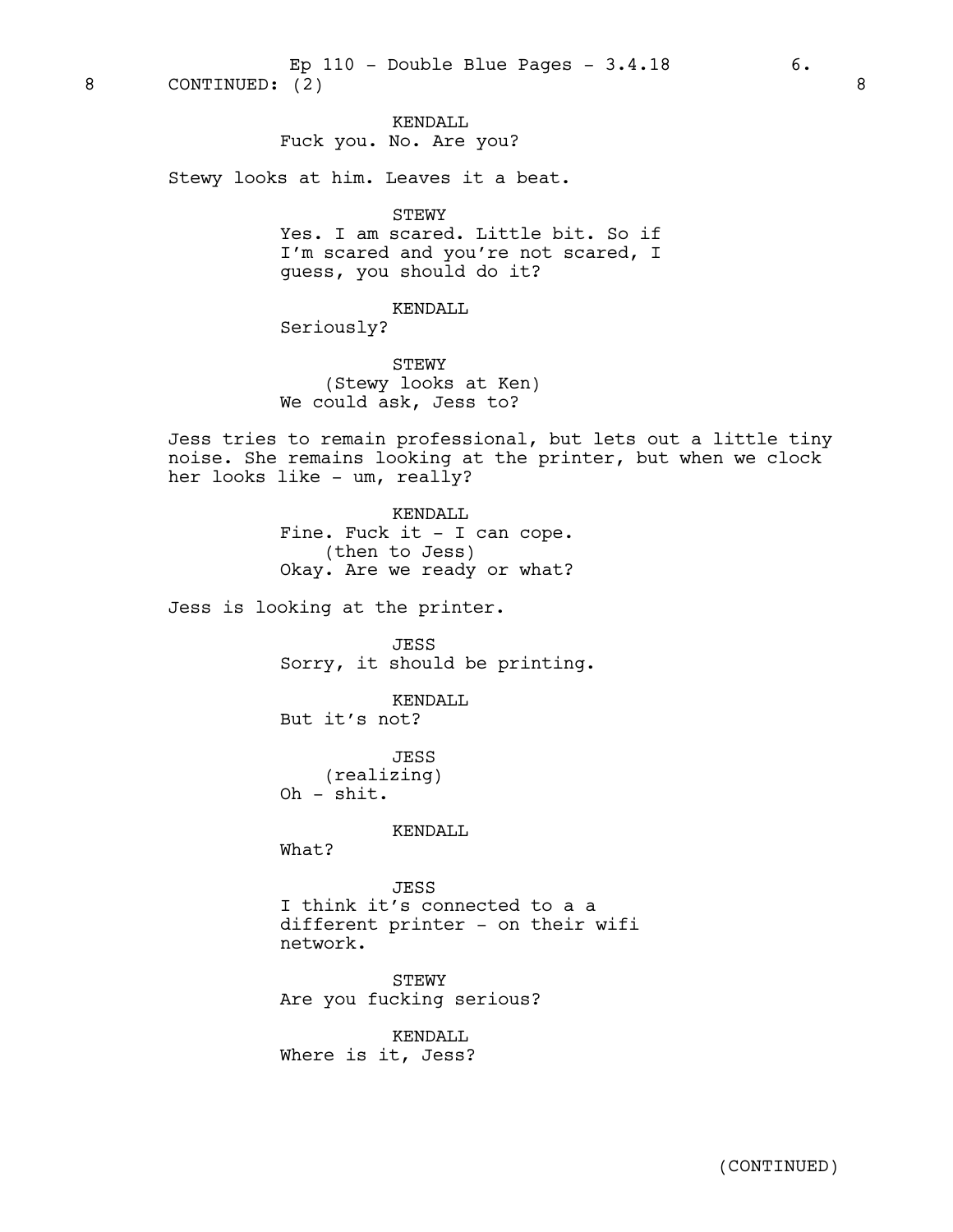8 CONTINUED: (2) 8

KENDALL
Fuck you. No. Are you?

Stewy looks at him. Leaves it a beat.

STEWY
Yes. I am scared. Little bit. So if I'm scared and you're not scared, I guess, you should do it?

KENDALL
Seriously?

STEWY
(Stewy looks at Ken)
We could ask, Jess to?

Jess tries to remain professional, but lets out a little tiny noise. She remains looking at the printer, but when we clock her looks like - um, really?

KENDALL
Fine. Fuck it - I can cope.
(then to Jess)
Okay. Are we ready or what?

Jess is looking at the printer.

JESS
Sorry, it should be printing.

KENDALL
But it's not?

JESS
(realizing)
Oh - shit.

KENDALL
What?

JESS
I think it's connected to a a different printer - on their wifi network.

STEWY
Are you fucking serious?

KENDALL
Where is it, Jess?

(CONTINUED)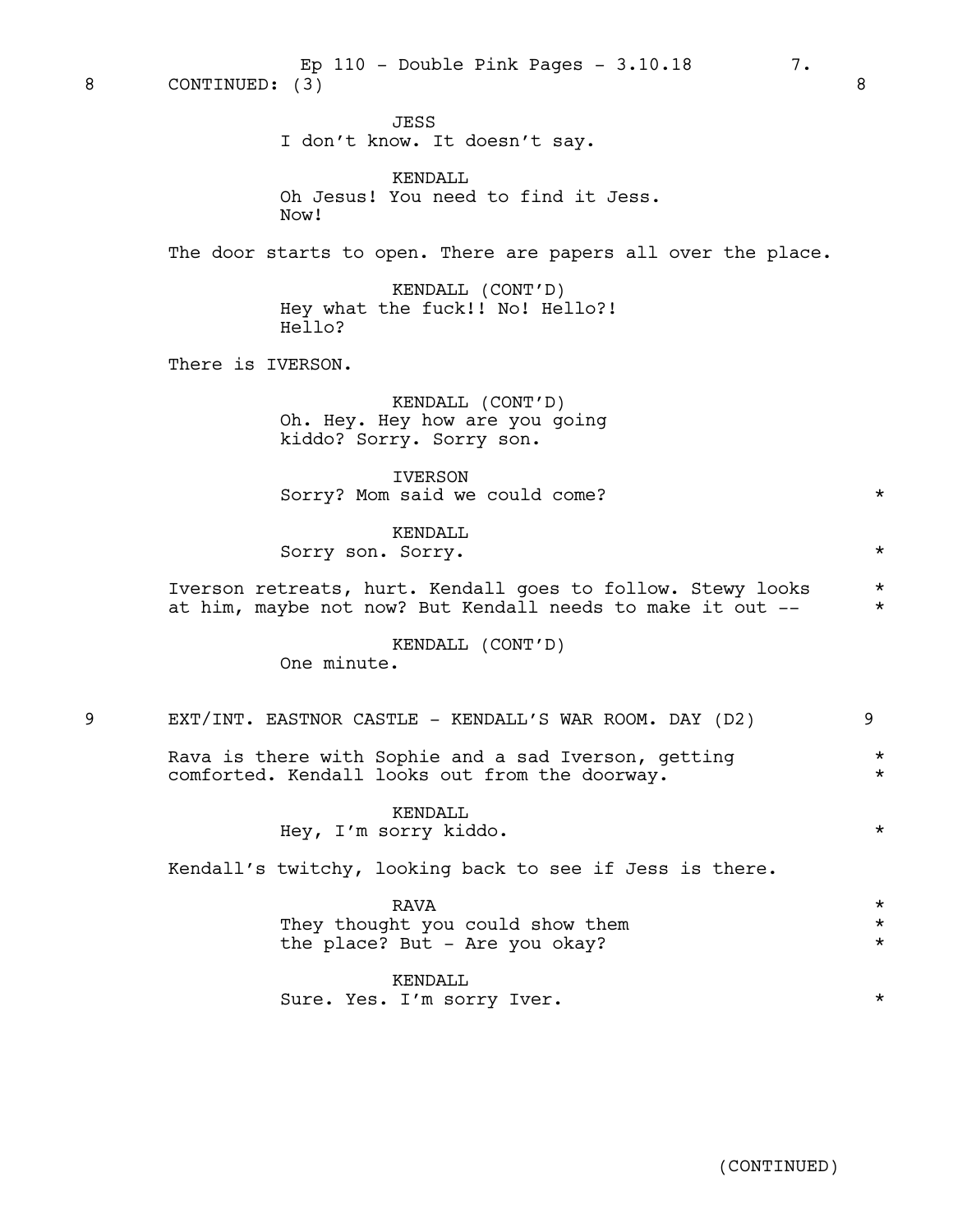8 CONTINUED: (3) 8

JESS
I don't know. It doesn't say.

KENDALL
Oh Jesus! You need to find it Jess.
Now!

The door starts to open. There are papers all over the place.

KENDALL (CONT'D)
Hey what the fuck!! No! Hello?!
Hello?

There is IVERSON.

KENDALL (CONT'D)
Oh. Hey. Hey how are you going
kiddo? Sorry. Sorry son.

IVERSON
Sorry? Mom said we could come? *

KENDALL
Sorry son. Sorry. *

Iverson retreats, hurt. Kendall goes to follow. Stewy looks *
at him, maybe not now? But Kendall needs to make it out -- *

KENDALL (CONT'D)
One minute.

9 EXT/INT. EASTNOR CASTLE - KENDALL'S WAR ROOM. DAY (D2) 9

Rava is there with Sophie and a sad Iverson, getting *
comforted. Kendall looks out from the doorway. *

KENDALL
Hey, I'm sorry kiddo. *

Kendall's twitchy, looking back to see if Jess is there.

RAVA *
They thought you could show them *
the place? But - Are you okay? *

KENDALL
Sure. Yes. I'm sorry Iver. *

(CONTINUED)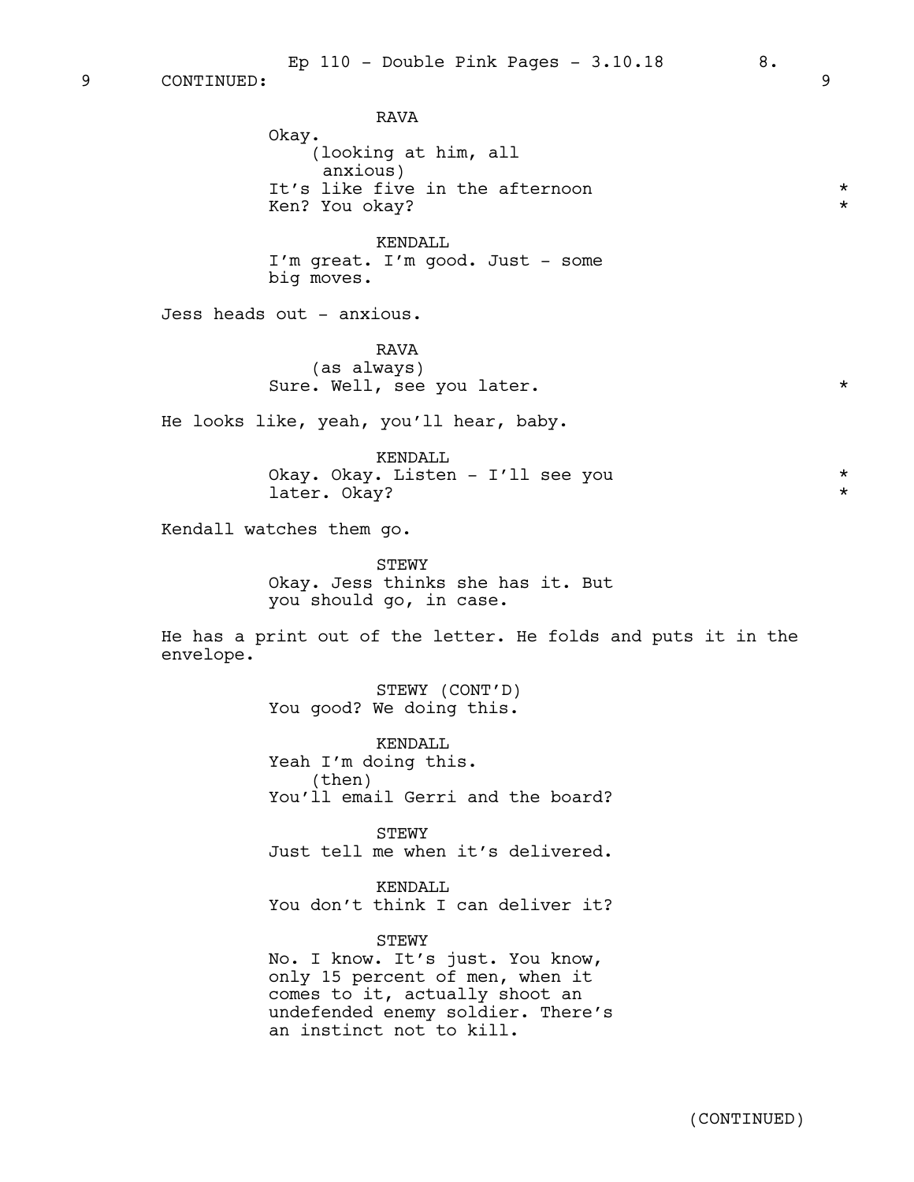9 CONTINUED: 9

RAVA
Okay.
(looking at him, all anxious)
It's like five in the afternoon *
Ken? You okay? *

KENDALL
I'm great. I'm good. Just - some big moves.

Jess heads out - anxious.

RAVA
(as always)
Sure. Well, see you later. *

He looks like, yeah, you'll hear, baby.

KENDALL
Okay. Okay. Listen - I'll see you *
later. Okay? *

Kendall watches them go.

STEWY
Okay. Jess thinks she has it. But you should go, in case.

He has a print out of the letter. He folds and puts it in the envelope.

STEWY (CONT'D)
You good? We doing this.

KENDALL
Yeah I'm doing this.
(then)
You'll email Gerri and the board?

STEWY
Just tell me when it's delivered.

KENDALL
You don't think I can deliver it?

STEWY
No. I know. It's just. You know, only 15 percent of men, when it comes to it, actually shoot an undefended enemy soldier. There's an instinct not to kill.

(CONTINUED)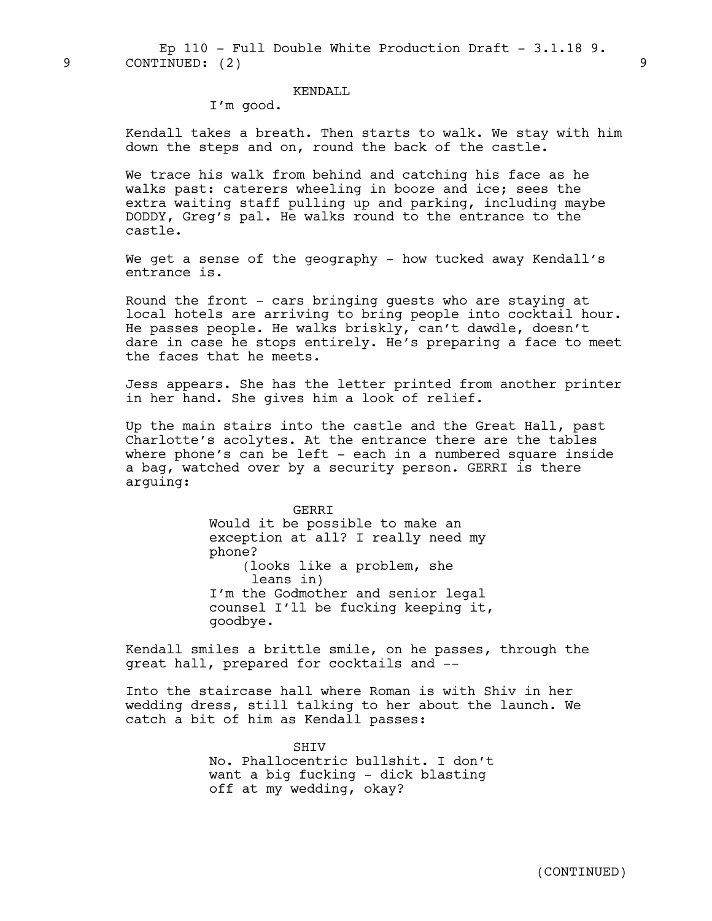9 CONTINUED: (2) 9

KENDALL
I'm good.

Kendall takes a breath. Then starts to walk. We stay with him down the steps and on, round the back of the castle.

We trace his walk from behind and catching his face as he walks past: caterers wheeling in booze and ice; sees the extra waiting staff pulling up and parking, including maybe DODDY, Greg's pal. He walks round to the entrance to the castle.

We get a sense of the geography - how tucked away Kendall's entrance is.

Round the front - cars bringing guests who are staying at local hotels are arriving to bring people into cocktail hour. He passes people. He walks briskly, can't dawdle, doesn't dare in case he stops entirely. He's preparing a face to meet the faces that he meets.

Jess appears. She has the letter printed from another printer in her hand. She gives him a look of relief.

Up the main stairs into the castle and the Great Hall, past Charlotte's acolytes. At the entrance there are the tables where phone's can be left - each in a numbered square inside a bag, watched over by a security person. GERRI is there arguing:

GERRI
Would it be possible to make an exception at all? I really need my phone?
(looks like a problem, she leans in)
I'm the Godmother and senior legal counsel I'll be fucking keeping it, goodbye.

Kendall smiles a brittle smile, on he passes, through the great hall, prepared for cocktails and --

Into the staircase hall where Roman is with Shiv in her wedding dress, still talking to her about the launch. We catch a bit of him as Kendall passes:

SHIV
No. Phallocentric bullshit. I don't want a big fucking - dick blasting off at my wedding, okay?

(CONTINUED)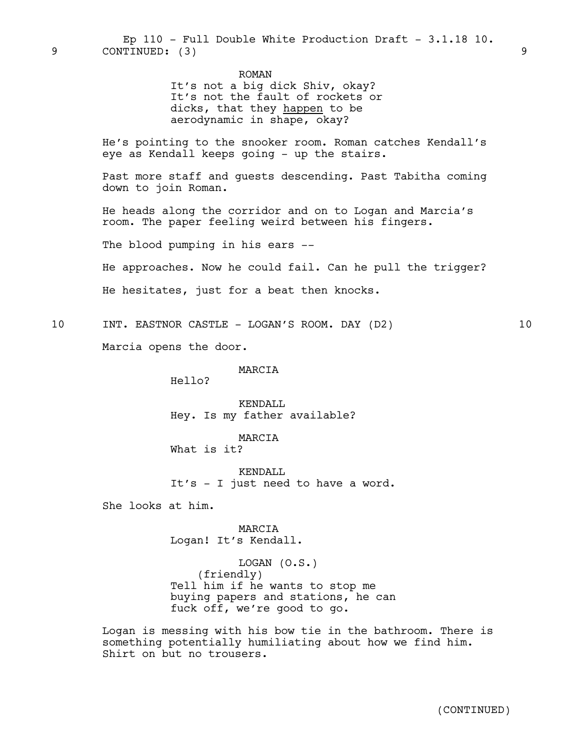9 CONTINUED: (3) 9

ROMAN
It's not a big dick Shiv, okay? It's not the fault of rockets or dicks, that they happen to be aerodynamic in shape, okay?

He's pointing to the snooker room. Roman catches Kendall's eye as Kendall keeps going - up the stairs.

Past more staff and guests descending. Past Tabitha coming down to join Roman.

He heads along the corridor and on to Logan and Marcia's room. The paper feeling weird between his fingers.

The blood pumping in his ears --

He approaches. Now he could fail. Can he pull the trigger?

He hesitates, just for a beat then knocks.

10 INT. EASTNOR CASTLE - LOGAN'S ROOM. DAY (D2) 10

Marcia opens the door.

MARCIA
Hello?

KENDALL
Hey. Is my father available?

MARCIA
What is it?

KENDALL
It's - I just need to have a word.

She looks at him.

MARCIA
Logan! It's Kendall.

LOGAN (O.S.)
(friendly)
Tell him if he wants to stop me buying papers and stations, he can fuck off, we're good to go.

Logan is messing with his bow tie in the bathroom. There is something potentially humiliating about how we find him. Shirt on but no trousers.

(CONTINUED)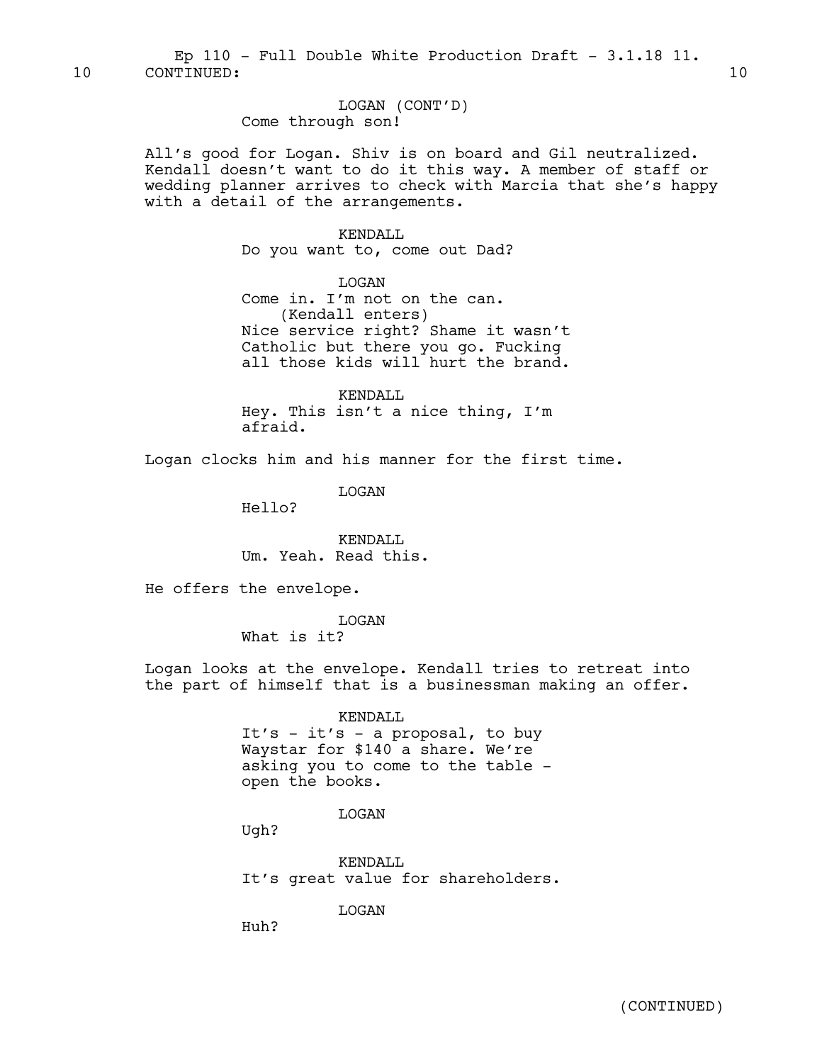10 CONTINUED: 10

LOGAN (CONT'D)
Come through son!

All's good for Logan. Shiv is on board and Gil neutralized. Kendall doesn't want to do it this way. A member of staff or wedding planner arrives to check with Marcia that she's happy with a detail of the arrangements.

KENDALL
Do you want to, come out Dad?

LOGAN
Come in. I'm not on the can.
(Kendall enters)
Nice service right? Shame it wasn't Catholic but there you go. Fucking all those kids will hurt the brand.

KENDALL
Hey. This isn't a nice thing, I'm afraid.

Logan clocks him and his manner for the first time.

LOGAN
Hello?

KENDALL
Um. Yeah. Read this.

He offers the envelope.

LOGAN
What is it?

Logan looks at the envelope. Kendall tries to retreat into the part of himself that is a businessman making an offer.

KENDALL
It's - it's - a proposal, to buy Waystar for $140 a share. We're asking you to come to the table - open the books.

LOGAN
Ugh?

KENDALL
It's great value for shareholders.

LOGAN
Huh?

(CONTINUED)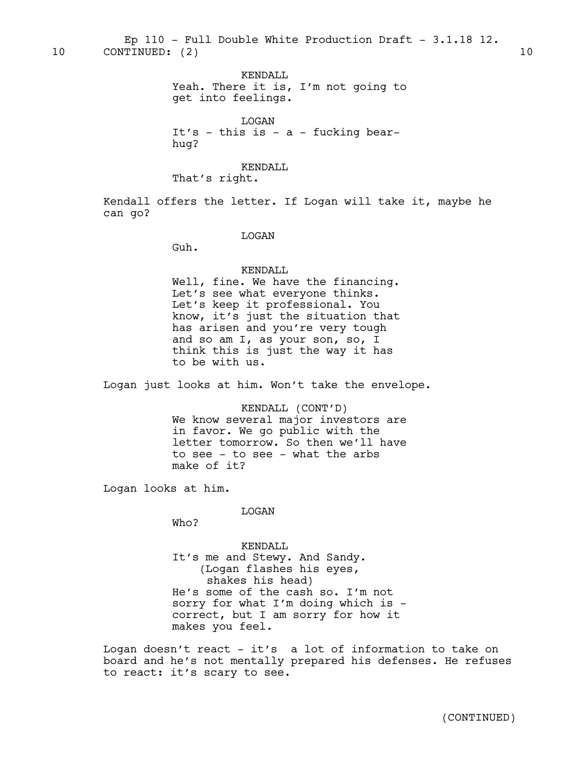10 CONTINUED: (2) 10

KENDALL
Yeah. There it is, I'm not going to get into feelings.

LOGAN
It's - this is - a - fucking bear-hug?

KENDALL
That's right.

Kendall offers the letter. If Logan will take it, maybe he can go?

LOGAN
Guh.

KENDALL
Well, fine. We have the financing. Let's see what everyone thinks. Let's keep it professional. You know, it's just the situation that has arisen and you're very tough and so am I, as your son, so, I think this is just the way it has to be with us.

Logan just looks at him. Won't take the envelope.

KENDALL (CONT'D)
We know several major investors are in favor. We go public with the letter tomorrow. So then we'll have to see - to see - what the arbs make of it?

Logan looks at him.

LOGAN
Who?

KENDALL
It's me and Stewy. And Sandy.
(Logan flashes his eyes, shakes his head)
He's some of the cash so. I'm not sorry for what I'm doing which is - correct, but I am sorry for how it makes you feel.

Logan doesn't react - it's a lot of information to take on board and he's not mentally prepared his defenses. He refuses to react: it's scary to see.

(CONTINUED)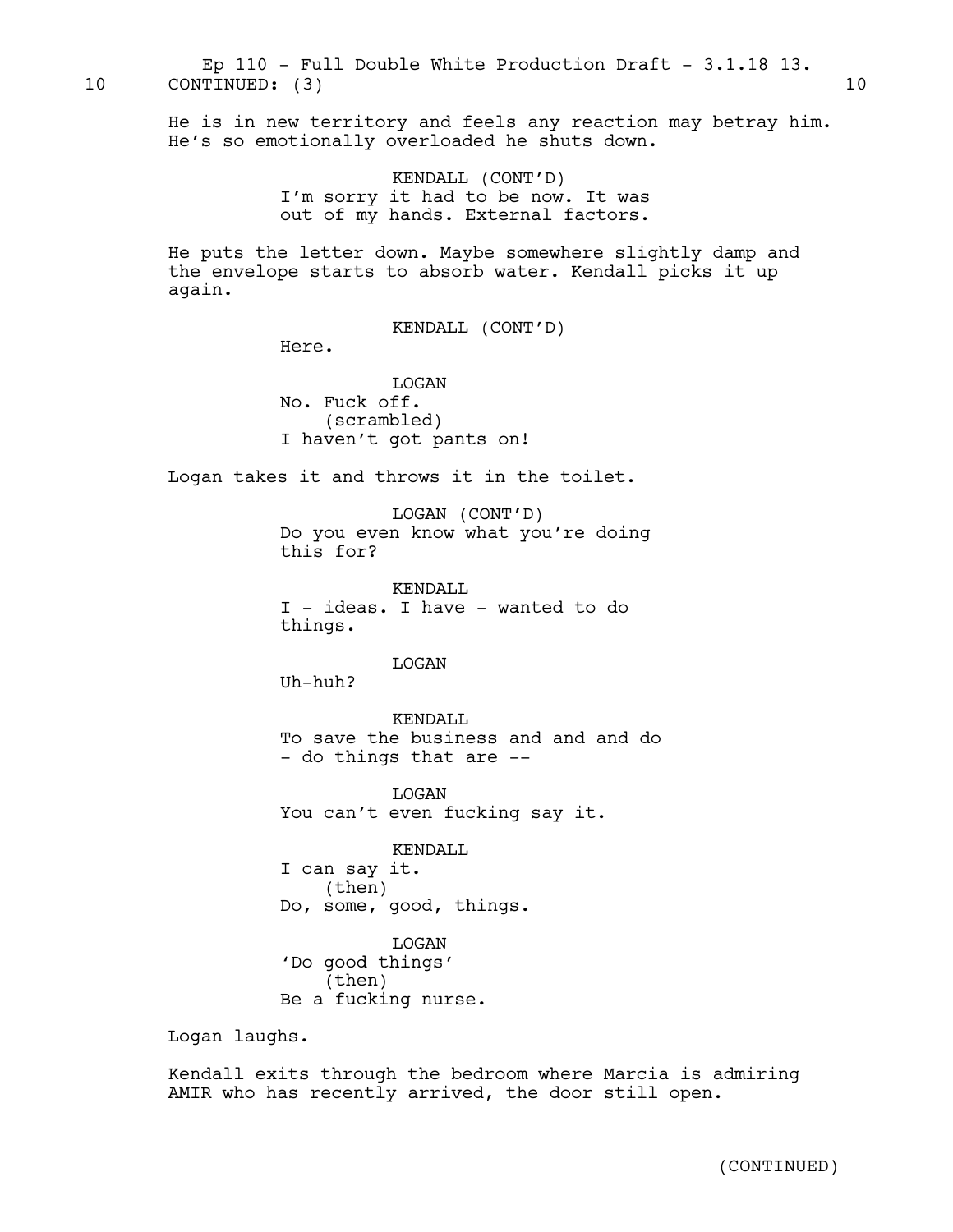10 CONTINUED: (3) 10

He is in new territory and feels any reaction may betray him. He's so emotionally overloaded he shuts down.

KENDALL (CONT'D)
I'm sorry it had to be now. It was out of my hands. External factors.

He puts the letter down. Maybe somewhere slightly damp and the envelope starts to absorb water. Kendall picks it up again.

KENDALL (CONT'D)
Here.

LOGAN
No. Fuck off.
(scrambled)
I haven't got pants on!

Logan takes it and throws it in the toilet.

LOGAN (CONT'D)
Do you even know what you're doing this for?

KENDALL
I - ideas. I have - wanted to do things.

LOGAN
Uh-huh?

KENDALL
To save the business and and and do - do things that are --

LOGAN
You can't even fucking say it.

KENDALL
I can say it.
(then)
Do, some, good, things.

LOGAN
'Do good things'
(then)
Be a fucking nurse.

Logan laughs.

Kendall exits through the bedroom where Marcia is admiring AMIR who has recently arrived, the door still open.

(CONTINUED)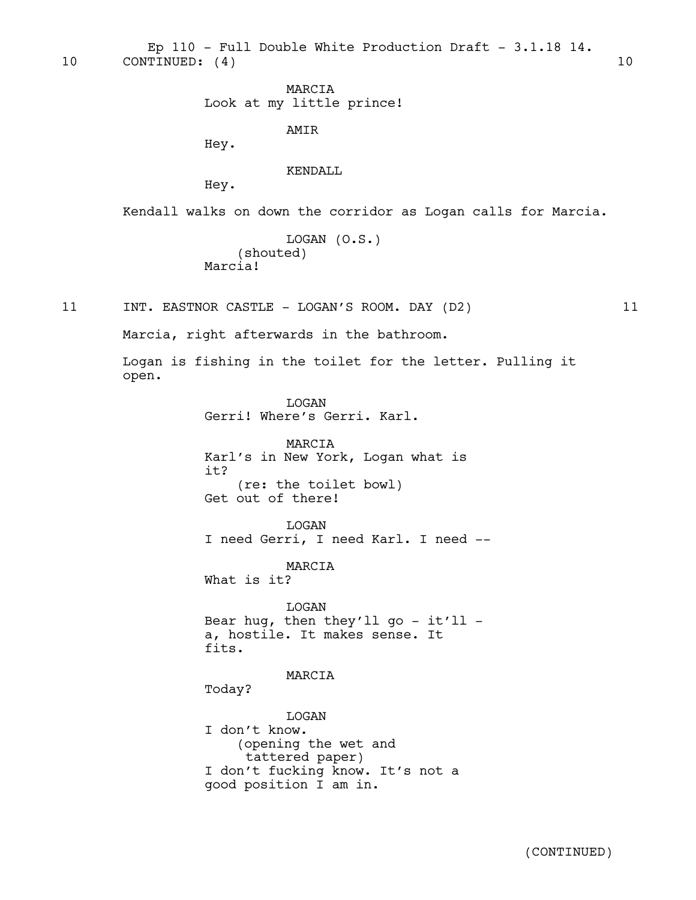10 CONTINUED: (4) 10

MARCIA
Look at my little prince!

AMIR
Hey.

KENDALL
Hey.

Kendall walks on down the corridor as Logan calls for Marcia.

LOGAN (O.S.)
(shouted)
Marcia!

11 INT. EASTNOR CASTLE - LOGAN'S ROOM. DAY (D2) 11

Marcia, right afterwards in the bathroom.

Logan is fishing in the toilet for the letter. Pulling it open.

LOGAN
Gerri! Where's Gerri. Karl.

MARCIA
Karl's in New York, Logan what is it?
(re: the toilet bowl)
Get out of there!

LOGAN
I need Gerri, I need Karl. I need --

MARCIA
What is it?

LOGAN
Bear hug, then they'll go - it'll - a, hostile. It makes sense. It fits.

MARCIA
Today?

LOGAN
I don't know.
(opening the wet and tattered paper)
I don't fucking know. It's not a good position I am in.

(CONTINUED)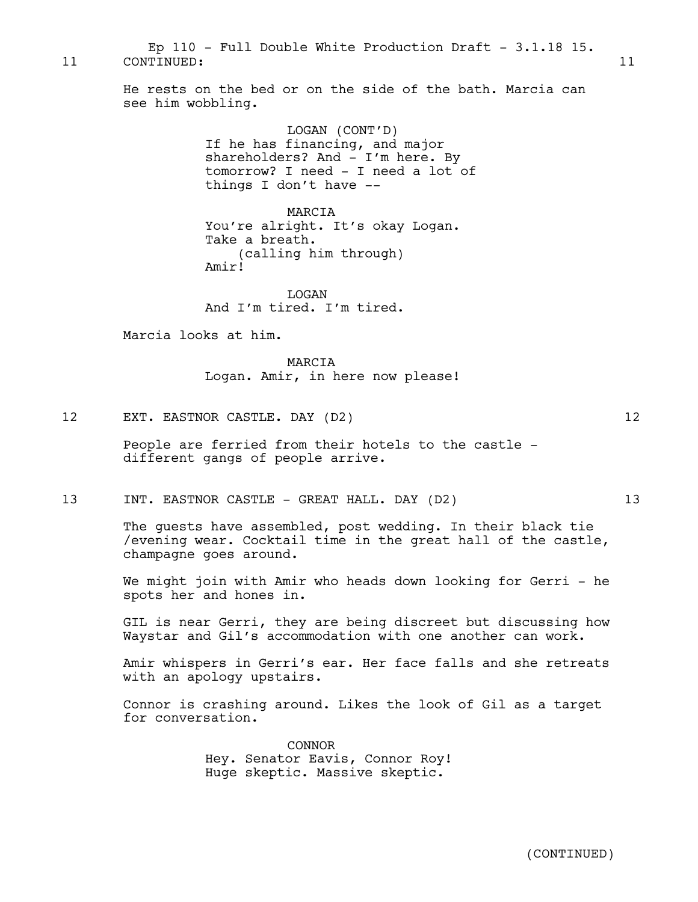11 CONTINUED: 11

He rests on the bed or on the side of the bath. Marcia can see him wobbling.

LOGAN (CONT'D)
If he has financing, and major shareholders? And - I'm here. By tomorrow? I need - I need a lot of things I don't have --

MARCIA
You're alright. It's okay Logan. Take a breath.
(calling him through)
Amir!

LOGAN
And I'm tired. I'm tired.

Marcia looks at him.

MARCIA
Logan. Amir, in here now please!

12 EXT. EASTNOR CASTLE. DAY (D2) 12

People are ferried from their hotels to the castle - different gangs of people arrive.

13 INT. EASTNOR CASTLE - GREAT HALL. DAY (D2) 13

The guests have assembled, post wedding. In their black tie /evening wear. Cocktail time in the great hall of the castle, champagne goes around.

We might join with Amir who heads down looking for Gerri - he spots her and hones in.

GIL is near Gerri, they are being discreet but discussing how Waystar and Gil's accommodation with one another can work.

Amir whispers in Gerri's ear. Her face falls and she retreats with an apology upstairs.

Connor is crashing around. Likes the look of Gil as a target for conversation.

CONNOR
Hey. Senator Eavis, Connor Roy! Huge skeptic. Massive skeptic.

(CONTINUED)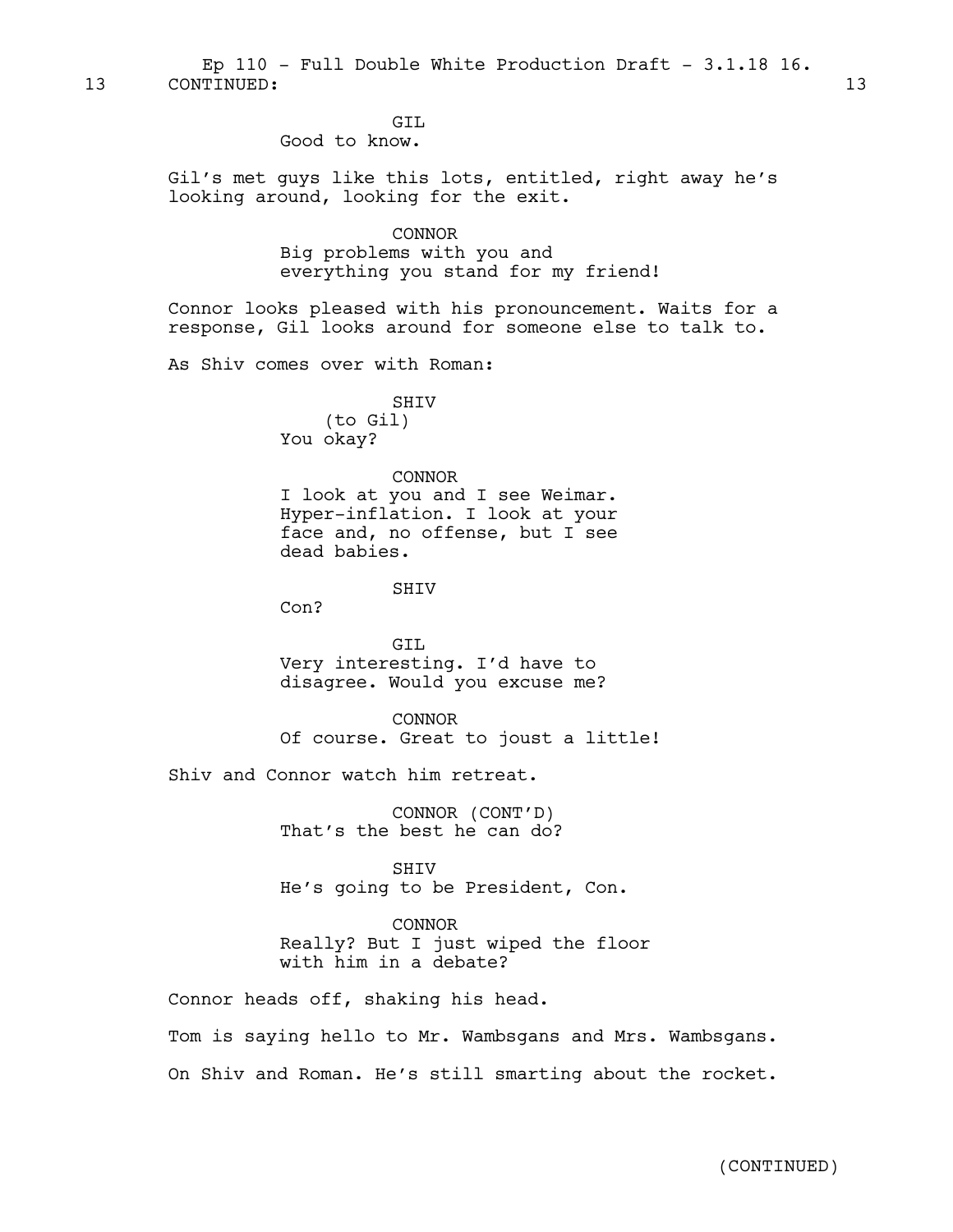GIL
Good to know.

Gil's met guys like this lots, entitled, right away he's looking around, looking for the exit.

CONNOR
Big problems with you and everything you stand for my friend!

Connor looks pleased with his pronouncement. Waits for a response, Gil looks around for someone else to talk to.

As Shiv comes over with Roman:

SHIV
(to Gil)
You okay?

CONNOR
I look at you and I see Weimar. Hyper-inflation. I look at your face and, no offense, but I see dead babies.

SHIV
Con?

GIL
Very interesting. I'd have to disagree. Would you excuse me?

CONNOR
Of course. Great to joust a little!

Shiv and Connor watch him retreat.

CONNOR (CONT'D)
That's the best he can do?

SHIV
He's going to be President, Con.

CONNOR
Really? But I just wiped the floor with him in a debate?

Connor heads off, shaking his head.

Tom is saying hello to Mr. Wambsgans and Mrs. Wambsgans.

On Shiv and Roman. He's still smarting about the rocket.

(CONTINUED)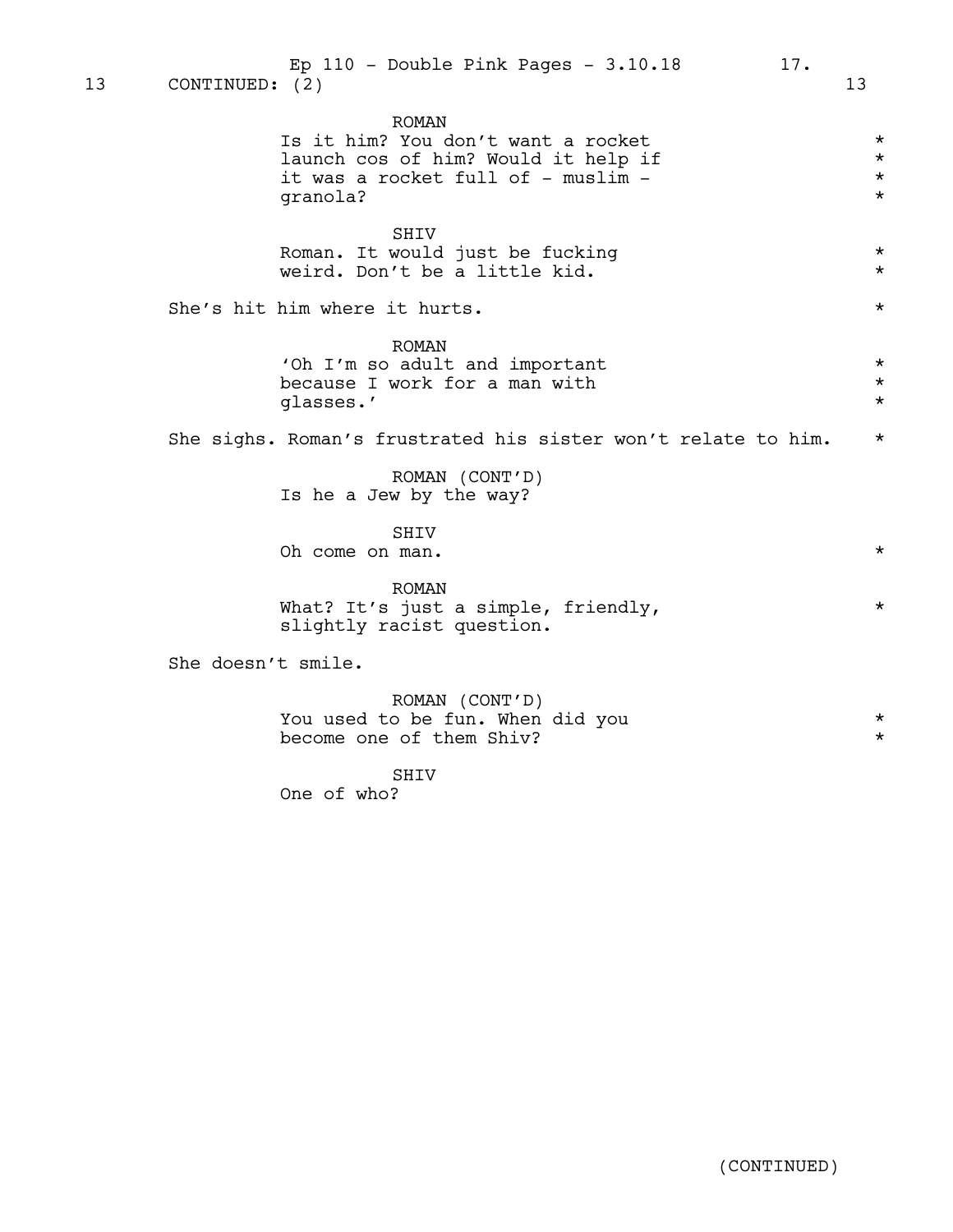13 CONTINUED: (2) 13

ROMAN
Is it him? You don't want a rocket launch cos of him? Would it help if it was a rocket full of - muslim - granola?

SHIV
Roman. It would just be fucking weird. Don't be a little kid.

She's hit him where it hurts.

ROMAN
'Oh I'm so adult and important because I work for a man with glasses.'

She sighs. Roman's frustrated his sister won't relate to him.

ROMAN (CONT'D)
Is he a Jew by the way?

SHIV
Oh come on man.

ROMAN
What? It's just a simple, friendly, slightly racist question.

She doesn't smile.

ROMAN (CONT'D)
You used to be fun. When did you become one of them Shiv?

SHIV
One of who?

(CONTINUED)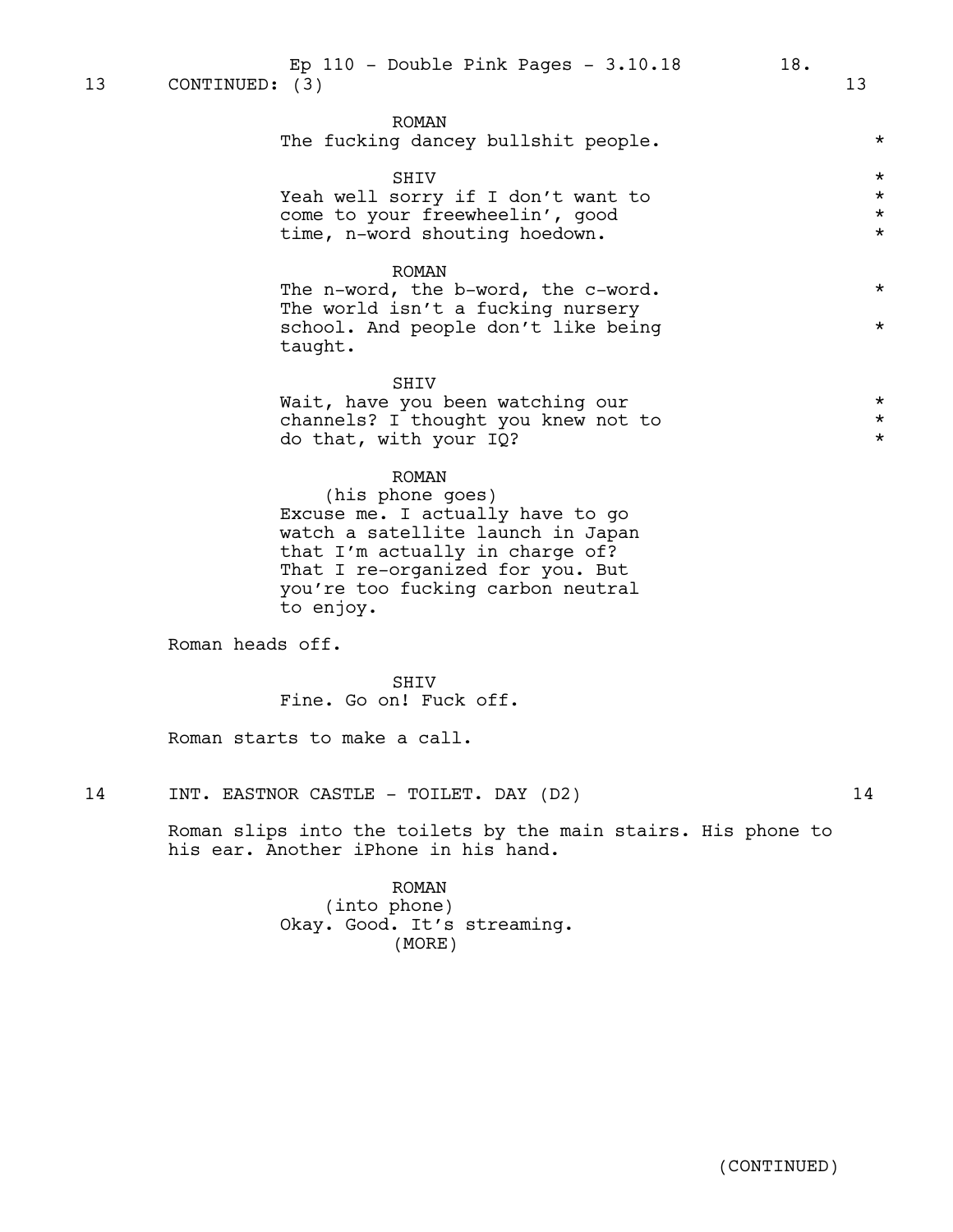13 CONTINUED: (3) 13

ROMAN
The fucking dancey bullshit people. *

SHIV
Yeah well sorry if I don't want to come to your freewheelin', good time, n-word shouting hoedown. *

ROMAN
The n-word, the b-word, the c-word. The world isn't a fucking nursery school. And people don't like being taught. *

SHIV
Wait, have you been watching our channels? I thought you knew not to do that, with your IQ? *

ROMAN
(his phone goes)
Excuse me. I actually have to go watch a satellite launch in Japan that I'm actually in charge of? That I re-organized for you. But you're too fucking carbon neutral to enjoy.

Roman heads off.

SHIV
Fine. Go on! Fuck off.

Roman starts to make a call.

14 INT. EASTNOR CASTLE - TOILET. DAY (D2) 14

Roman slips into the toilets by the main stairs. His phone to his ear. Another iPhone in his hand.

ROMAN
(into phone)
Okay. Good. It's streaming.
(MORE)

(CONTINUED)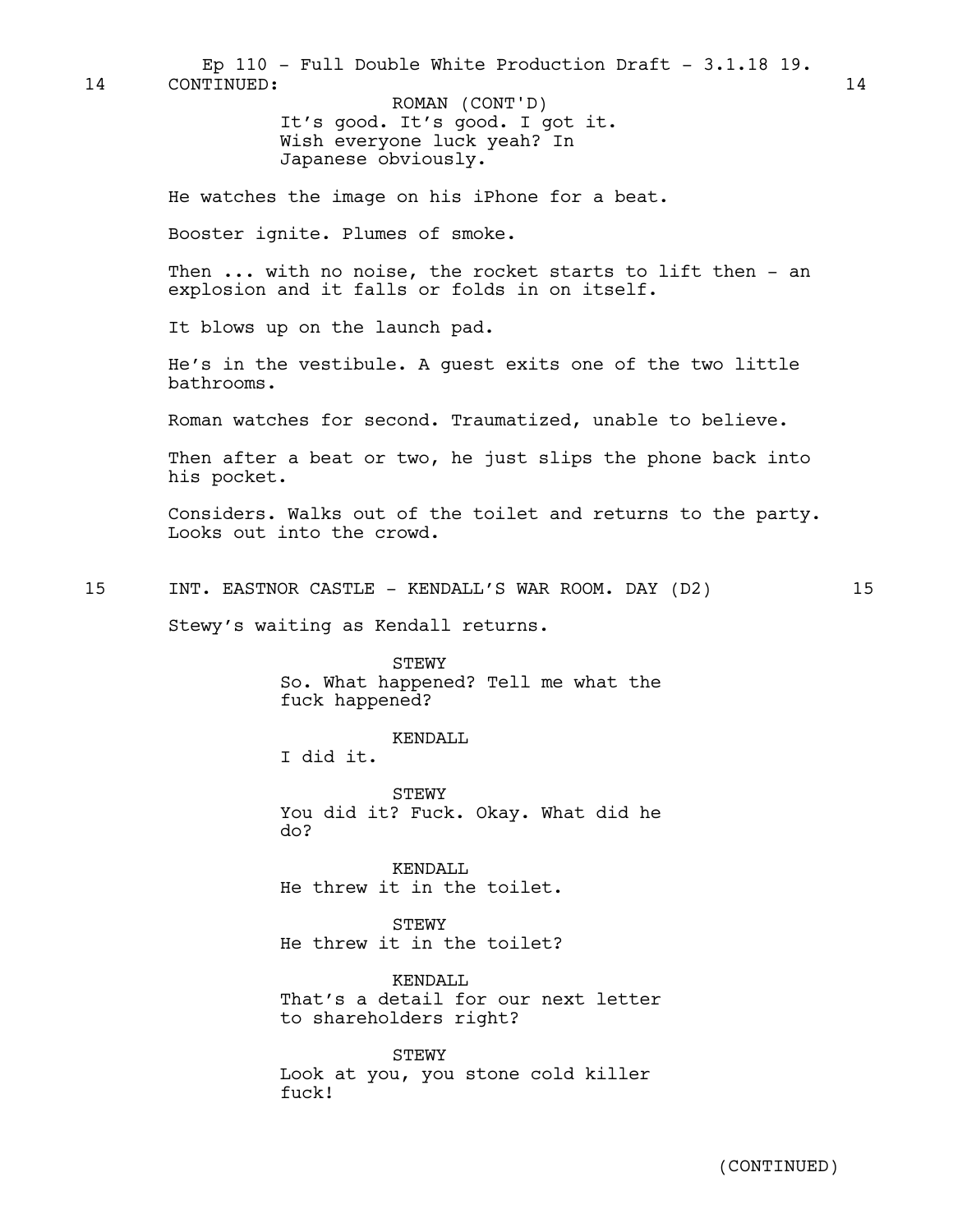14 CONTINUED: 14

ROMAN (CONT'D)
It's good. It's good. I got it.
Wish everyone luck yeah? In
Japanese obviously.

He watches the image on his iPhone for a beat.

Booster ignite. Plumes of smoke.

Then ... with no noise, the rocket starts to lift then - an explosion and it falls or folds in on itself.

It blows up on the launch pad.

He's in the vestibule. A guest exits one of the two little bathrooms.

Roman watches for second. Traumatized, unable to believe.

Then after a beat or two, he just slips the phone back into his pocket.

Considers. Walks out of the toilet and returns to the party. Looks out into the crowd.

15 INT. EASTNOR CASTLE - KENDALL'S WAR ROOM. DAY (D2) 15

Stewy's waiting as Kendall returns.

STEWY
So. What happened? Tell me what the
fuck happened?

KENDALL
I did it.

STEWY
You did it? Fuck. Okay. What did he
do?

KENDALL
He threw it in the toilet.

STEWY
He threw it in the toilet?

KENDALL
That's a detail for our next letter
to shareholders right?

STEWY
Look at you, you stone cold killer
fuck!

(CONTINUED)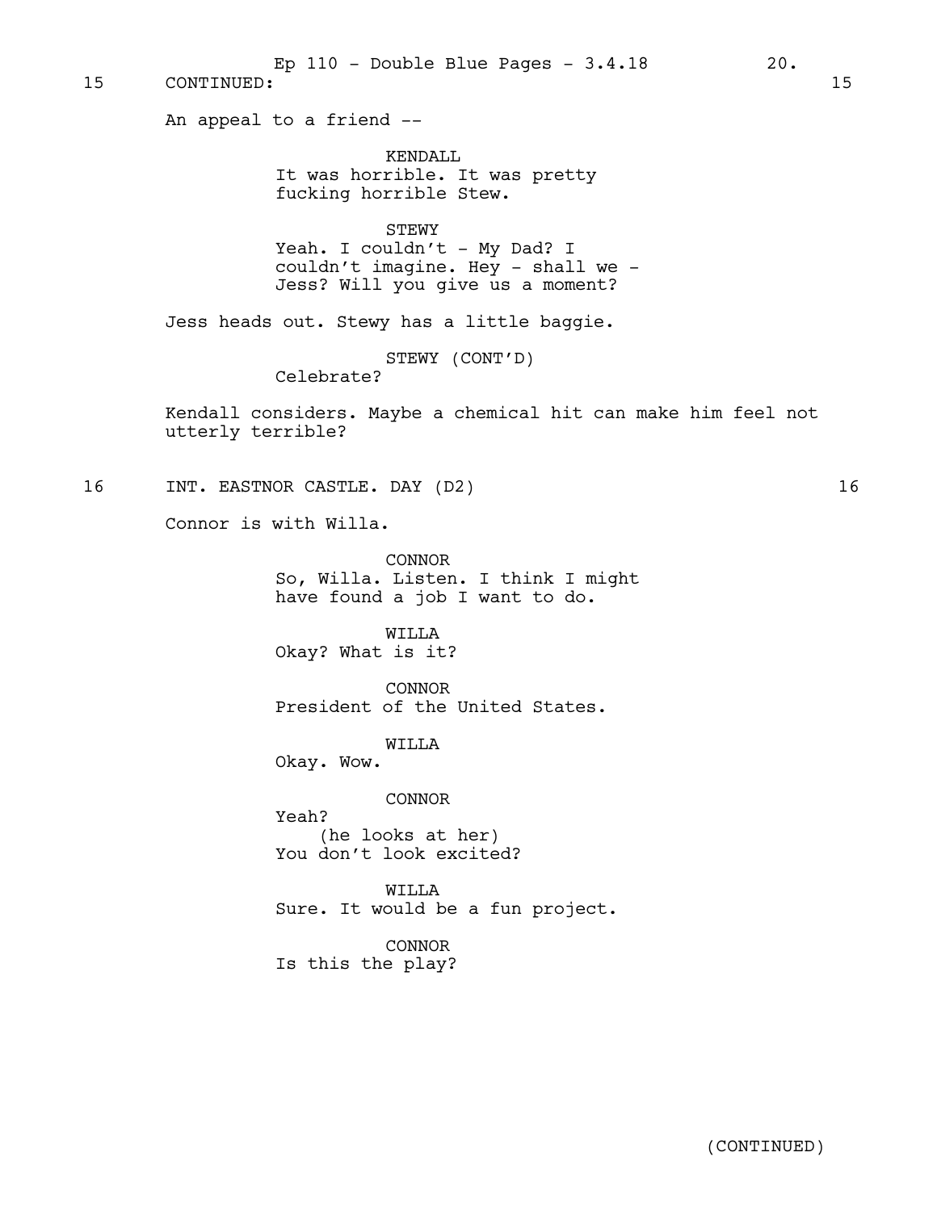15 CONTINUED: 15

An appeal to a friend --

KENDALL
It was horrible. It was pretty fucking horrible Stew.

STEWY
Yeah. I couldn't - My Dad? I couldn't imagine. Hey - shall we - Jess? Will you give us a moment?

Jess heads out. Stewy has a little baggie.

STEWY (CONT'D)
Celebrate?

Kendall considers. Maybe a chemical hit can make him feel not utterly terrible?

16 INT. EASTNOR CASTLE. DAY (D2) 16

Connor is with Willa.

CONNOR
So, Willa. Listen. I think I might have found a job I want to do.

WILLA
Okay? What is it?

CONNOR
President of the United States.

WILLA
Okay. Wow.

CONNOR
Yeah?
(he looks at her)
You don't look excited?

WILLA
Sure. It would be a fun project.

CONNOR
Is this the play?

(CONTINUED)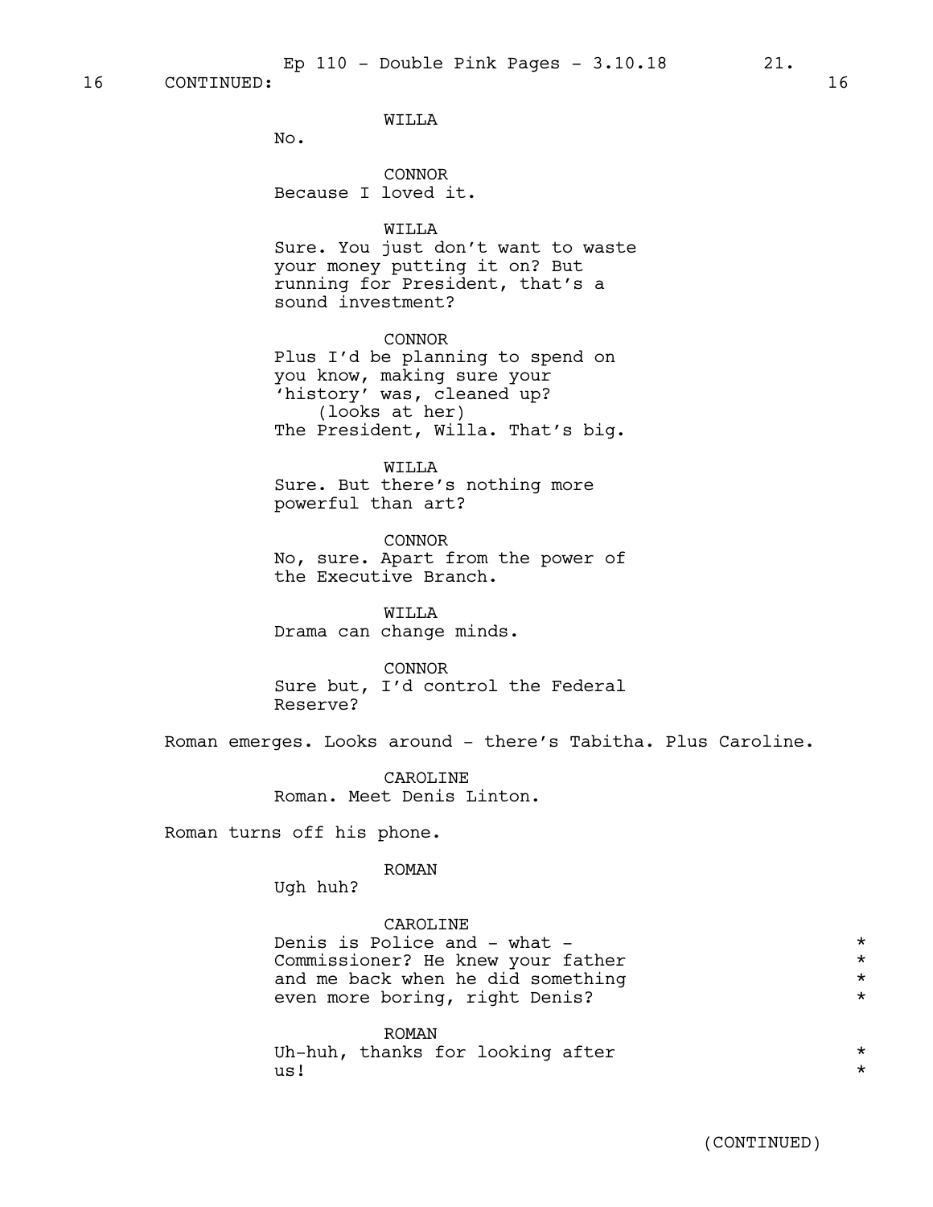16 CONTINUED: 16

WILLA
No.

CONNOR
Because I loved it.

WILLA
Sure. You just don't want to waste your money putting it on? But running for President, that's a sound investment?

CONNOR
Plus I'd be planning to spend on you know, making sure your 'history' was, cleaned up?
(looks at her)
The President, Willa. That's big.

WILLA
Sure. But there's nothing more powerful than art?

CONNOR
No, sure. Apart from the power of the Executive Branch.

WILLA
Drama can change minds.

CONNOR
Sure but, I'd control the Federal Reserve?

Roman emerges. Looks around - there's Tabitha. Plus Caroline.

CAROLINE
Roman. Meet Denis Linton.

Roman turns off his phone.

ROMAN
Ugh huh?

CAROLINE
Denis is Police and - what - Commissioner? He knew your father and me back when he did something even more boring, right Denis? *

ROMAN
Uh-huh, thanks for looking after us! *

(CONTINUED)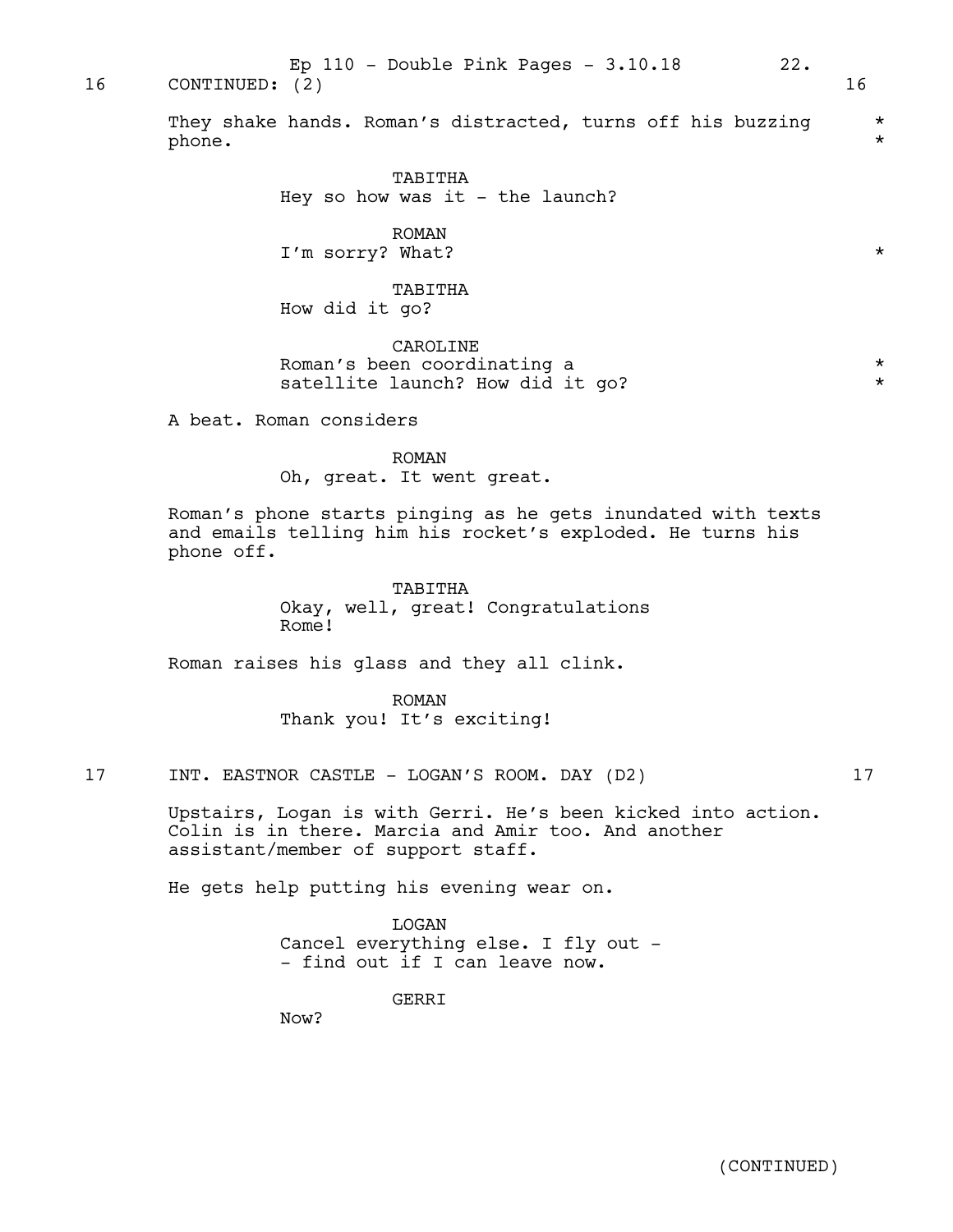16 CONTINUED: (2) 16

They shake hands. Roman's distracted, turns off his buzzing phone. *

TABITHA
Hey so how was it - the launch?

ROMAN
I'm sorry? What? *

TABITHA
How did it go?

CAROLINE
Roman's been coordinating a satellite launch? How did it go? *

A beat. Roman considers

ROMAN
Oh, great. It went great.

Roman's phone starts pinging as he gets inundated with texts and emails telling him his rocket's exploded. He turns his phone off.

TABITHA
Okay, well, great! Congratulations Rome!

Roman raises his glass and they all clink.

ROMAN
Thank you! It's exciting!

17 INT. EASTNOR CASTLE - LOGAN'S ROOM. DAY (D2) 17

Upstairs, Logan is with Gerri. He's been kicked into action. Colin is in there. Marcia and Amir too. And another assistant/member of support staff.

He gets help putting his evening wear on.

LOGAN
Cancel everything else. I fly out -
- find out if I can leave now.

GERRI
Now?

(CONTINUED)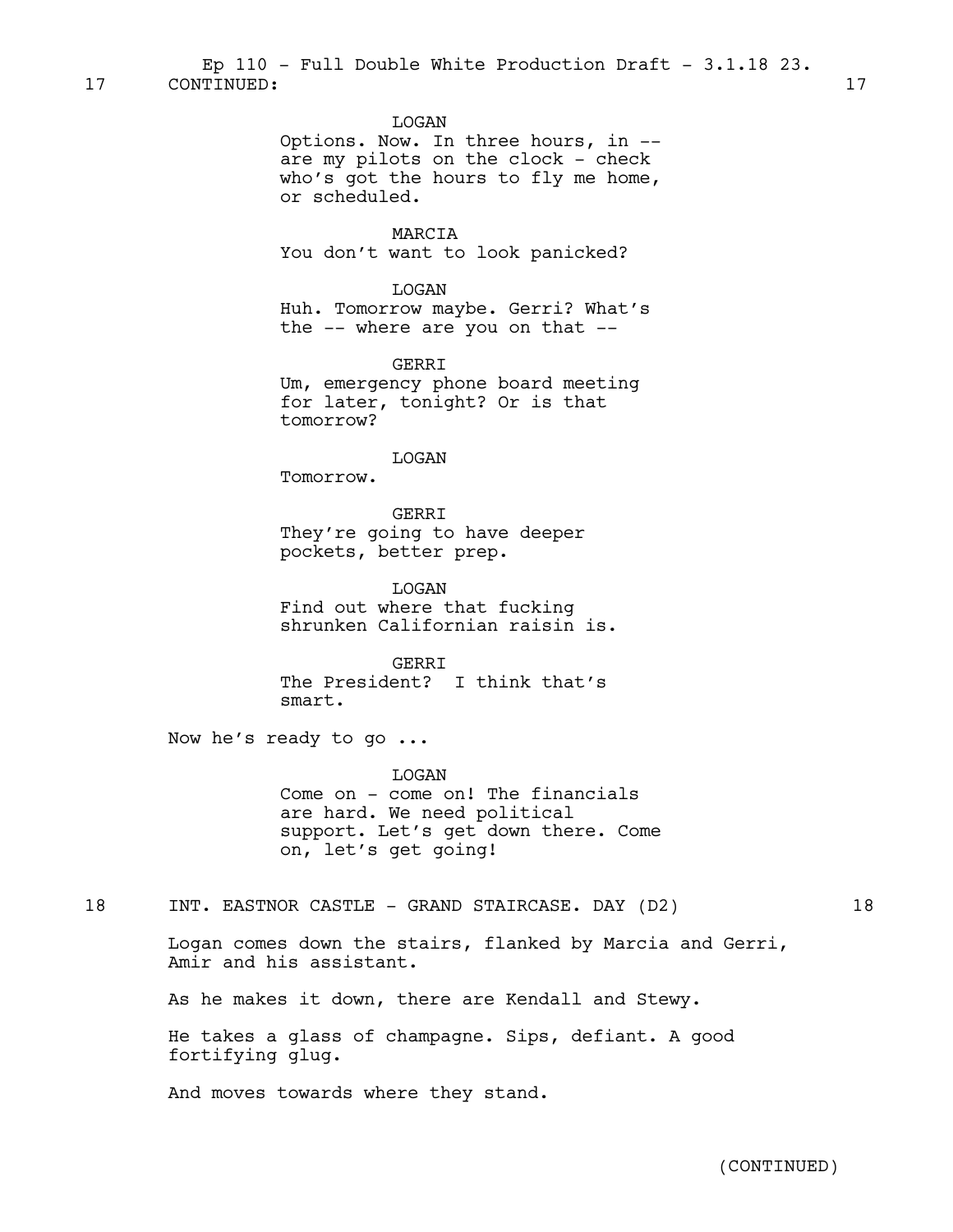17 CONTINUED: 17

LOGAN
Options. Now. In three hours, in -- are my pilots on the clock - check who's got the hours to fly me home, or scheduled.

MARCIA
You don't want to look panicked?

LOGAN
Huh. Tomorrow maybe. Gerri? What's the -- where are you on that --

GERRI
Um, emergency phone board meeting for later, tonight? Or is that tomorrow?

LOGAN
Tomorrow.

GERRI
They're going to have deeper pockets, better prep.

LOGAN
Find out where that fucking shrunken Californian raisin is.

GERRI
The President? I think that's smart.

Now he's ready to go ...

LOGAN
Come on - come on! The financials are hard. We need political support. Let's get down there. Come on, let's get going!

18 INT. EASTNOR CASTLE - GRAND STAIRCASE. DAY (D2) 18

Logan comes down the stairs, flanked by Marcia and Gerri, Amir and his assistant.

As he makes it down, there are Kendall and Stewy.

He takes a glass of champagne. Sips, defiant. A good fortifying glug.

And moves towards where they stand.

(CONTINUED)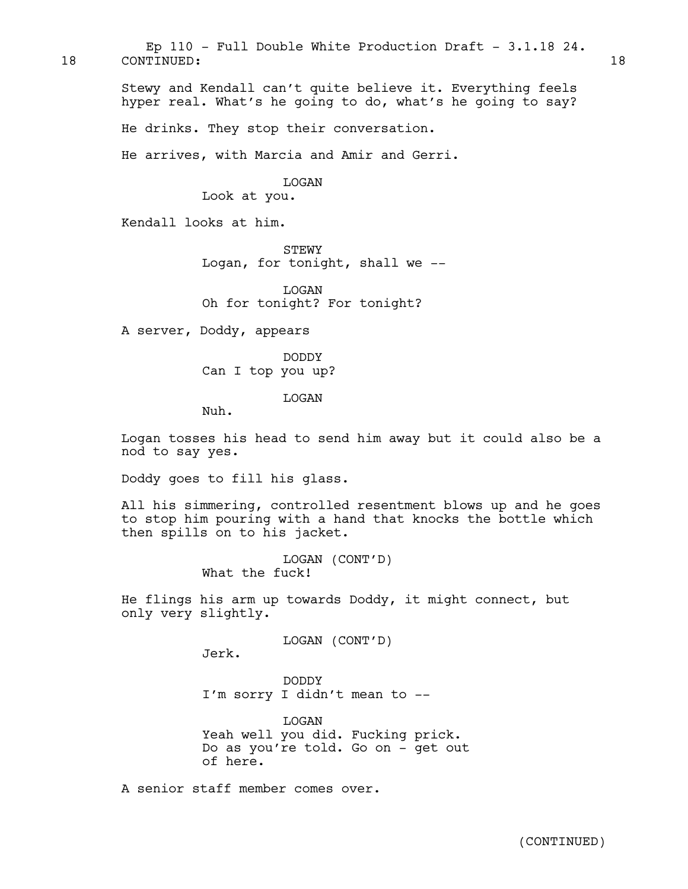18 CONTINUED: 18

Stewy and Kendall can't quite believe it. Everything feels hyper real. What's he going to do, what's he going to say?

He drinks. They stop their conversation.

He arrives, with Marcia and Amir and Gerri.

LOGAN
Look at you.

Kendall looks at him.

STEWY
Logan, for tonight, shall we --

LOGAN
Oh for tonight? For tonight?

A server, Doddy, appears

DODDY
Can I top you up?

LOGAN
Nuh.

Logan tosses his head to send him away but it could also be a nod to say yes.

Doddy goes to fill his glass.

All his simmering, controlled resentment blows up and he goes to stop him pouring with a hand that knocks the bottle which then spills on to his jacket.

LOGAN (CONT'D)
What the fuck!

He flings his arm up towards Doddy, it might connect, but only very slightly.

LOGAN (CONT'D)
Jerk.

DODDY
I'm sorry I didn't mean to --

LOGAN
Yeah well you did. Fucking prick. Do as you're told. Go on - get out of here.

A senior staff member comes over.

(CONTINUED)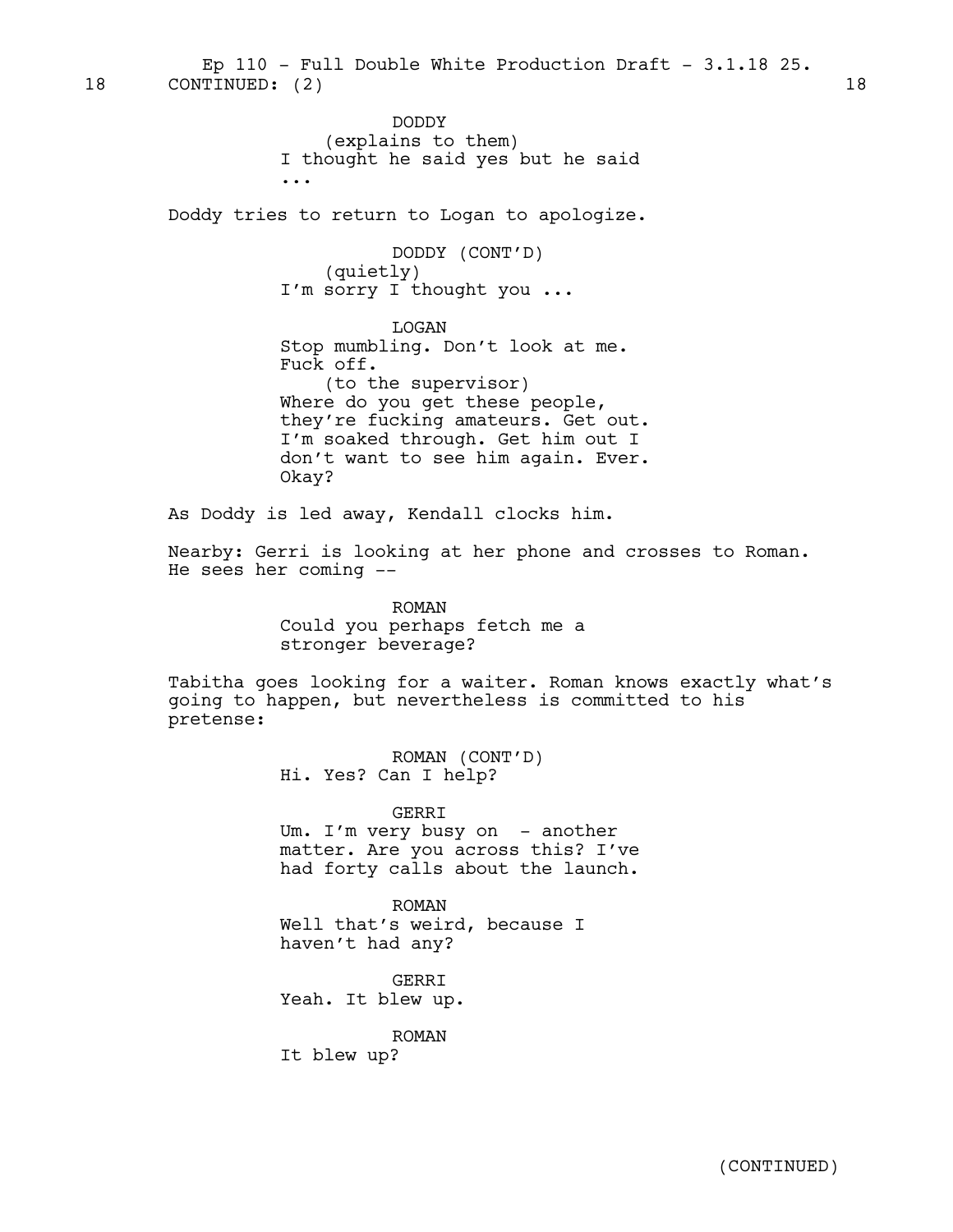18 CONTINUED: (2) 18

DODDY
(explains to them)
I thought he said yes but he said
...

Doddy tries to return to Logan to apologize.

DODDY (CONT'D)
(quietly)
I'm sorry I thought you ...

LOGAN
Stop mumbling. Don't look at me.
Fuck off.
(to the supervisor)
Where do you get these people,
they're fucking amateurs. Get out.
I'm soaked through. Get him out I
don't want to see him again. Ever.
Okay?

As Doddy is led away, Kendall clocks him.

Nearby: Gerri is looking at her phone and crosses to Roman.
He sees her coming --

ROMAN
Could you perhaps fetch me a
stronger beverage?

Tabitha goes looking for a waiter. Roman knows exactly what's
going to happen, but nevertheless is committed to his
pretense:

ROMAN (CONT'D)
Hi. Yes? Can I help?

GERRI
Um. I'm very busy on - another
matter. Are you across this? I've
had forty calls about the launch.

ROMAN
Well that's weird, because I
haven't had any?

GERRI
Yeah. It blew up.

ROMAN
It blew up?

(CONTINUED)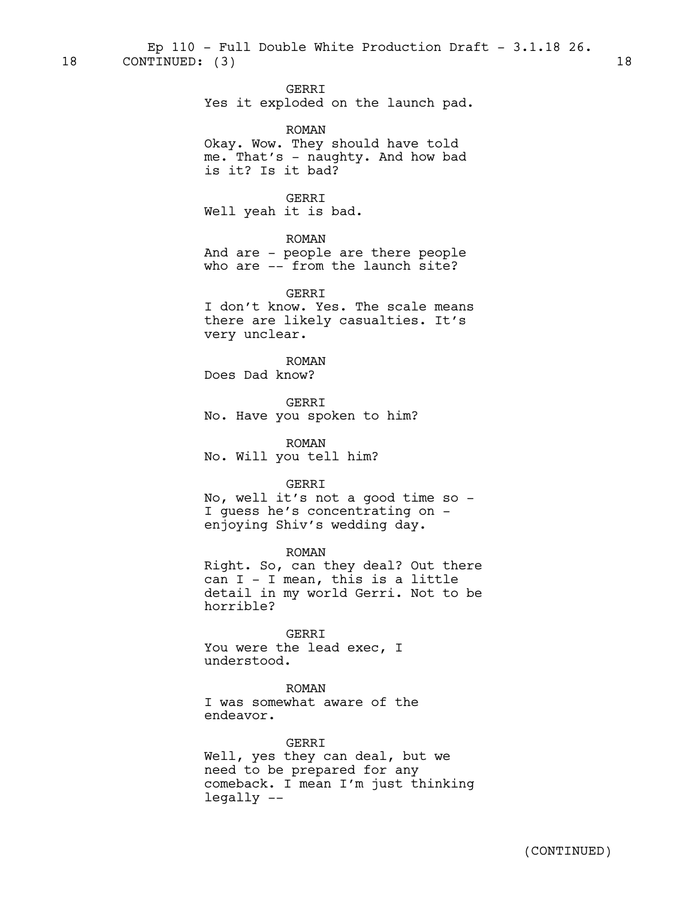18 CONTINUED: (3) 18

GERRI
Yes it exploded on the launch pad.

ROMAN
Okay. Wow. They should have told me. That's - naughty. And how bad is it? Is it bad?

GERRI
Well yeah it is bad.

ROMAN
And are - people are there people who are -- from the launch site?

GERRI
I don't know. Yes. The scale means there are likely casualties. It's very unclear.

ROMAN
Does Dad know?

GERRI
No. Have you spoken to him?

ROMAN
No. Will you tell him?

GERRI
No, well it's not a good time so - I guess he's concentrating on - enjoying Shiv's wedding day.

ROMAN
Right. So, can they deal? Out there can I - I mean, this is a little detail in my world Gerri. Not to be horrible?

GERRI
You were the lead exec, I understood.

ROMAN
I was somewhat aware of the endeavor.

GERRI
Well, yes they can deal, but we need to be prepared for any comeback. I mean I'm just thinking legally --

(CONTINUED)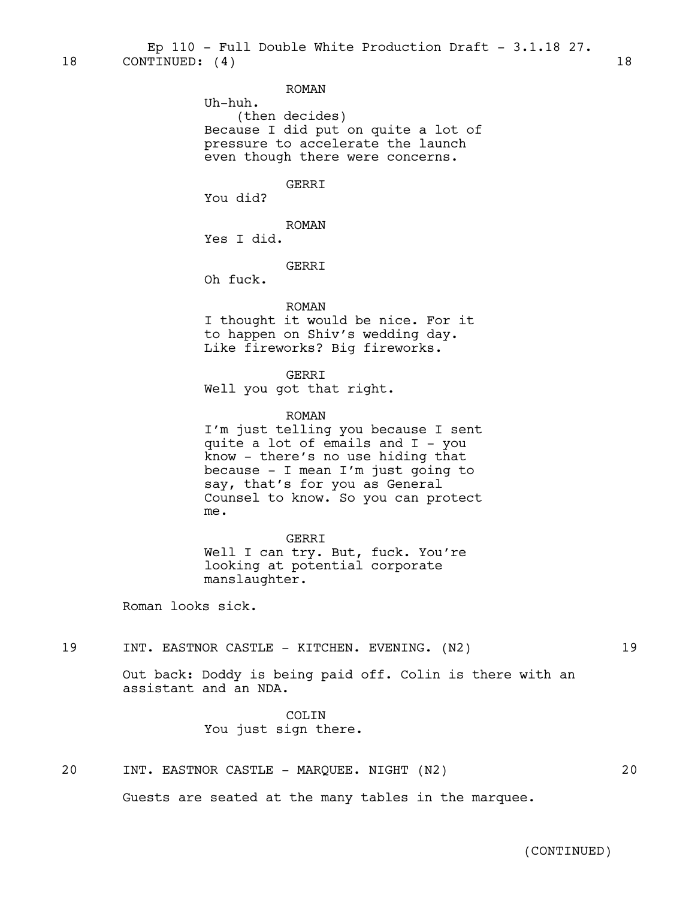18 CONTINUED: (4) 18

ROMAN
Uh-huh.
(then decides)
Because I did put on quite a lot of pressure to accelerate the launch even though there were concerns.

GERRI
You did?

ROMAN
Yes I did.

GERRI
Oh fuck.

ROMAN
I thought it would be nice. For it to happen on Shiv's wedding day. Like fireworks? Big fireworks.

GERRI
Well you got that right.

ROMAN
I'm just telling you because I sent quite a lot of emails and I - you know - there's no use hiding that because - I mean I'm just going to say, that's for you as General Counsel to know. So you can protect me.

GERRI
Well I can try. But, fuck. You're looking at potential corporate manslaughter.

Roman looks sick.

19 INT. EASTNOR CASTLE - KITCHEN. EVENING. (N2) 19

Out back: Doddy is being paid off. Colin is there with an assistant and an NDA.

COLIN
You just sign there.

20 INT. EASTNOR CASTLE - MARQUEE. NIGHT (N2) 20

Guests are seated at the many tables in the marquee.

(CONTINUED)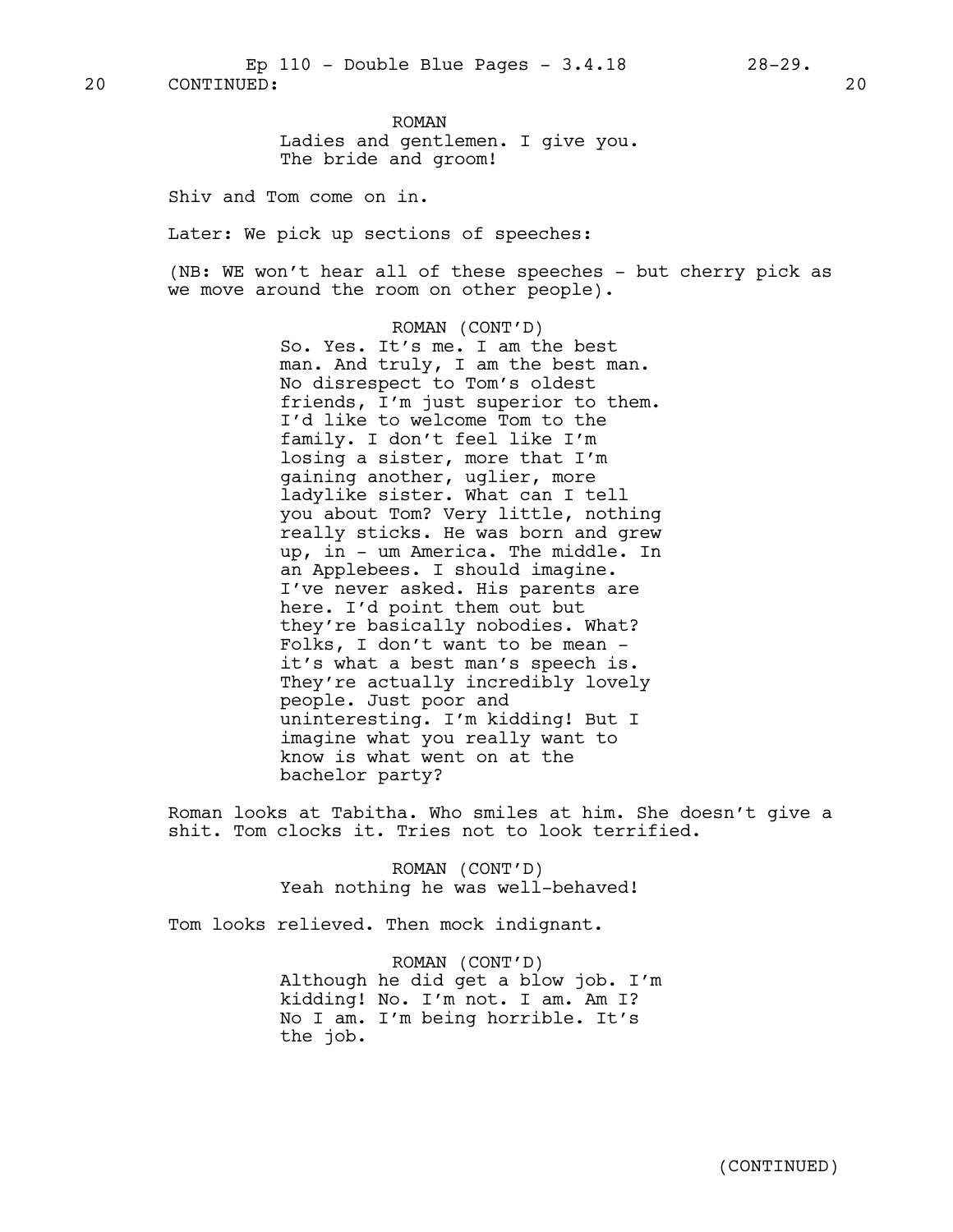20 CONTINUED: 20

ROMAN
Ladies and gentlemen. I give you. The bride and groom!

Shiv and Tom come on in.

Later: We pick up sections of speeches:

(NB: WE won't hear all of these speeches - but cherry pick as we move around the room on other people).

ROMAN (CONT'D)
So. Yes. It's me. I am the best man. And truly, I am the best man. No disrespect to Tom's oldest friends, I'm just superior to them. I'd like to welcome Tom to the family. I don't feel like I'm losing a sister, more that I'm gaining another, uglier, more ladylike sister. What can I tell you about Tom? Very little, nothing really sticks. He was born and grew up, in - um America. The middle. In an Applebees. I should imagine. I've never asked. His parents are here. I'd point them out but they're basically nobodies. What? Folks, I don't want to be mean - it's what a best man's speech is. They're actually incredibly lovely people. Just poor and uninteresting. I'm kidding! But I imagine what you really want to know is what went on at the bachelor party?

Roman looks at Tabitha. Who smiles at him. She doesn't give a shit. Tom clocks it. Tries not to look terrified.

ROMAN (CONT'D)
Yeah nothing he was well-behaved!

Tom looks relieved. Then mock indignant.

ROMAN (CONT'D)
Although he did get a blow job. I'm kidding! No. I'm not. I am. Am I? No I am. I'm being horrible. It's the job.

(CONTINUED)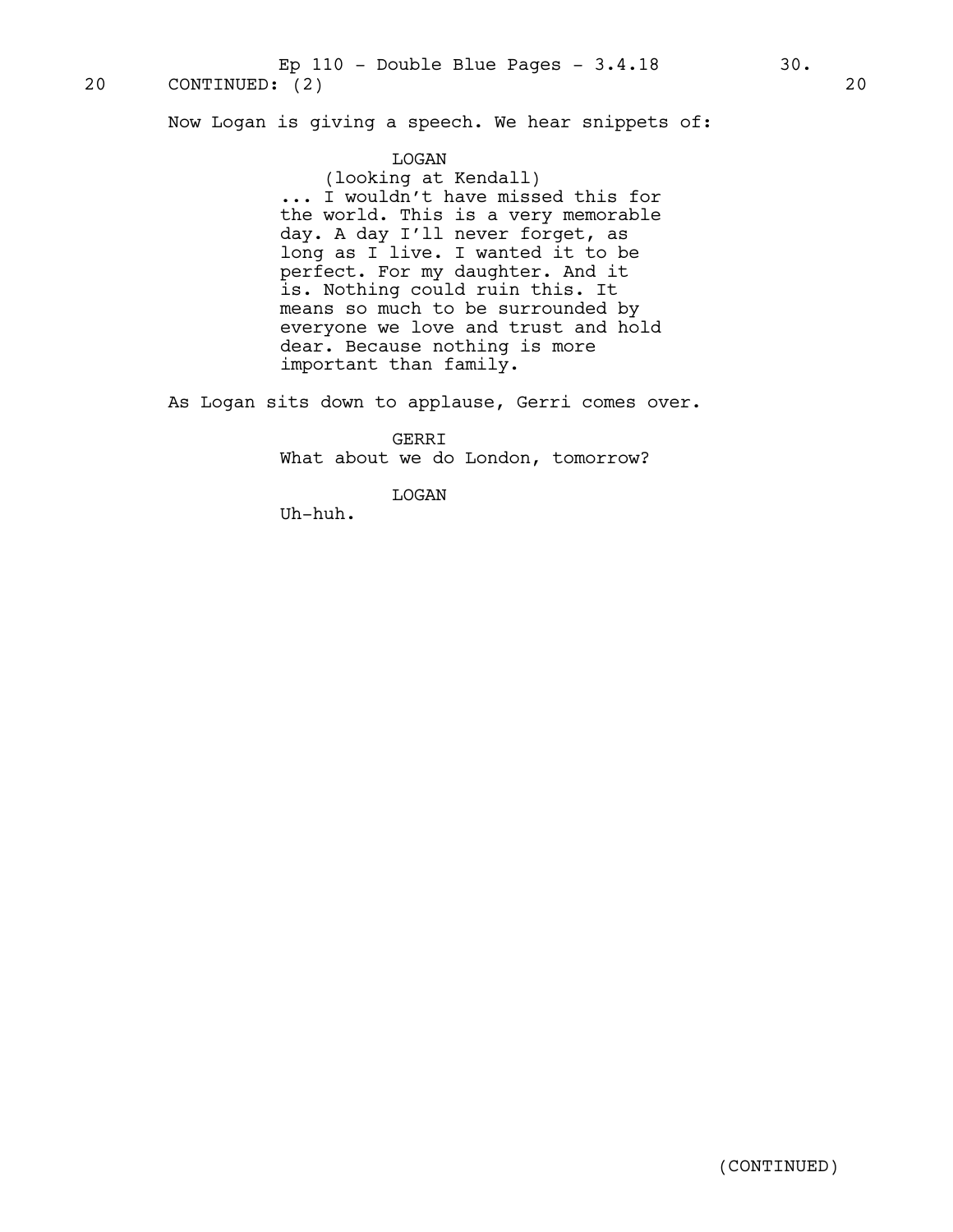20 CONTINUED: (2) 20

Now Logan is giving a speech. We hear snippets of:

LOGAN
(looking at Kendall)
... I wouldn't have missed this for the world. This is a very memorable day. A day I'll never forget, as long as I live. I wanted it to be perfect. For my daughter. And it is. Nothing could ruin this. It means so much to be surrounded by everyone we love and trust and hold dear. Because nothing is more important than family.

As Logan sits down to applause, Gerri comes over.

GERRI
What about we do London, tomorrow?

LOGAN
Uh-huh.

(CONTINUED)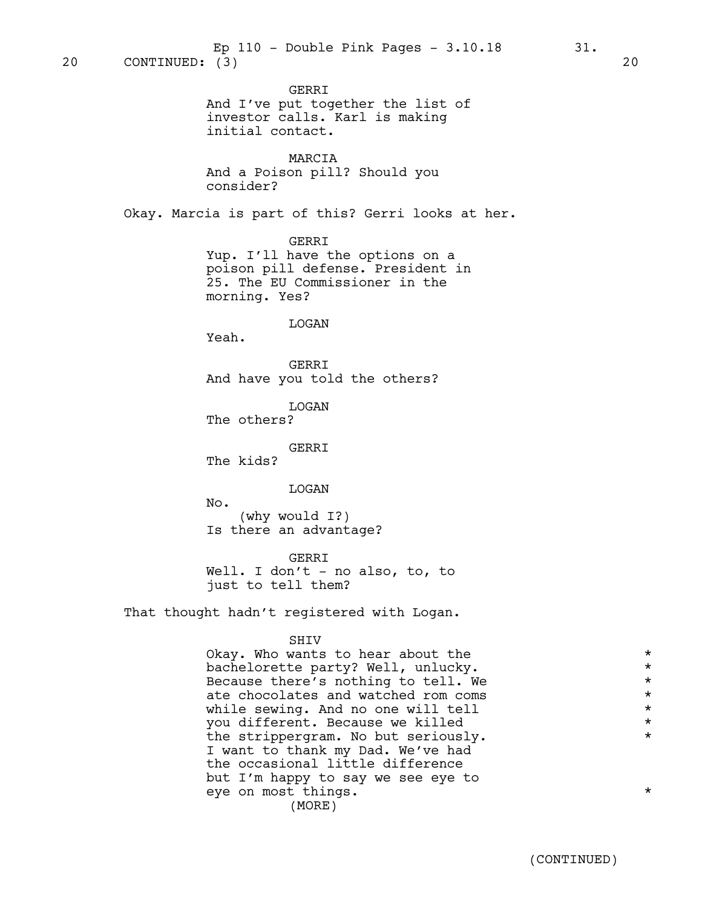20 CONTINUED: (3) 20

GERRI
And I've put together the list of investor calls. Karl is making initial contact.

MARCIA
And a Poison pill? Should you consider?

Okay. Marcia is part of this? Gerri looks at her.

GERRI
Yup. I'll have the options on a poison pill defense. President in 25. The EU Commissioner in the morning. Yes?

LOGAN
Yeah.

GERRI
And have you told the others?

LOGAN
The others?

GERRI
The kids?

LOGAN
No.
(why would I?)
Is there an advantage?

GERRI
Well. I don't - no also, to, to just to tell them?

That thought hadn't registered with Logan.

SHIV
Okay. Who wants to hear about the bachelorette party? Well, unlucky. Because there's nothing to tell. We ate chocolates and watched rom coms while sewing. And no one will tell you different. Because we killed the strippergram. No but seriously. I want to thank my Dad. We've had the occasional little difference but I'm happy to say we see eye to eye on most things. *
(MORE)

(CONTINUED)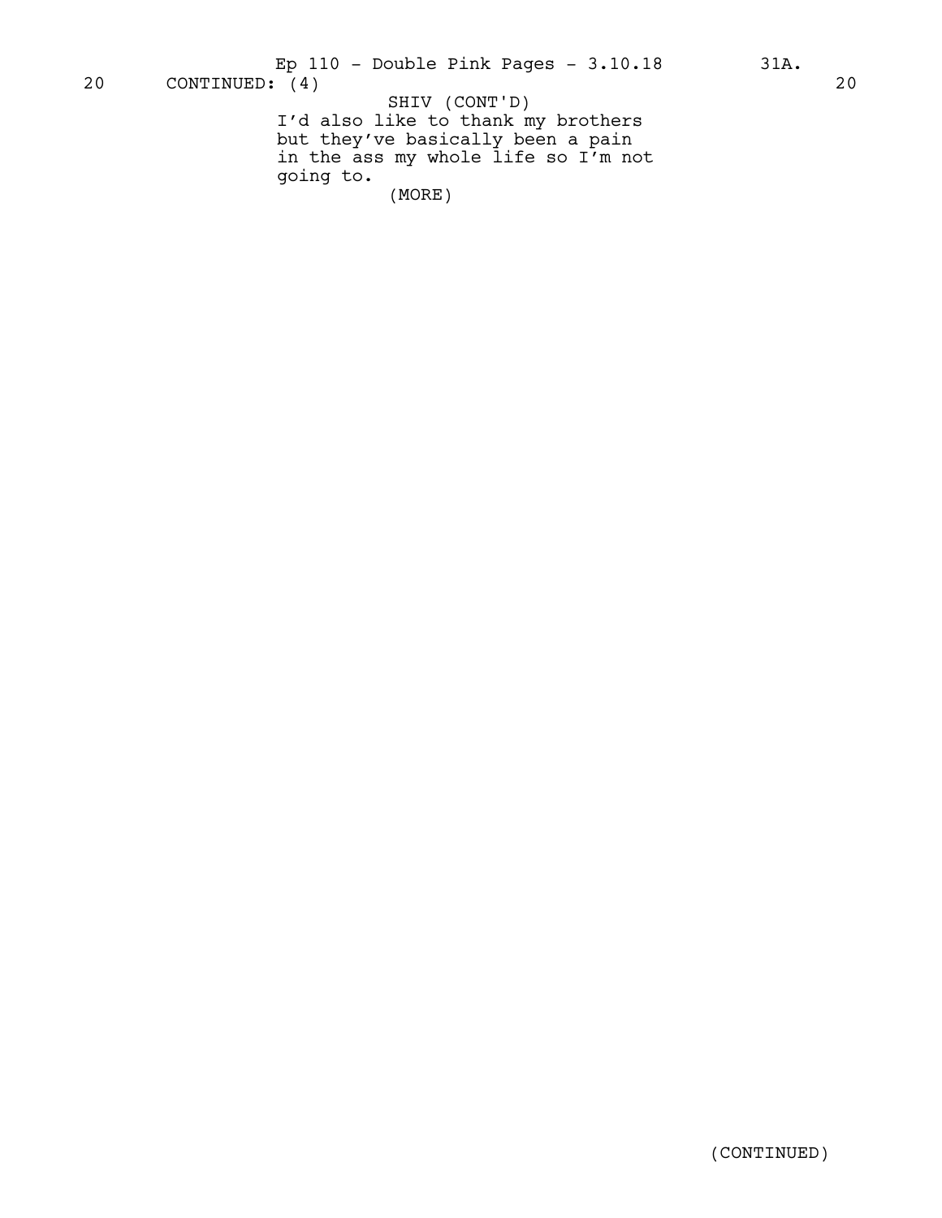20 CONTINUED: (4) 20

SHIV (CONT'D)
I'd also like to thank my brothers but they've basically been a pain in the ass my whole life so I'm not going to.
(MORE)

(CONTINUED)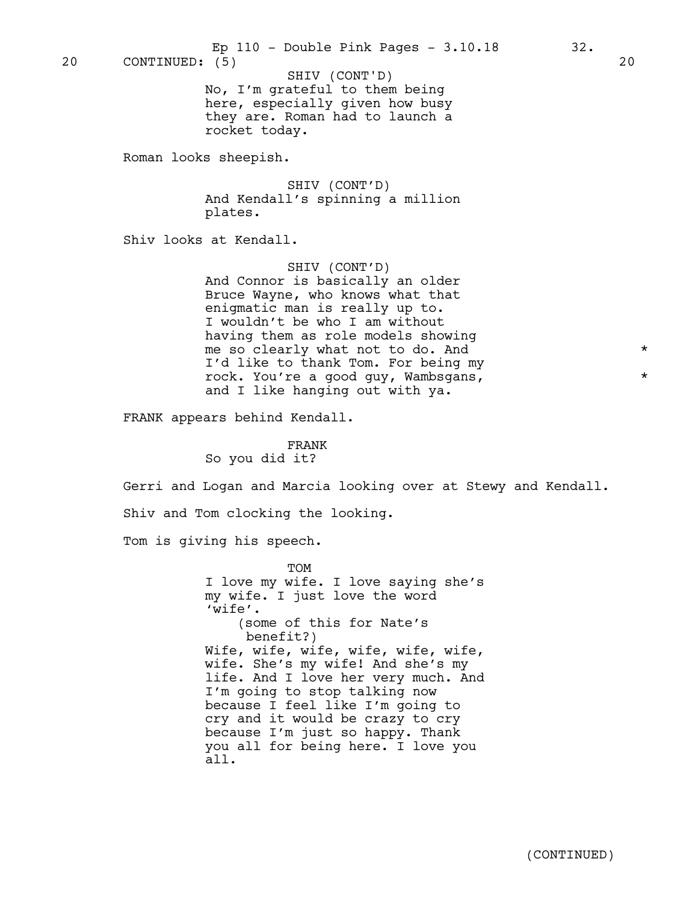20 CONTINUED: (5) 20

SHIV (CONT'D)
No, I'm grateful to them being here, especially given how busy they are. Roman had to launch a rocket today.

Roman looks sheepish.

SHIV (CONT'D)
And Kendall's spinning a million plates.

Shiv looks at Kendall.

SHIV (CONT'D)
And Connor is basically an older Bruce Wayne, who knows what that enigmatic man is really up to. I wouldn't be who I am without having them as role models showing me so clearly what not to do. And I'd like to thank Tom. For being my rock. You're a good guy, Wambsgans, and I like hanging out with ya. *

FRANK appears behind Kendall.

FRANK
So you did it?

Gerri and Logan and Marcia looking over at Stewy and Kendall.

Shiv and Tom clocking the looking.

Tom is giving his speech.

TOM
I love my wife. I love saying she's my wife. I just love the word 'wife'.
(some of this for Nate's benefit?)
Wife, wife, wife, wife, wife, wife, wife. She's my wife! And she's my life. And I love her very much. And I'm going to stop talking now because I feel like I'm going to cry and it would be crazy to cry because I'm just so happy. Thank you all for being here. I love you all.

(CONTINUED)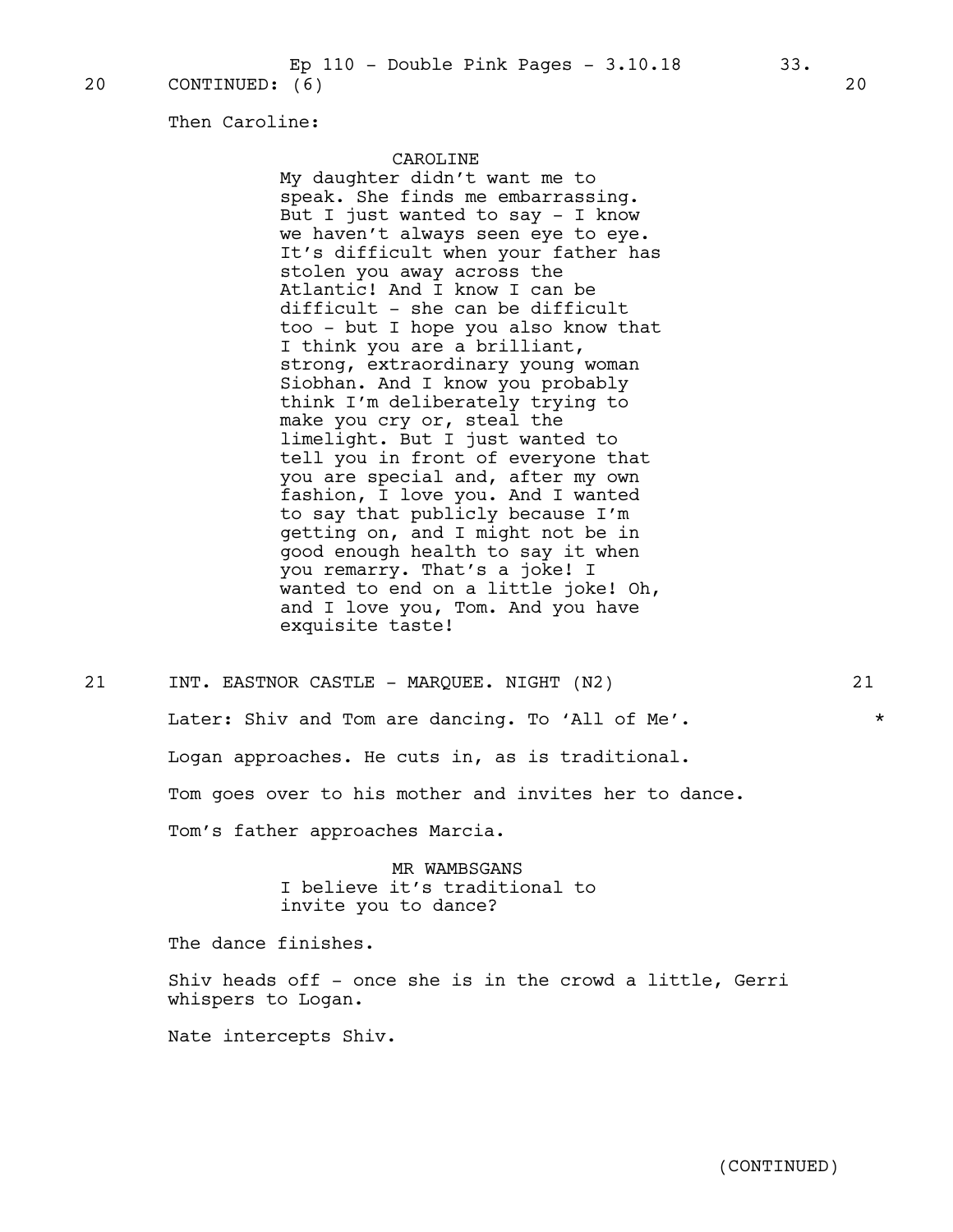20 CONTINUED: (6) 20

Then Caroline:

CAROLINE
My daughter didn't want me to speak. She finds me embarrassing. But I just wanted to say - I know we haven't always seen eye to eye. It's difficult when your father has stolen you away across the Atlantic! And I know I can be difficult - she can be difficult too - but I hope you also know that I think you are a brilliant, strong, extraordinary young woman Siobhan. And I know you probably think I'm deliberately trying to make you cry or, steal the limelight. But I just wanted to tell you in front of everyone that you are special and, after my own fashion, I love you. And I wanted to say that publicly because I'm getting on, and I might not be in good enough health to say it when you remarry. That's a joke! I wanted to end on a little joke! Oh, and I love you, Tom. And you have exquisite taste!

21 INT. EASTNOR CASTLE - MARQUEE. NIGHT (N2) 21

Later: Shiv and Tom are dancing. To 'All of Me'. *

Logan approaches. He cuts in, as is traditional.

Tom goes over to his mother and invites her to dance.

Tom's father approaches Marcia.

MR WAMBSGANS
I believe it's traditional to invite you to dance?

The dance finishes.

Shiv heads off - once she is in the crowd a little, Gerri whispers to Logan.

Nate intercepts Shiv.

(CONTINUED)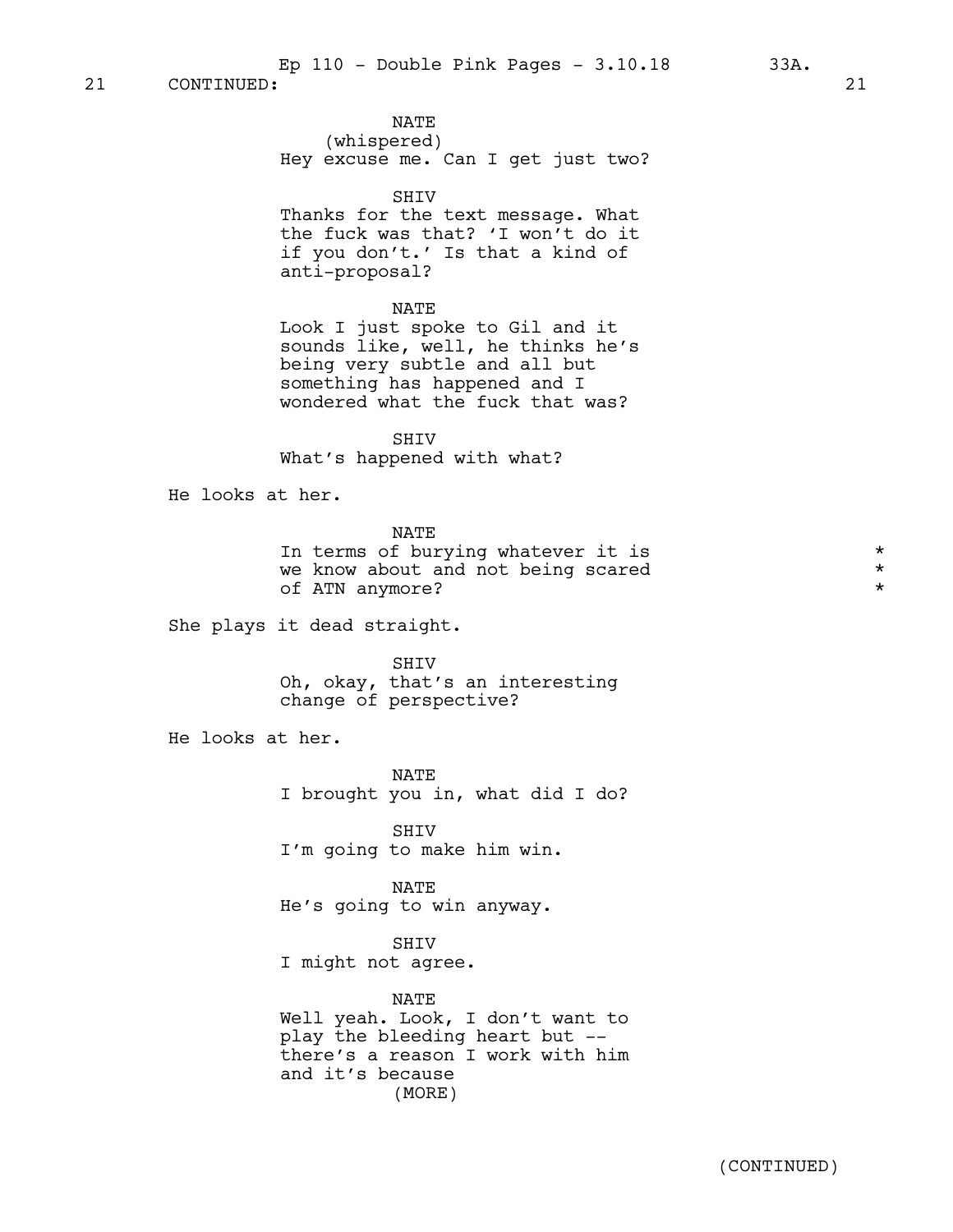21 CONTINUED: 21

NATE
(whispered)
Hey excuse me. Can I get just two?

SHIV
Thanks for the text message. What the fuck was that? 'I won't do it if you don't.' Is that a kind of anti-proposal?

NATE
Look I just spoke to Gil and it sounds like, well, he thinks he's being very subtle and all but something has happened and I wondered what the fuck that was?

SHIV
What's happened with what?

He looks at her.

NATE
In terms of burying whatever it is we know about and not being scared of ATN anymore? *

She plays it dead straight.

SHIV
Oh, okay, that's an interesting change of perspective?

He looks at her.

NATE
I brought you in, what did I do?

SHIV
I'm going to make him win.

NATE
He's going to win anyway.

SHIV
I might not agree.

NATE
Well yeah. Look, I don't want to play the bleeding heart but -- there's a reason I work with him and it's because
(MORE)

(CONTINUED)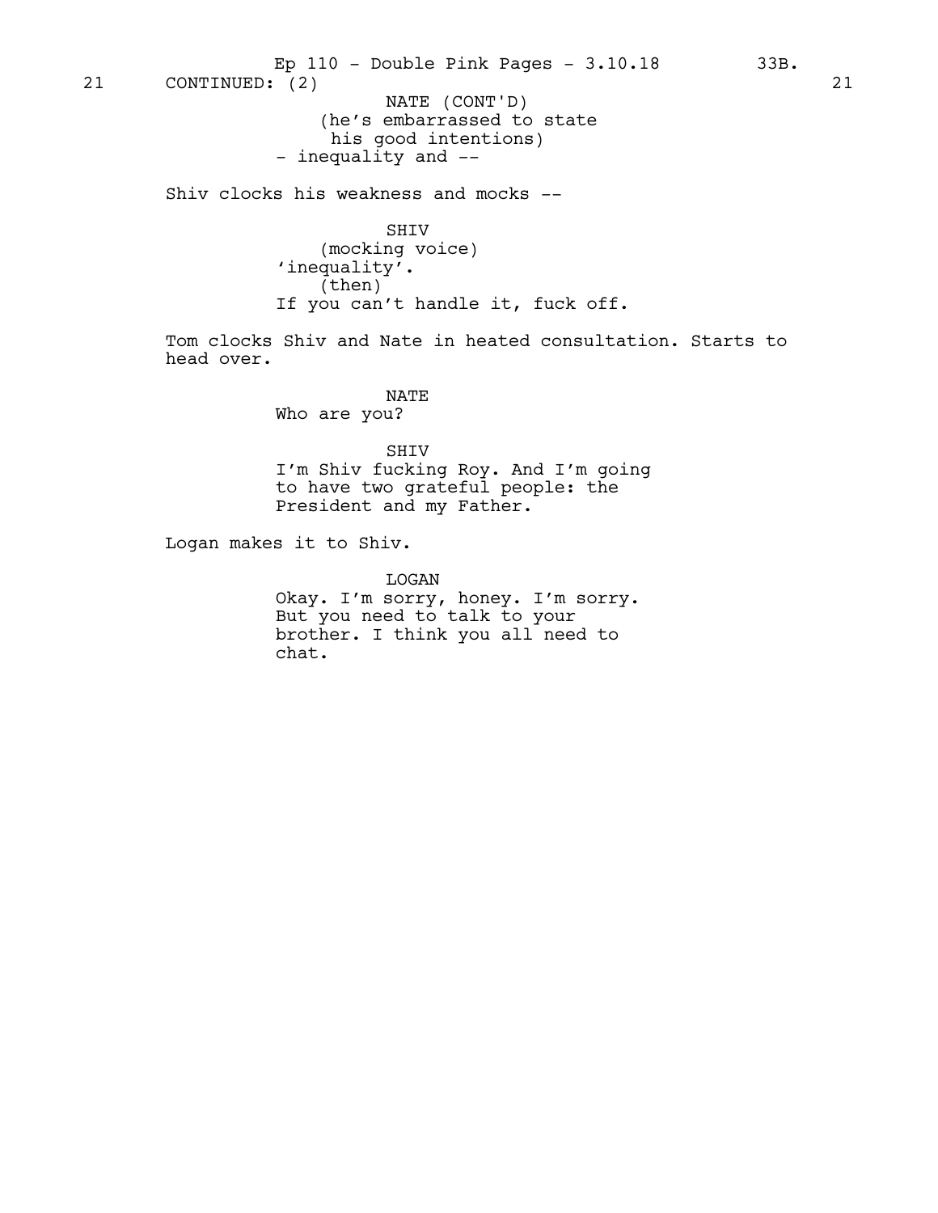21 CONTINUED: (2) 21

NATE (CONT'D)
(he's embarrassed to state his good intentions)
- inequality and --

Shiv clocks his weakness and mocks --

SHIV
(mocking voice)
'inequality'.
(then)
If you can't handle it, fuck off.

Tom clocks Shiv and Nate in heated consultation. Starts to head over.

NATE
Who are you?

SHIV
I'm Shiv fucking Roy. And I'm going to have two grateful people: the President and my Father.

Logan makes it to Shiv.

LOGAN
Okay. I'm sorry, honey. I'm sorry. But you need to talk to your brother. I think you all need to chat.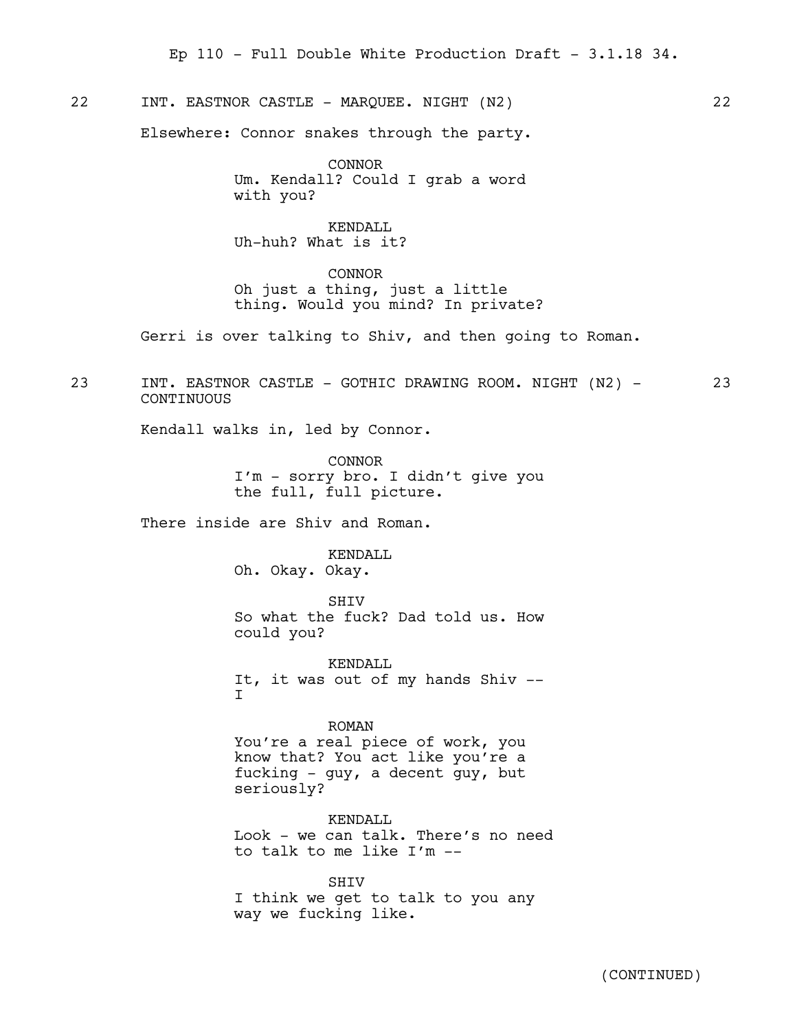22 INT. EASTNOR CASTLE - MARQUEE. NIGHT (N2) 22

Elsewhere: Connor snakes through the party.

CONNOR
Um. Kendall? Could I grab a word with you?

KENDALL
Uh-huh? What is it?

CONNOR
Oh just a thing, just a little thing. Would you mind? In private?

Gerri is over talking to Shiv, and then going to Roman.

23 INT. EASTNOR CASTLE - GOTHIC DRAWING ROOM. NIGHT (N2) - CONTINUOUS 23

Kendall walks in, led by Connor.

CONNOR
I'm - sorry bro. I didn't give you the full, full picture.

There inside are Shiv and Roman.

KENDALL
Oh. Okay. Okay.

SHIV
So what the fuck? Dad told us. How could you?

KENDALL
It, it was out of my hands Shiv -- I

ROMAN
You're a real piece of work, you know that? You act like you're a fucking - guy, a decent guy, but seriously?

KENDALL
Look - we can talk. There's no need to talk to me like I'm --

SHIV
I think we get to talk to you any way we fucking like.

(CONTINUED)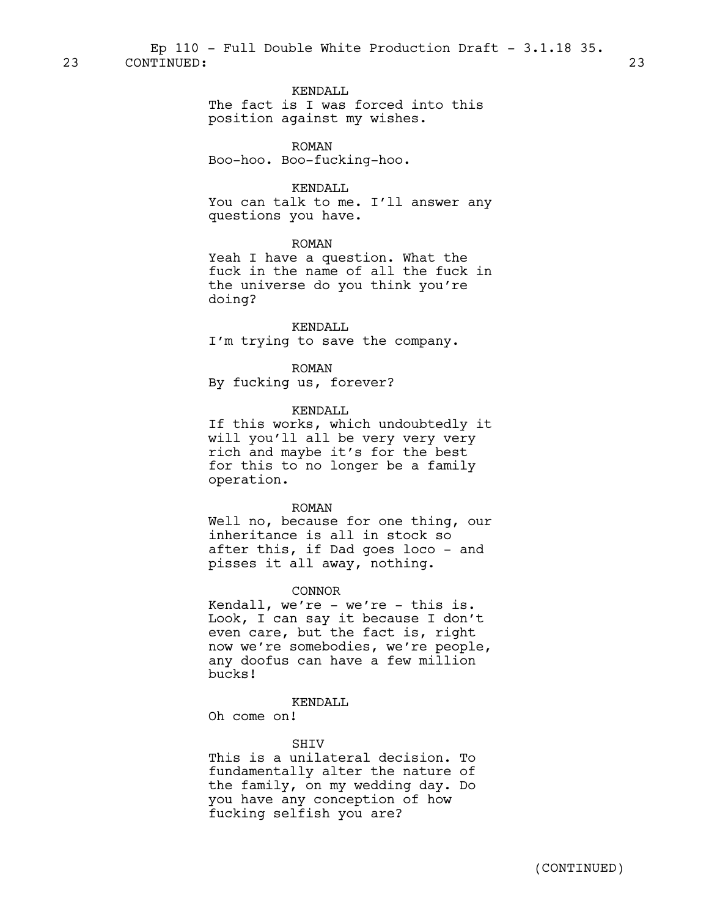23 CONTINUED: 23

KENDALL
The fact is I was forced into this position against my wishes.

ROMAN
Boo-hoo. Boo-fucking-hoo.

KENDALL
You can talk to me. I'll answer any questions you have.

ROMAN
Yeah I have a question. What the fuck in the name of all the fuck in the universe do you think you're doing?

KENDALL
I'm trying to save the company.

ROMAN
By fucking us, forever?

KENDALL
If this works, which undoubtedly it will you'll all be very very very rich and maybe it's for the best for this to no longer be a family operation.

ROMAN
Well no, because for one thing, our inheritance is all in stock so after this, if Dad goes loco - and pisses it all away, nothing.

CONNOR
Kendall, we're - we're - this is. Look, I can say it because I don't even care, but the fact is, right now we're somebodies, we're people, any doofus can have a few million bucks!

KENDALL
Oh come on!

SHIV
This is a unilateral decision. To fundamentally alter the nature of the family, on my wedding day. Do you have any conception of how fucking selfish you are?

(CONTINUED)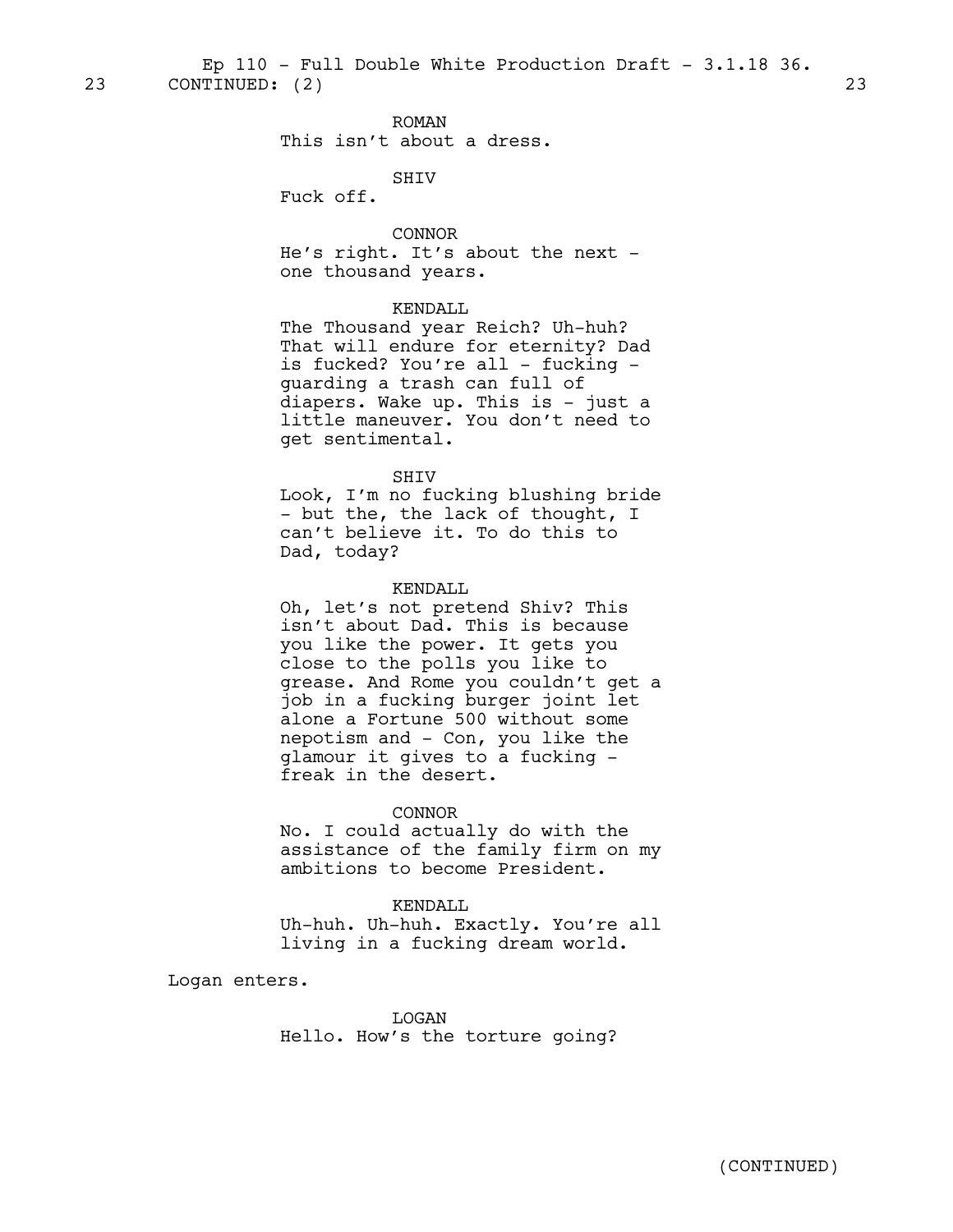23 CONTINUED: (2) 23

ROMAN
This isn't about a dress.

SHIV
Fuck off.

CONNOR
He's right. It's about the next - one thousand years.

KENDALL
The Thousand year Reich? Uh-huh? That will endure for eternity? Dad is fucked? You're all - fucking - guarding a trash can full of diapers. Wake up. This is - just a little maneuver. You don't need to get sentimental.

SHIV
Look, I'm no fucking blushing bride - but the, the lack of thought, I can't believe it. To do this to Dad, today?

KENDALL
Oh, let's not pretend Shiv? This isn't about Dad. This is because you like the power. It gets you close to the polls you like to grease. And Rome you couldn't get a job in a fucking burger joint let alone a Fortune 500 without some nepotism and - Con, you like the glamour it gives to a fucking - freak in the desert.

CONNOR
No. I could actually do with the assistance of the family firm on my ambitions to become President.

KENDALL
Uh-huh. Uh-huh. Exactly. You're all living in a fucking dream world.

Logan enters.

LOGAN
Hello. How's the torture going?

(CONTINUED)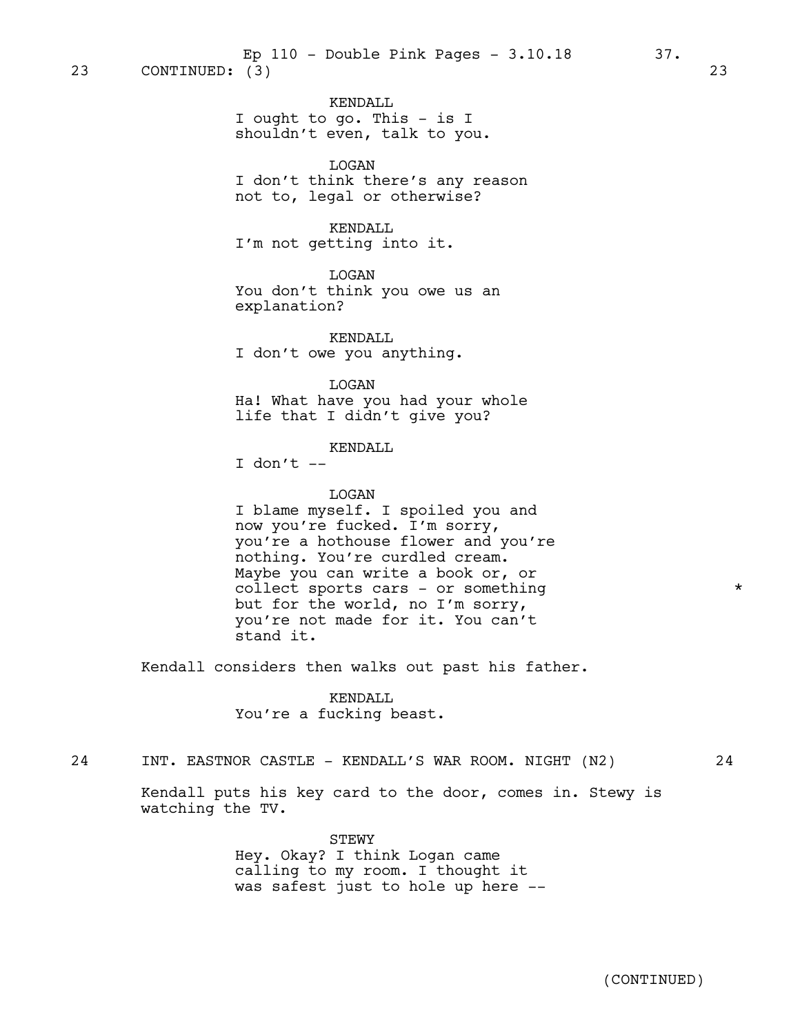23 CONTINUED: (3) 23

KENDALL
I ought to go. This - is I shouldn't even, talk to you.

LOGAN
I don't think there's any reason not to, legal or otherwise?

KENDALL
I'm not getting into it.

LOGAN
You don't think you owe us an explanation?

KENDALL
I don't owe you anything.

LOGAN
Ha! What have you had your whole life that I didn't give you?

KENDALL
I don't --

LOGAN
I blame myself. I spoiled you and now you're fucked. I'm sorry, you're a hothouse flower and you're nothing. You're curdled cream. Maybe you can write a book or, or collect sports cars - or something but for the world, no I'm sorry, you're not made for it. You can't stand it. *

Kendall considers then walks out past his father.

KENDALL
You're a fucking beast.

24 INT. EASTNOR CASTLE - KENDALL'S WAR ROOM. NIGHT (N2) 24

Kendall puts his key card to the door, comes in. Stewy is watching the TV.

STEWY
Hey. Okay? I think Logan came calling to my room. I thought it was safest just to hole up here --

(CONTINUED)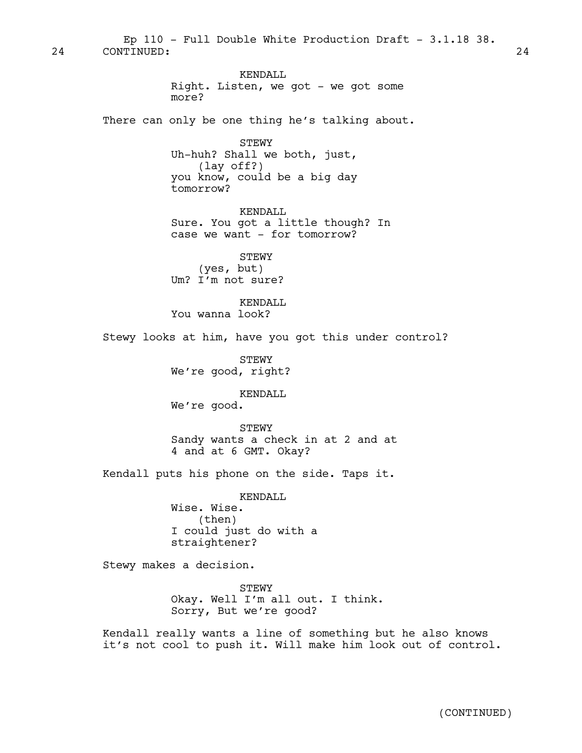24 CONTINUED: 24

KENDALL
Right. Listen, we got - we got some more?

There can only be one thing he's talking about.

STEWY
Uh-huh? Shall we both, just,
(lay off?)
you know, could be a big day tomorrow?

KENDALL
Sure. You got a little though? In case we want - for tomorrow?

STEWY
(yes, but)
Um? I'm not sure?

KENDALL
You wanna look?

Stewy looks at him, have you got this under control?

STEWY
We're good, right?

KENDALL
We're good.

STEWY
Sandy wants a check in at 2 and at 4 and at 6 GMT. Okay?

Kendall puts his phone on the side. Taps it.

KENDALL
Wise. Wise.
(then)
I could just do with a straightener?

Stewy makes a decision.

STEWY
Okay. Well I'm all out. I think. Sorry, But we're good?

Kendall really wants a line of something but he also knows it's not cool to push it. Will make him look out of control.

(CONTINUED)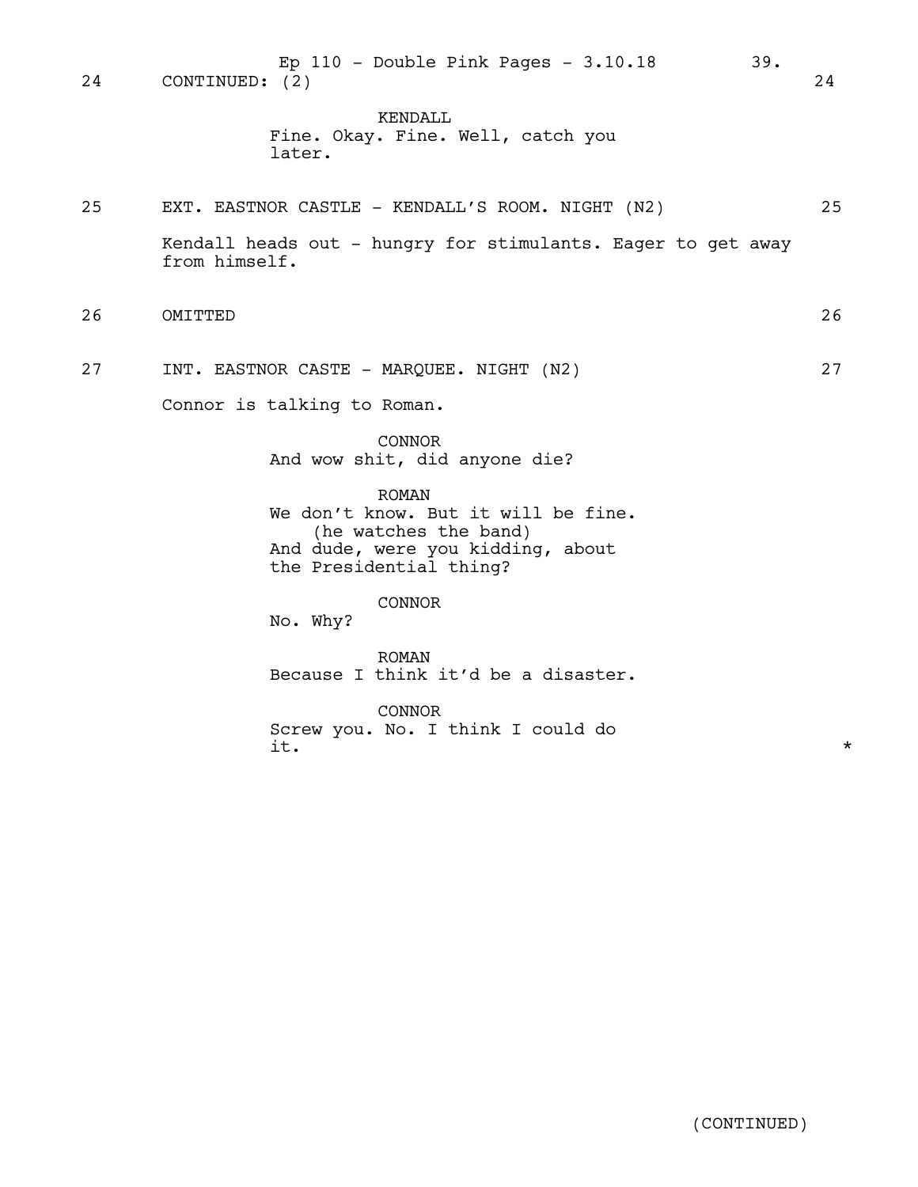24 CONTINUED: (2) 24

KENDALL
Fine. Okay. Fine. Well, catch you later.

25 EXT. EASTNOR CASTLE - KENDALL'S ROOM. NIGHT (N2) 25

Kendall heads out - hungry for stimulants. Eager to get away from himself.

26 OMITTED 26

27 INT. EASTNOR CASTE - MARQUEE. NIGHT (N2) 27

Connor is talking to Roman.

CONNOR
And wow shit, did anyone die?

ROMAN
We don't know. But it will be fine.
(he watches the band)
And dude, were you kidding, about the Presidential thing?

CONNOR
No. Why?

ROMAN
Because I think it'd be a disaster.

CONNOR
Screw you. No. I think I could do it. *

(CONTINUED)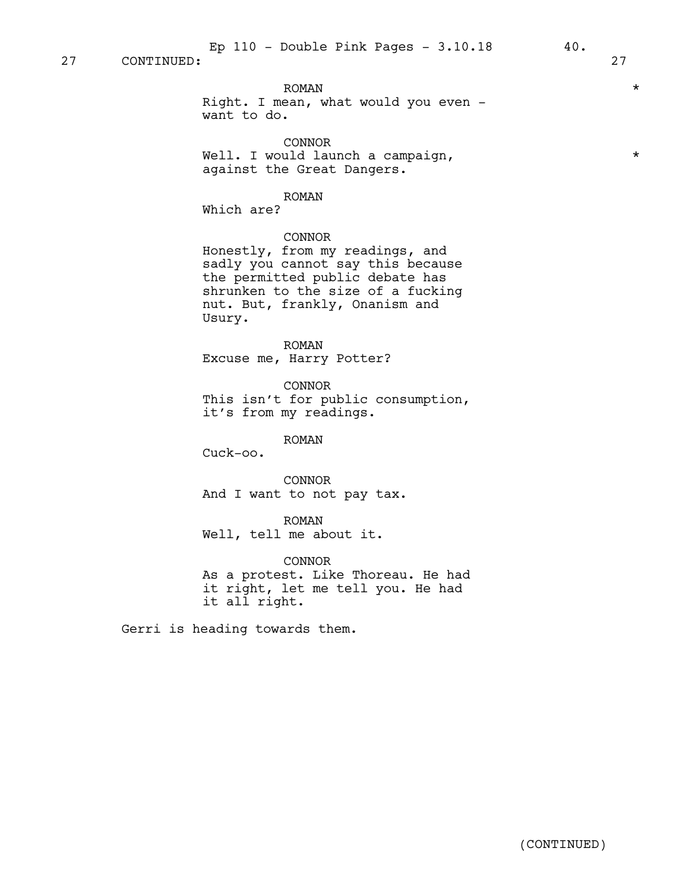27 CONTINUED: 27

ROMAN *
Right. I mean, what would you even -
want to do.

CONNOR
Well. I would launch a campaign, *
against the Great Dangers.

ROMAN
Which are?

CONNOR
Honestly, from my readings, and
sadly you cannot say this because
the permitted public debate has
shrunken to the size of a fucking
nut. But, frankly, Onanism and
Usury.

ROMAN
Excuse me, Harry Potter?

CONNOR
This isn't for public consumption,
it's from my readings.

ROMAN
Cuck-oo.

CONNOR
And I want to not pay tax.

ROMAN
Well, tell me about it.

CONNOR
As a protest. Like Thoreau. He had
it right, let me tell you. He had
it all right.

Gerri is heading towards them.

(CONTINUED)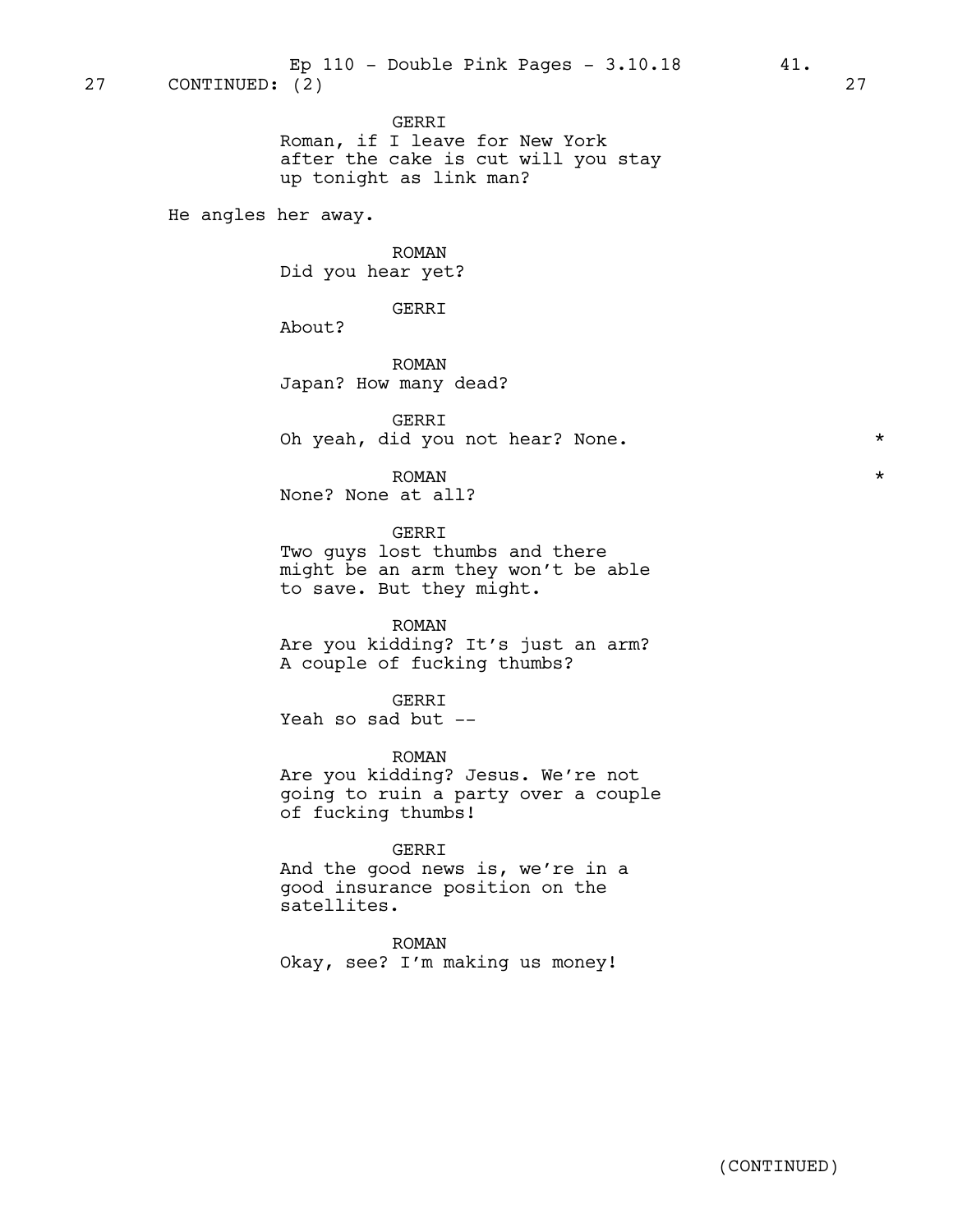27 CONTINUED: (2) 27

GERRI
Roman, if I leave for New York after the cake is cut will you stay up tonight as link man?

He angles her away.

ROMAN
Did you hear yet?

GERRI
About?

ROMAN
Japan? How many dead?

GERRI
Oh yeah, did you not hear? None. *

ROMAN *
None? None at all?

GERRI
Two guys lost thumbs and there might be an arm they won't be able to save. But they might.

ROMAN
Are you kidding? It's just an arm? A couple of fucking thumbs?

GERRI
Yeah so sad but --

ROMAN
Are you kidding? Jesus. We're not going to ruin a party over a couple of fucking thumbs!

GERRI
And the good news is, we're in a good insurance position on the satellites.

ROMAN
Okay, see? I'm making us money!

(CONTINUED)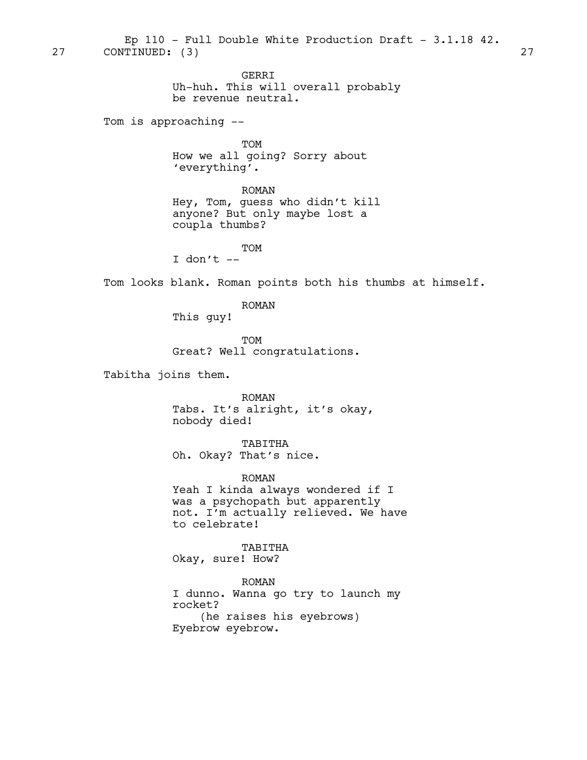27 CONTINUED: (3) 27

GERRI
Uh-huh. This will overall probably be revenue neutral.

Tom is approaching --

TOM
How we all going? Sorry about 'everything'.

ROMAN
Hey, Tom, guess who didn't kill anyone? But only maybe lost a coupla thumbs?

TOM
I don't --

Tom looks blank. Roman points both his thumbs at himself.

ROMAN
This guy!

TOM
Great? Well congratulations.

Tabitha joins them.

ROMAN
Tabs. It's alright, it's okay, nobody died!

TABITHA
Oh. Okay? That's nice.

ROMAN
Yeah I kinda always wondered if I was a psychopath but apparently not. I'm actually relieved. We have to celebrate!

TABITHA
Okay, sure! How?

ROMAN
I dunno. Wanna go try to launch my rocket?
(he raises his eyebrows)
Eyebrow eyebrow.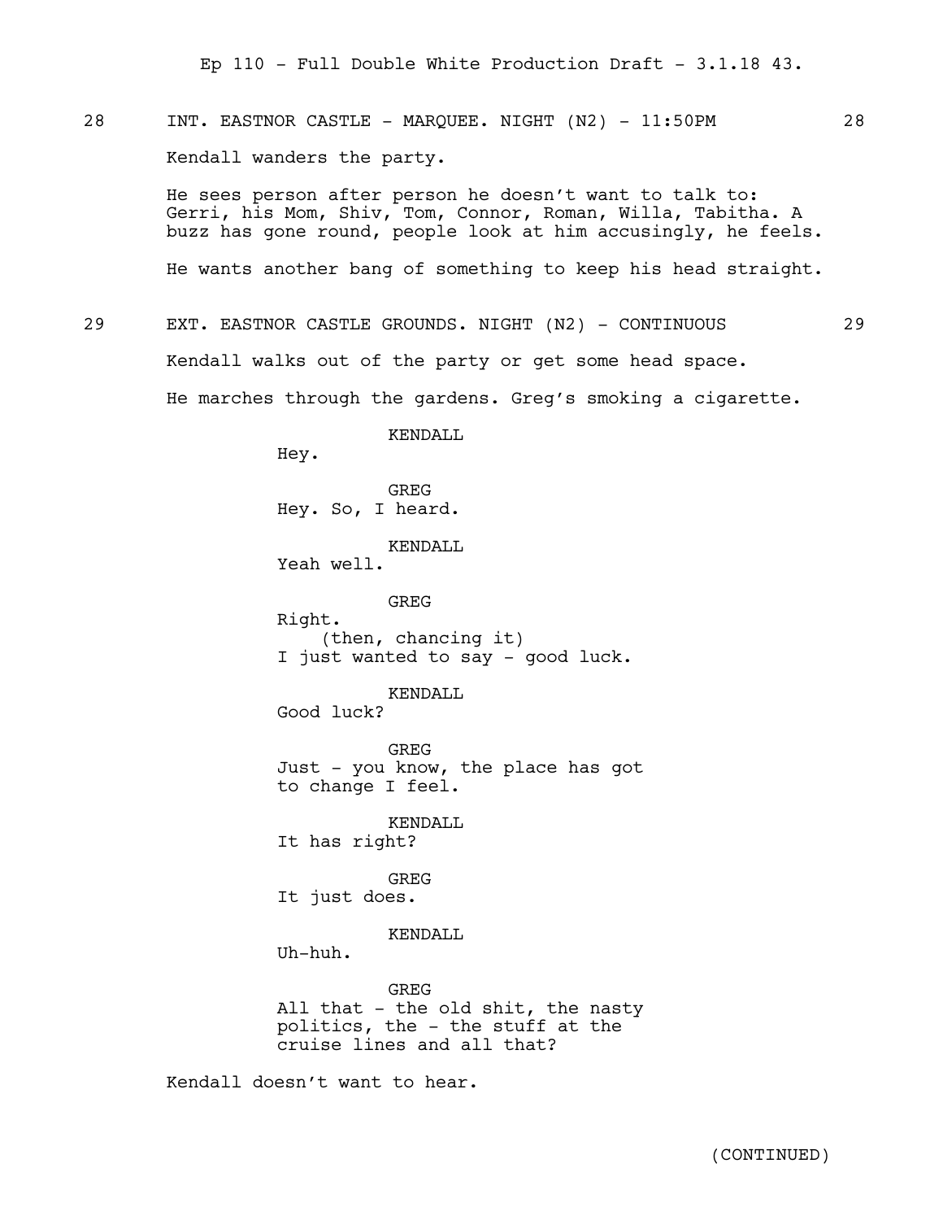28 INT. EASTNOR CASTLE - MARQUEE. NIGHT (N2) - 11:50PM 28

Kendall wanders the party.

He sees person after person he doesn't want to talk to: Gerri, his Mom, Shiv, Tom, Connor, Roman, Willa, Tabitha. A buzz has gone round, people look at him accusingly, he feels.

He wants another bang of something to keep his head straight.

29 EXT. EASTNOR CASTLE GROUNDS. NIGHT (N2) - CONTINUOUS 29

Kendall walks out of the party or get some head space.

He marches through the gardens. Greg's smoking a cigarette.

KENDALL
Hey.

GREG
Hey. So, I heard.

KENDALL
Yeah well.

GREG
Right.
(then, chancing it)
I just wanted to say - good luck.

KENDALL
Good luck?

GREG
Just - you know, the place has got to change I feel.

KENDALL
It has right?

GREG
It just does.

KENDALL
Uh-huh.

GREG
All that - the old shit, the nasty politics, the - the stuff at the cruise lines and all that?

Kendall doesn't want to hear.

(CONTINUED)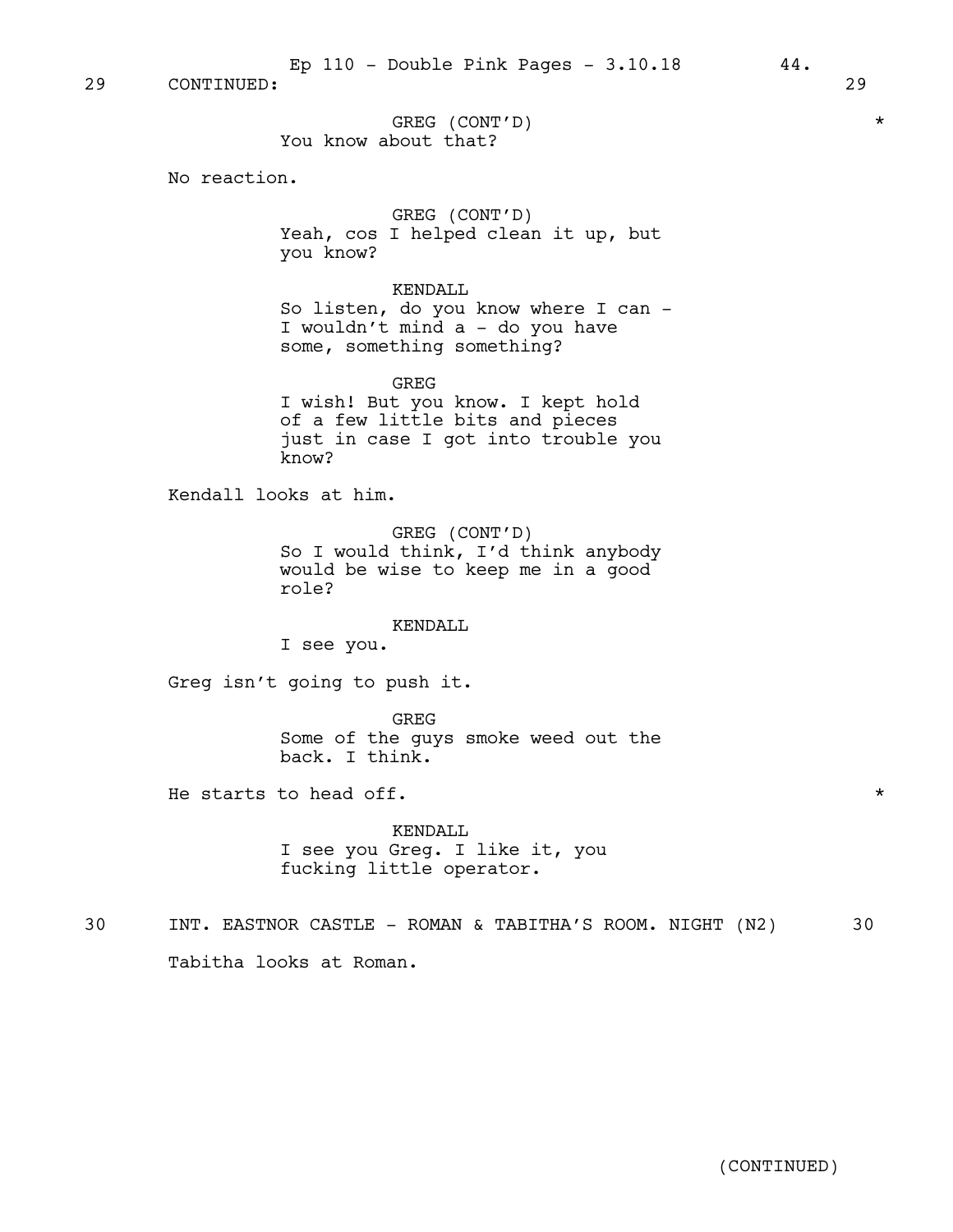29 CONTINUED: 29

GREG (CONT'D)
You know about that? *

No reaction.

GREG (CONT'D)
Yeah, cos I helped clean it up, but you know?

KENDALL
So listen, do you know where I can - I wouldn't mind a - do you have some, something something?

GREG
I wish! But you know. I kept hold of a few little bits and pieces just in case I got into trouble you know?

Kendall looks at him.

GREG (CONT'D)
So I would think, I'd think anybody would be wise to keep me in a good role?

KENDALL
I see you.

Greg isn't going to push it.

GREG
Some of the guys smoke weed out the back. I think.

He starts to head off. *

KENDALL
I see you Greg. I like it, you fucking little operator.

30 INT. EASTNOR CASTLE - ROMAN & TABITHA'S ROOM. NIGHT (N2) 30

Tabitha looks at Roman.

(CONTINUED)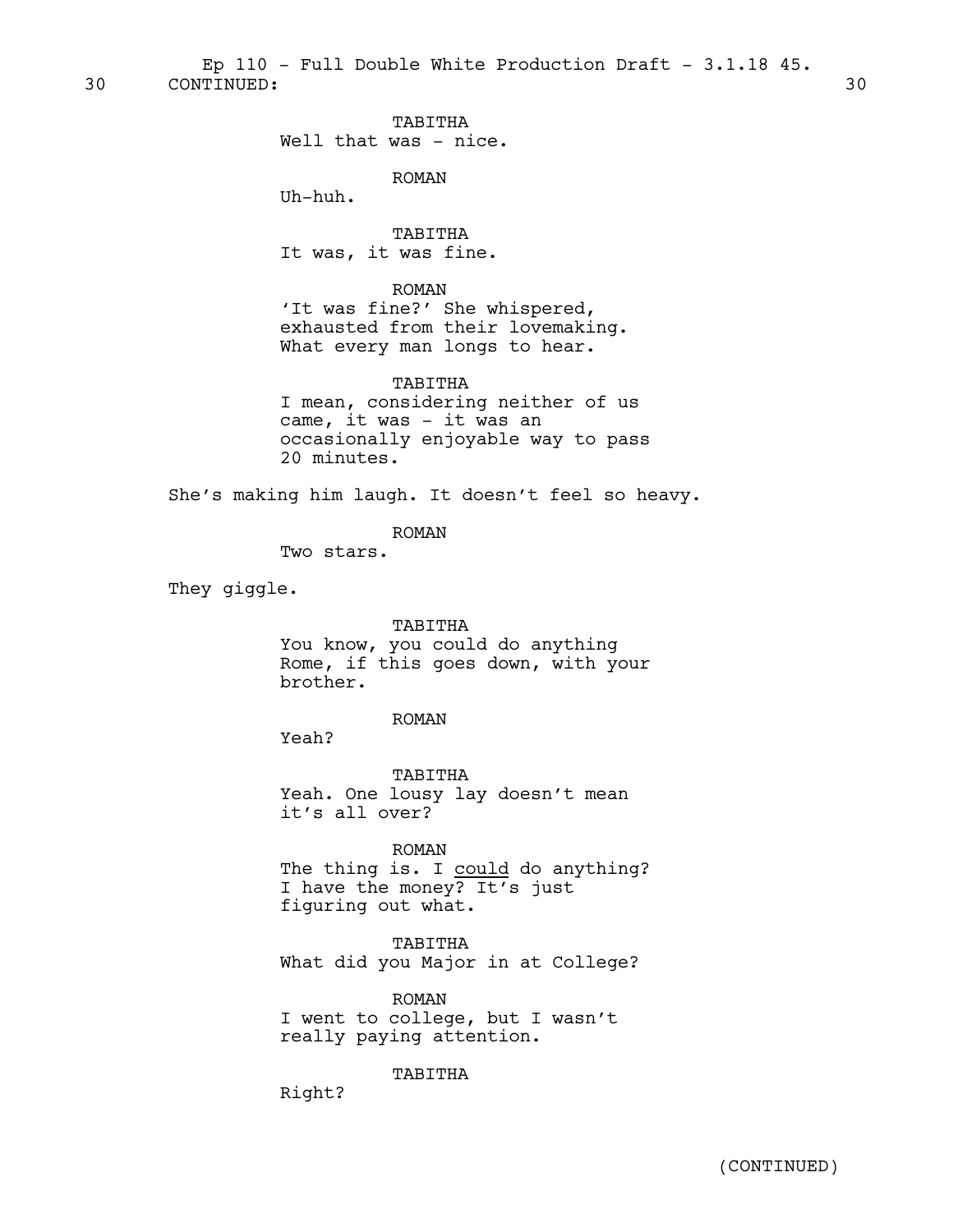30 CONTINUED: 30

TABITHA
Well that was - nice.

ROMAN
Uh-huh.

TABITHA
It was, it was fine.

ROMAN
'It was fine?' She whispered, exhausted from their lovemaking. What every man longs to hear.

TABITHA
I mean, considering neither of us came, it was - it was an occasionally enjoyable way to pass 20 minutes.

She's making him laugh. It doesn't feel so heavy.

ROMAN
Two stars.

They giggle.

TABITHA
You know, you could do anything Rome, if this goes down, with your brother.

ROMAN
Yeah?

TABITHA
Yeah. One lousy lay doesn't mean it's all over?

ROMAN
The thing is. I <u>could</u> do anything? I have the money? It's just figuring out what.

TABITHA
What did you Major in at College?

ROMAN
I went to college, but I wasn't really paying attention.

TABITHA
Right?

(CONTINUED)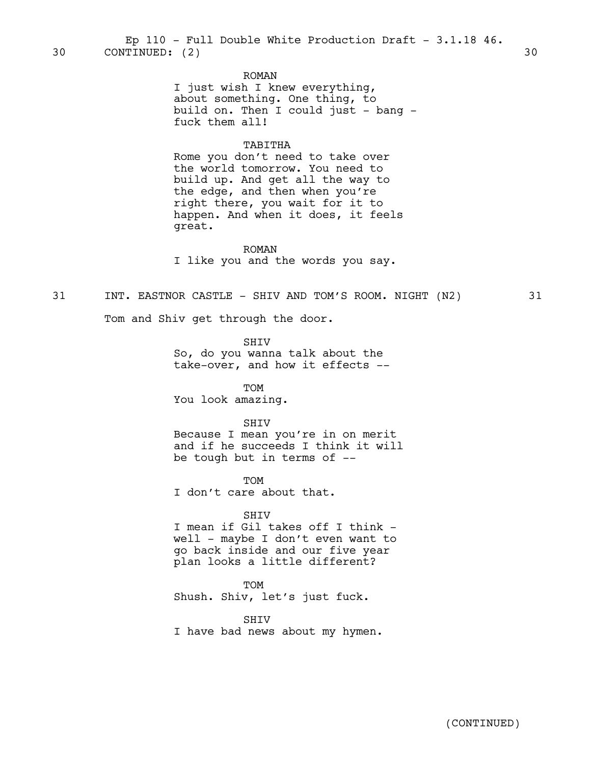30 CONTINUED: (2) 30

ROMAN
I just wish I knew everything, about something. One thing, to build on. Then I could just - bang - fuck them all!

TABITHA
Rome you don't need to take over the world tomorrow. You need to build up. And get all the way to the edge, and then when you're right there, you wait for it to happen. And when it does, it feels great.

ROMAN
I like you and the words you say.

31 INT. EASTNOR CASTLE - SHIV AND TOM'S ROOM. NIGHT (N2) 31

Tom and Shiv get through the door.

SHIV
So, do you wanna talk about the take-over, and how it effects --

TOM
You look amazing.

SHIV
Because I mean you're in on merit and if he succeeds I think it will be tough but in terms of --

TOM
I don't care about that.

SHIV
I mean if Gil takes off I think - well - maybe I don't even want to go back inside and our five year plan looks a little different?

TOM
Shush. Shiv, let's just fuck.

SHIV
I have bad news about my hymen.

(CONTINUED)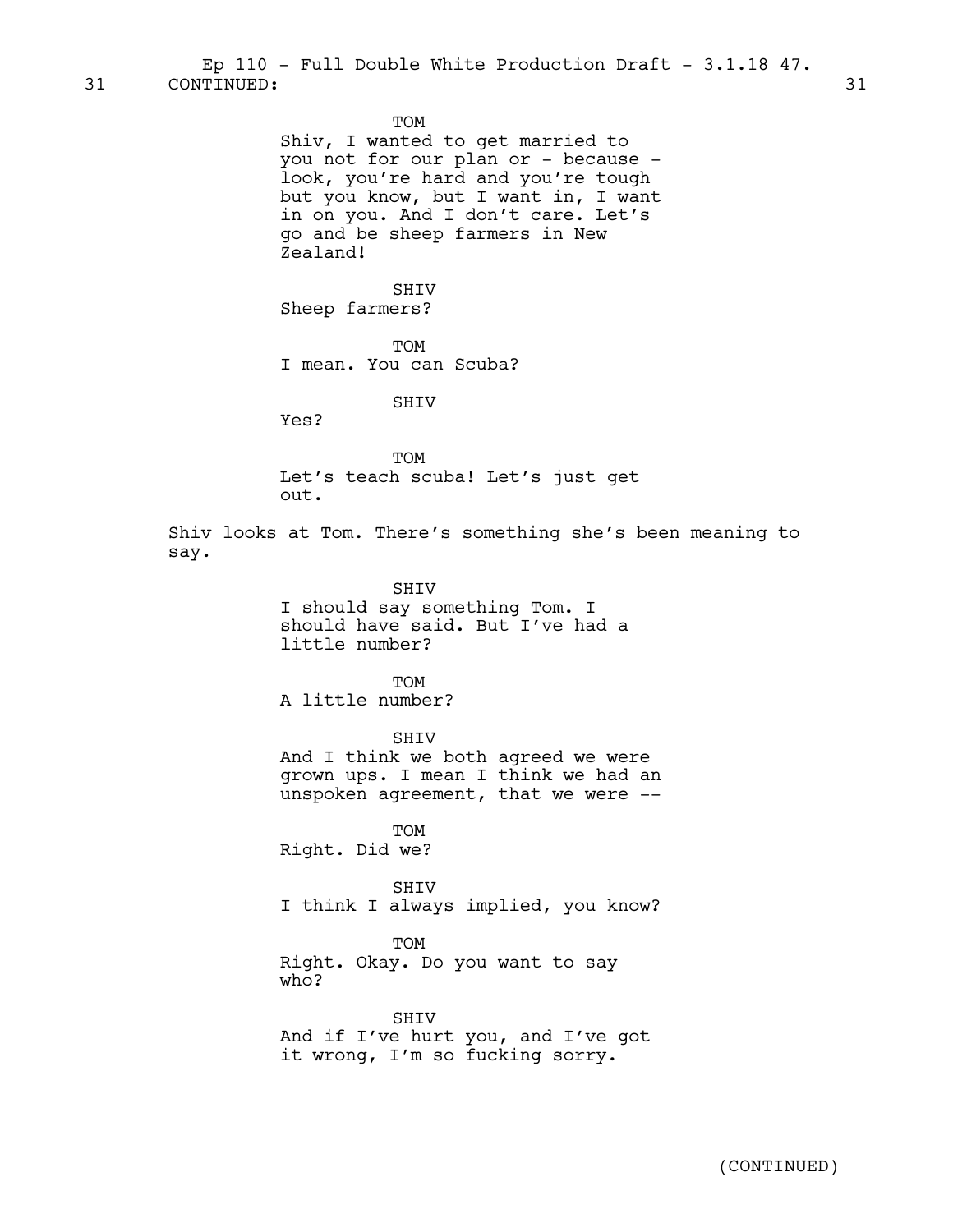TOM

Shiv, I wanted to get married to you not for our plan or - because - look, you're hard and you're tough but you know, but I want in, I want in on you. And I don't care. Let's go and be sheep farmers in New Zealand!

SHIV

Sheep farmers?

TOM

I mean. You can Scuba?

SHIV

Yes?

TOM

Let's teach scuba! Let's just get out.

Shiv looks at Tom. There's something she's been meaning to say.

SHIV

I should say something Tom. I should have said. But I've had a little number?

TOM

A little number?

SHIV

And I think we both agreed we were grown ups. I mean I think we had an unspoken agreement, that we were --

TOM

Right. Did we?

SHIV

I think I always implied, you know?

TOM

Right. Okay. Do you want to say who?

SHIV

And if I've hurt you, and I've got it wrong, I'm so fucking sorry.

(CONTINUED)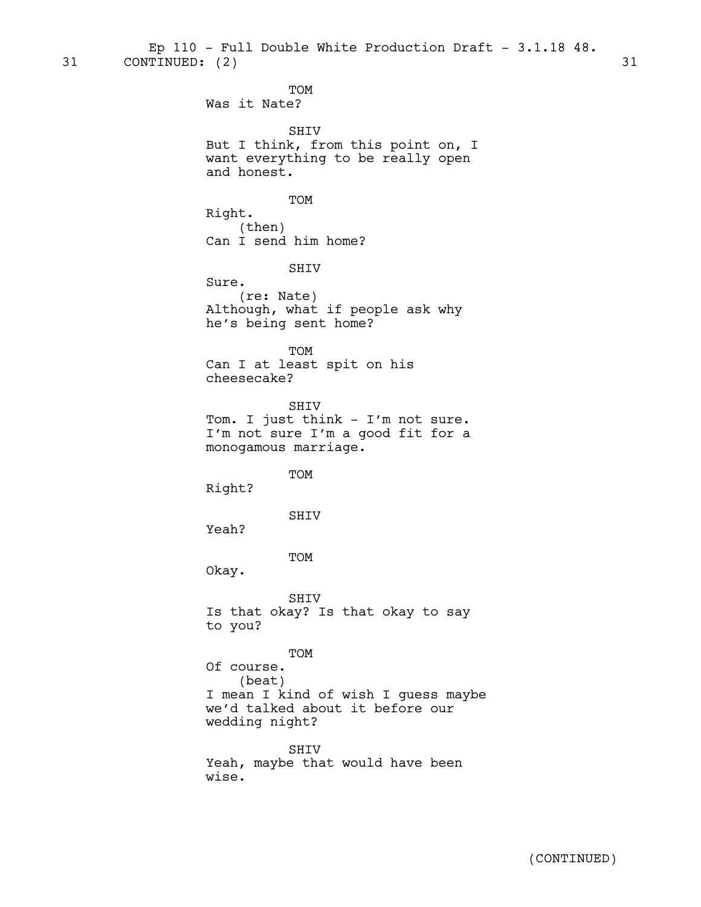31 CONTINUED: (2) 31

TOM
Was it Nate?

SHIV
But I think, from this point on, I want everything to be really open and honest.

TOM
Right.
(then)
Can I send him home?

SHIV
Sure.
(re: Nate)
Although, what if people ask why he's being sent home?

TOM
Can I at least spit on his cheesecake?

SHIV
Tom. I just think - I'm not sure. I'm not sure I'm a good fit for a monogamous marriage.

TOM
Right?

SHIV
Yeah?

TOM
Okay.

SHIV
Is that okay? Is that okay to say to you?

TOM
Of course.
(beat)
I mean I kind of wish I guess maybe we'd talked about it before our wedding night?

SHIV
Yeah, maybe that would have been wise.

(CONTINUED)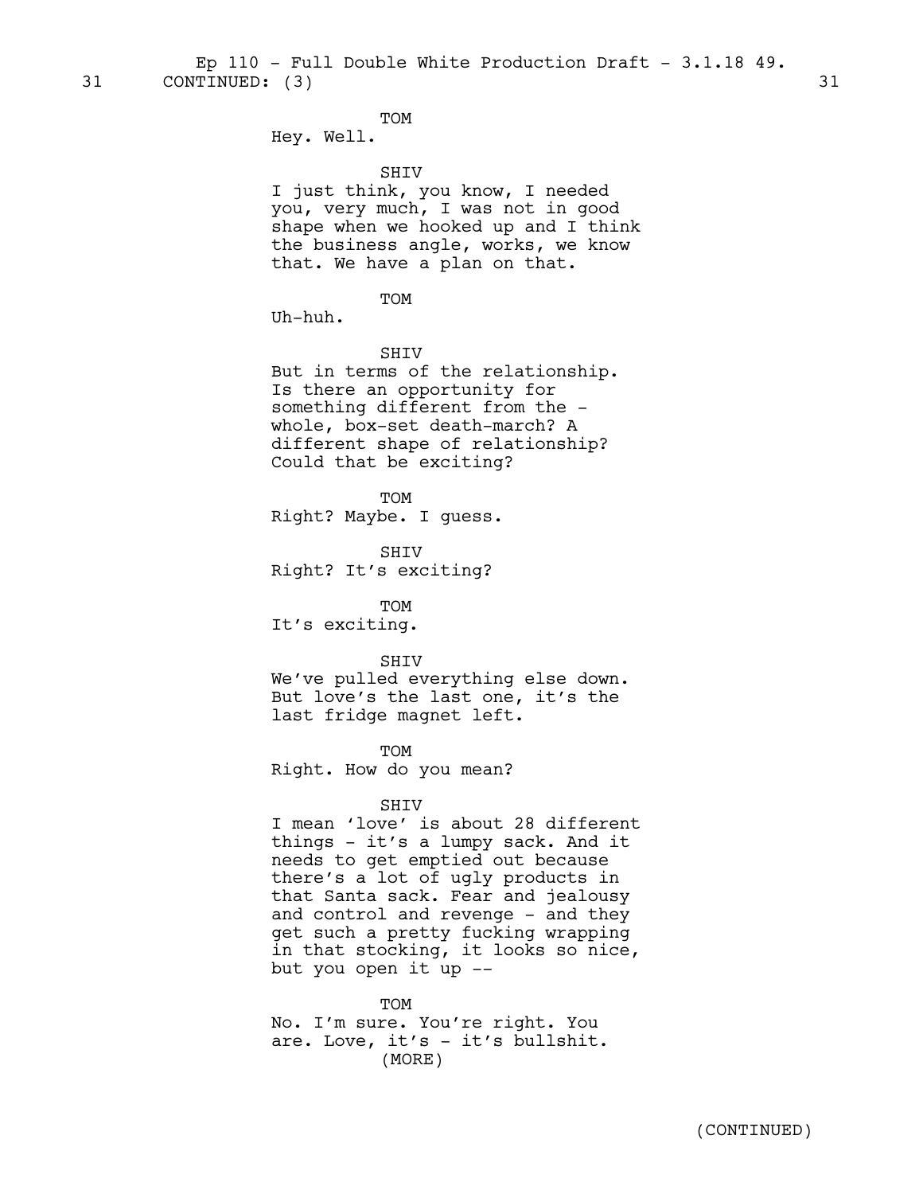31 CONTINUED: (3) 31

TOM
Hey. Well.

SHIV
I just think, you know, I needed you, very much, I was not in good shape when we hooked up and I think the business angle, works, we know that. We have a plan on that.

TOM
Uh-huh.

SHIV
But in terms of the relationship. Is there an opportunity for something different from the - whole, box-set death-march? A different shape of relationship? Could that be exciting?

TOM
Right? Maybe. I guess.

SHIV
Right? It's exciting?

TOM
It's exciting.

SHIV
We've pulled everything else down. But love's the last one, it's the last fridge magnet left.

TOM
Right. How do you mean?

SHIV
I mean 'love' is about 28 different things - it's a lumpy sack. And it needs to get emptied out because there's a lot of ugly products in that Santa sack. Fear and jealousy and control and revenge - and they get such a pretty fucking wrapping in that stocking, it looks so nice, but you open it up --

TOM
No. I'm sure. You're right. You are. Love, it's - it's bullshit.
(MORE)

(CONTINUED)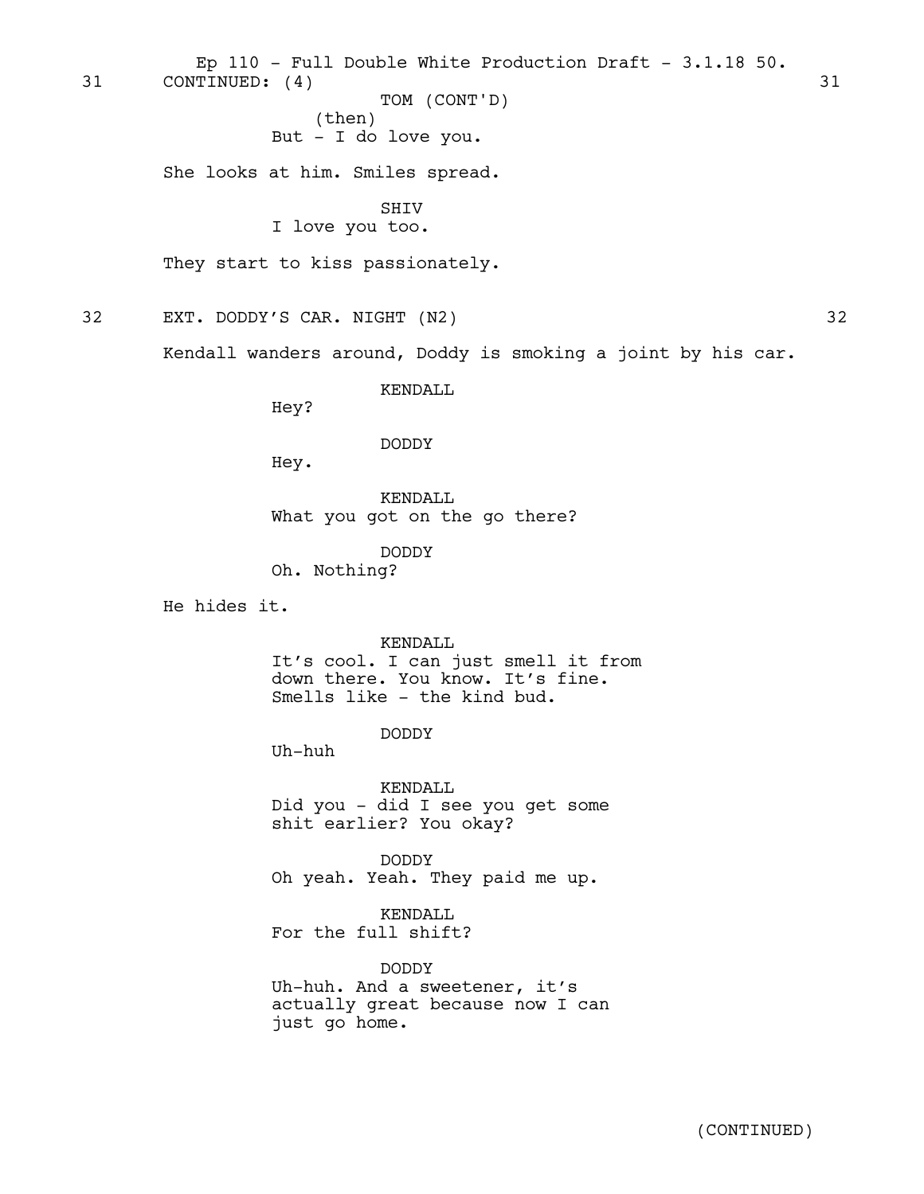31 CONTINUED: (4) 31

TOM (CONT'D)
(then)
But - I do love you.

She looks at him. Smiles spread.

SHIV
I love you too.

They start to kiss passionately.

32 EXT. DODDY'S CAR. NIGHT (N2) 32

Kendall wanders around, Doddy is smoking a joint by his car.

KENDALL
Hey?

DODDY
Hey.

KENDALL
What you got on the go there?

DODDY
Oh. Nothing?

He hides it.

KENDALL
It's cool. I can just smell it from down there. You know. It's fine. Smells like - the kind bud.

DODDY
Uh-huh

KENDALL
Did you - did I see you get some shit earlier? You okay?

DODDY
Oh yeah. Yeah. They paid me up.

KENDALL
For the full shift?

DODDY
Uh-huh. And a sweetener, it's actually great because now I can just go home.

(CONTINUED)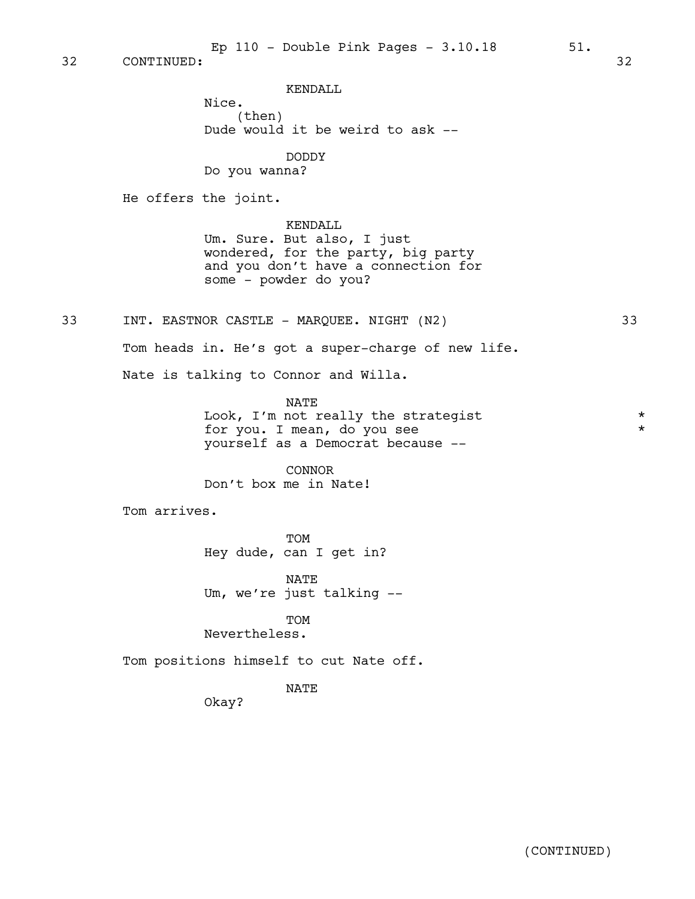32 CONTINUED: 32

KENDALL
Nice.
(then)
Dude would it be weird to ask --

DODDY
Do you wanna?

He offers the joint.

KENDALL
Um. Sure. But also, I just wondered, for the party, big party and you don't have a connection for some - powder do you?

33 INT. EASTNOR CASTLE - MARQUEE. NIGHT (N2) 33

Tom heads in. He's got a super-charge of new life.

Nate is talking to Connor and Willa.

NATE
Look, I'm not really the strategist for you. I mean, do you see yourself as a Democrat because -- *

CONNOR
Don't box me in Nate!

Tom arrives.

TOM
Hey dude, can I get in?

NATE
Um, we're just talking --

TOM
Nevertheless.

Tom positions himself to cut Nate off.

NATE
Okay?

(CONTINUED)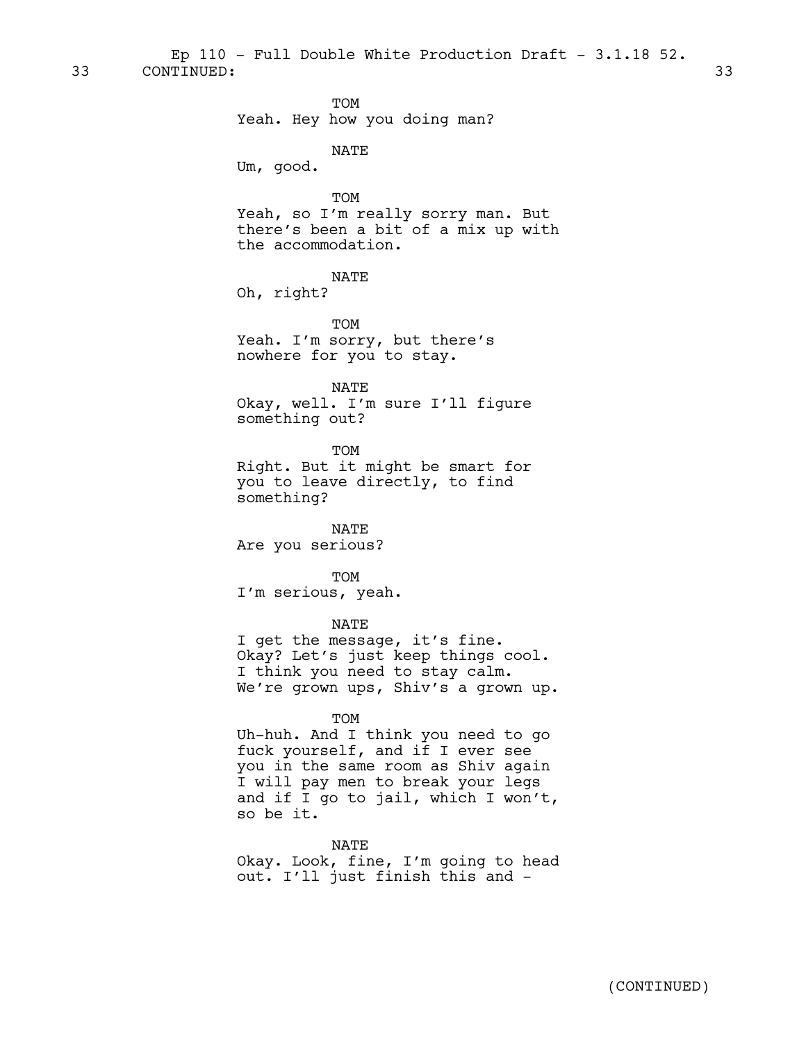33 CONTINUED: 33

TOM
Yeah. Hey how you doing man?

NATE
Um, good.

TOM
Yeah, so I'm really sorry man. But there's been a bit of a mix up with the accommodation.

NATE
Oh, right?

TOM
Yeah. I'm sorry, but there's nowhere for you to stay.

NATE
Okay, well. I'm sure I'll figure something out?

TOM
Right. But it might be smart for you to leave directly, to find something?

NATE
Are you serious?

TOM
I'm serious, yeah.

NATE
I get the message, it's fine. Okay? Let's just keep things cool. I think you need to stay calm. We're grown ups, Shiv's a grown up.

TOM
Uh-huh. And I think you need to go fuck yourself, and if I ever see you in the same room as Shiv again I will pay men to break your legs and if I go to jail, which I won't, so be it.

NATE
Okay. Look, fine, I'm going to head out. I'll just finish this and -

(CONTINUED)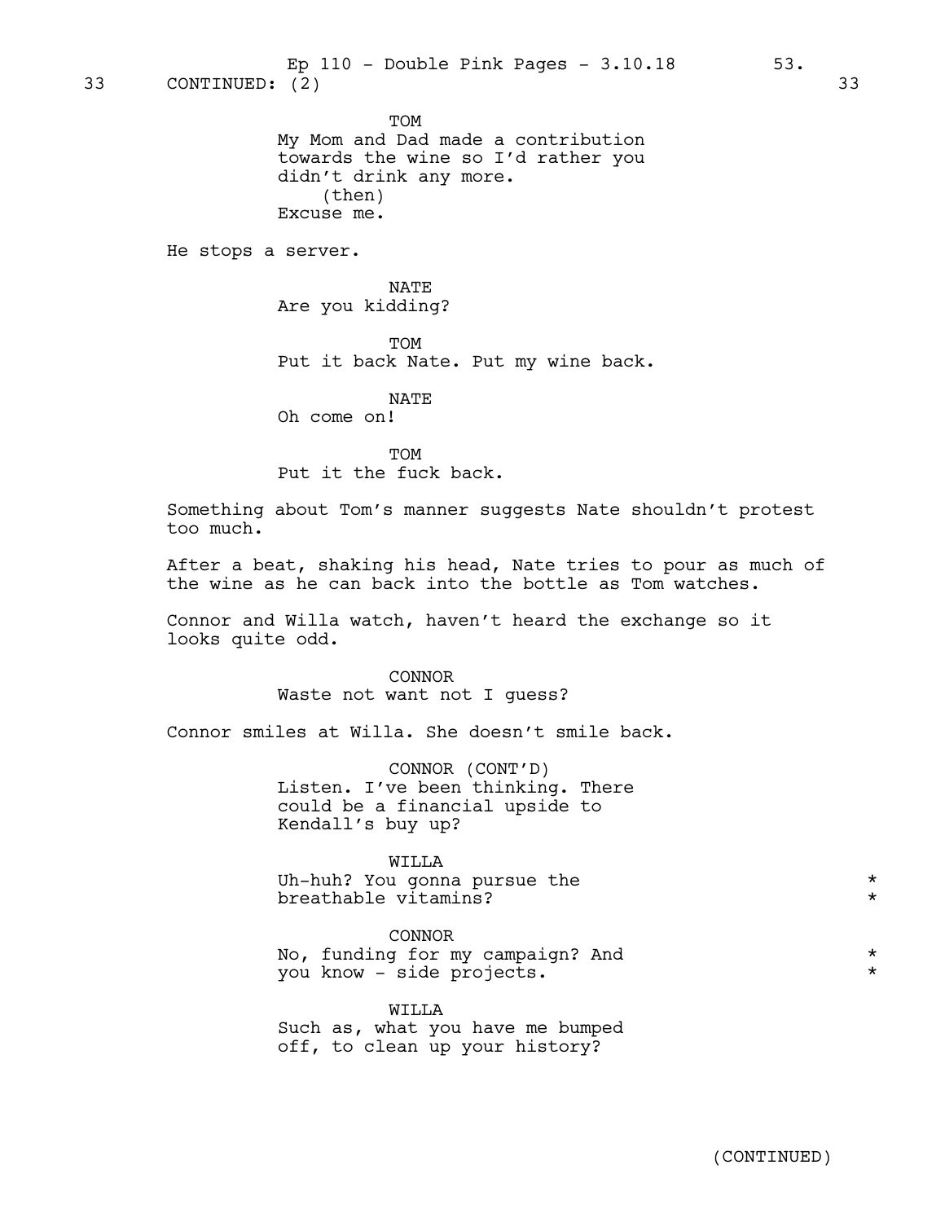33 CONTINUED: (2) 33

TOM
My Mom and Dad made a contribution towards the wine so I'd rather you didn't drink any more.
(then)
Excuse me.

He stops a server.

NATE
Are you kidding?

TOM
Put it back Nate. Put my wine back.

NATE
Oh come on!

TOM
Put it the fuck back.

Something about Tom's manner suggests Nate shouldn't protest too much.

After a beat, shaking his head, Nate tries to pour as much of the wine as he can back into the bottle as Tom watches.

Connor and Willa watch, haven't heard the exchange so it looks quite odd.

CONNOR
Waste not want not I guess?

Connor smiles at Willa. She doesn't smile back.

CONNOR (CONT'D)
Listen. I've been thinking. There could be a financial upside to Kendall's buy up?

WILLA
Uh-huh? You gonna pursue the breathable vitamins? *

CONNOR
No, funding for my campaign? And you know - side projects. *

WILLA
Such as, what you have me bumped off, to clean up your history?

(CONTINUED)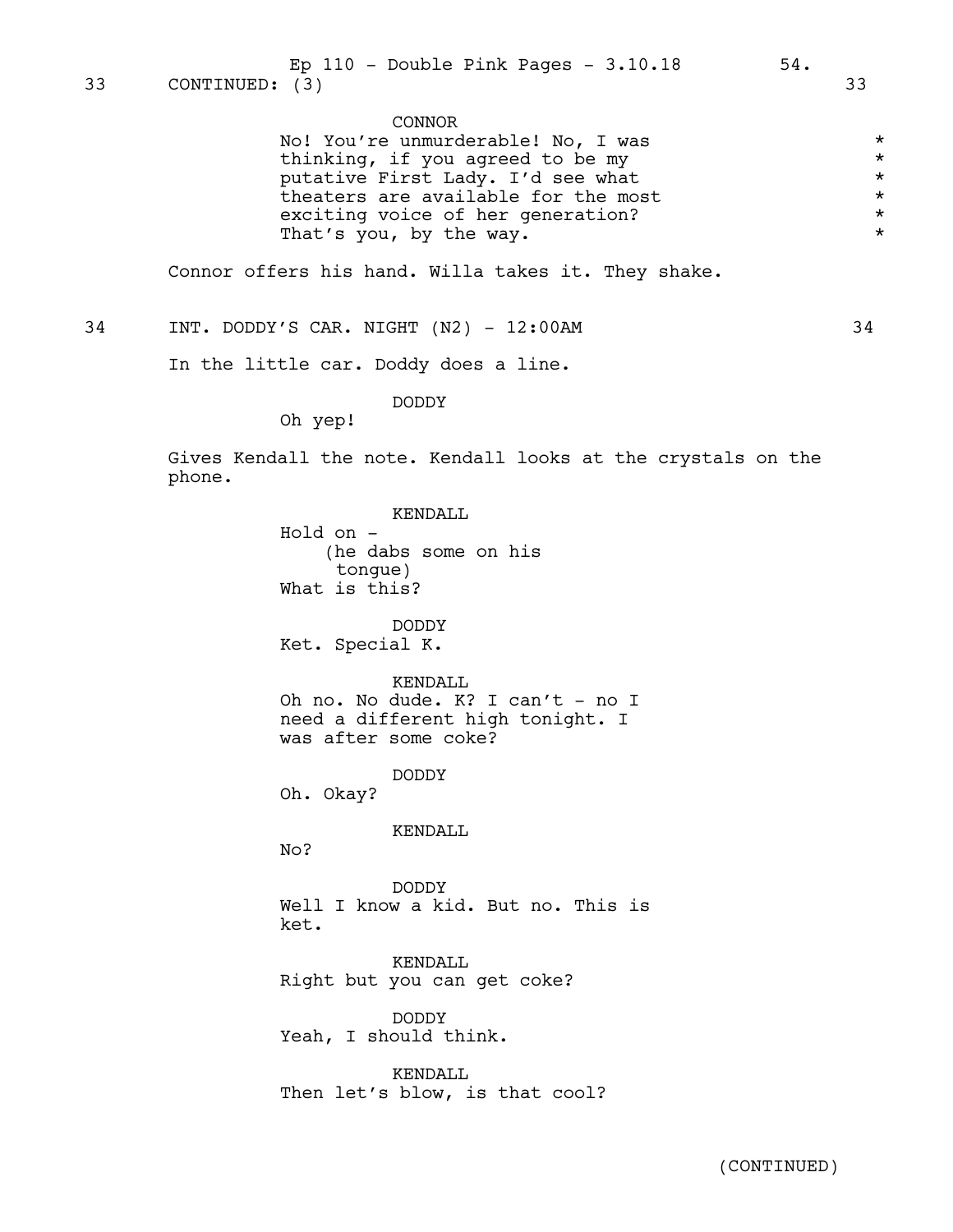33 CONTINUED: (3) 33

CONNOR

No! You're unmurderable! No, I was thinking, if you agreed to be my putative First Lady. I'd see what theaters are available for the most exciting voice of her generation? That's you, by the way. *

Connor offers his hand. Willa takes it. They shake.

34 INT. DODDY'S CAR. NIGHT (N2) - 12:00AM 34

In the little car. Doddy does a line.

DODDY

Oh yep!

Gives Kendall the note. Kendall looks at the crystals on the phone.

KENDALL

Hold on -
(he dabs some on his tongue)
What is this?

DODDY

Ket. Special K.

KENDALL

Oh no. No dude. K? I can't - no I need a different high tonight. I was after some coke?

DODDY

Oh. Okay?

KENDALL

No?

DODDY

Well I know a kid. But no. This is ket.

KENDALL

Right but you can get coke?

DODDY

Yeah, I should think.

KENDALL

Then let's blow, is that cool?

(CONTINUED)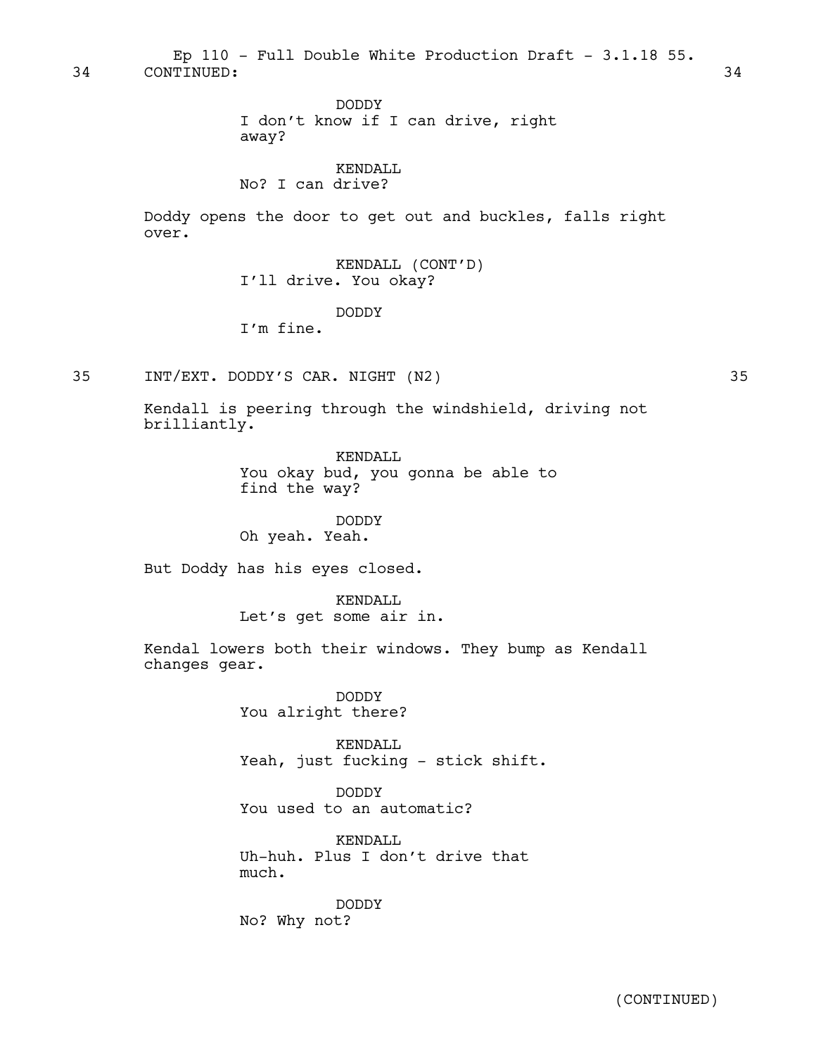34 CONTINUED: 34

DODDY
I don't know if I can drive, right away?

KENDALL
No? I can drive?

Doddy opens the door to get out and buckles, falls right over.

KENDALL (CONT'D)
I'll drive. You okay?

DODDY
I'm fine.

35 INT/EXT. DODDY'S CAR. NIGHT (N2) 35

Kendall is peering through the windshield, driving not brilliantly.

KENDALL
You okay bud, you gonna be able to find the way?

DODDY
Oh yeah. Yeah.

But Doddy has his eyes closed.

KENDALL
Let's get some air in.

Kendal lowers both their windows. They bump as Kendall changes gear.

DODDY
You alright there?

KENDALL
Yeah, just fucking - stick shift.

DODDY
You used to an automatic?

KENDALL
Uh-huh. Plus I don't drive that much.

DODDY
No? Why not?

(CONTINUED)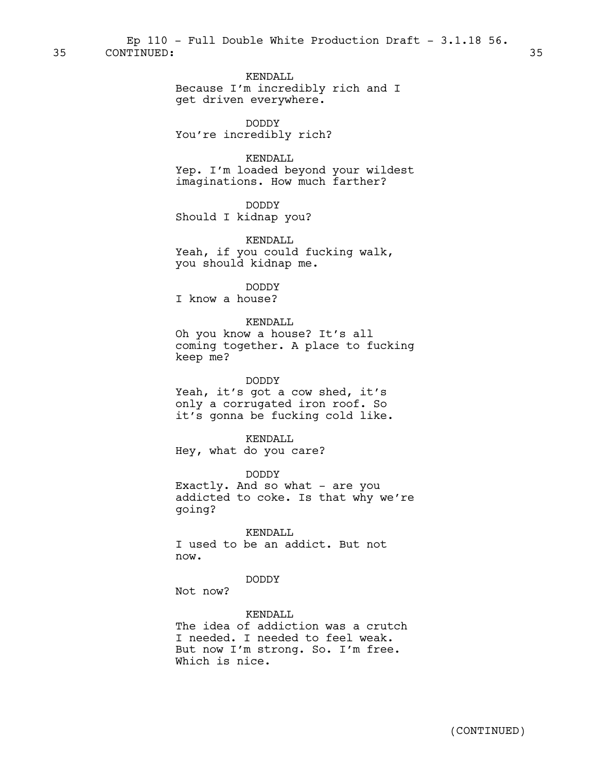35 CONTINUED: 35

KENDALL
Because I'm incredibly rich and I get driven everywhere.

DODDY
You're incredibly rich?

KENDALL
Yep. I'm loaded beyond your wildest imaginations. How much farther?

DODDY
Should I kidnap you?

KENDALL
Yeah, if you could fucking walk, you should kidnap me.

DODDY
I know a house?

KENDALL
Oh you know a house? It's all coming together. A place to fucking keep me?

DODDY
Yeah, it's got a cow shed, it's only a corrugated iron roof. So it's gonna be fucking cold like.

KENDALL
Hey, what do you care?

DODDY
Exactly. And so what - are you addicted to coke. Is that why we're going?

KENDALL
I used to be an addict. But not now.

DODDY
Not now?

KENDALL
The idea of addiction was a crutch I needed. I needed to feel weak. But now I'm strong. So. I'm free. Which is nice.

(CONTINUED)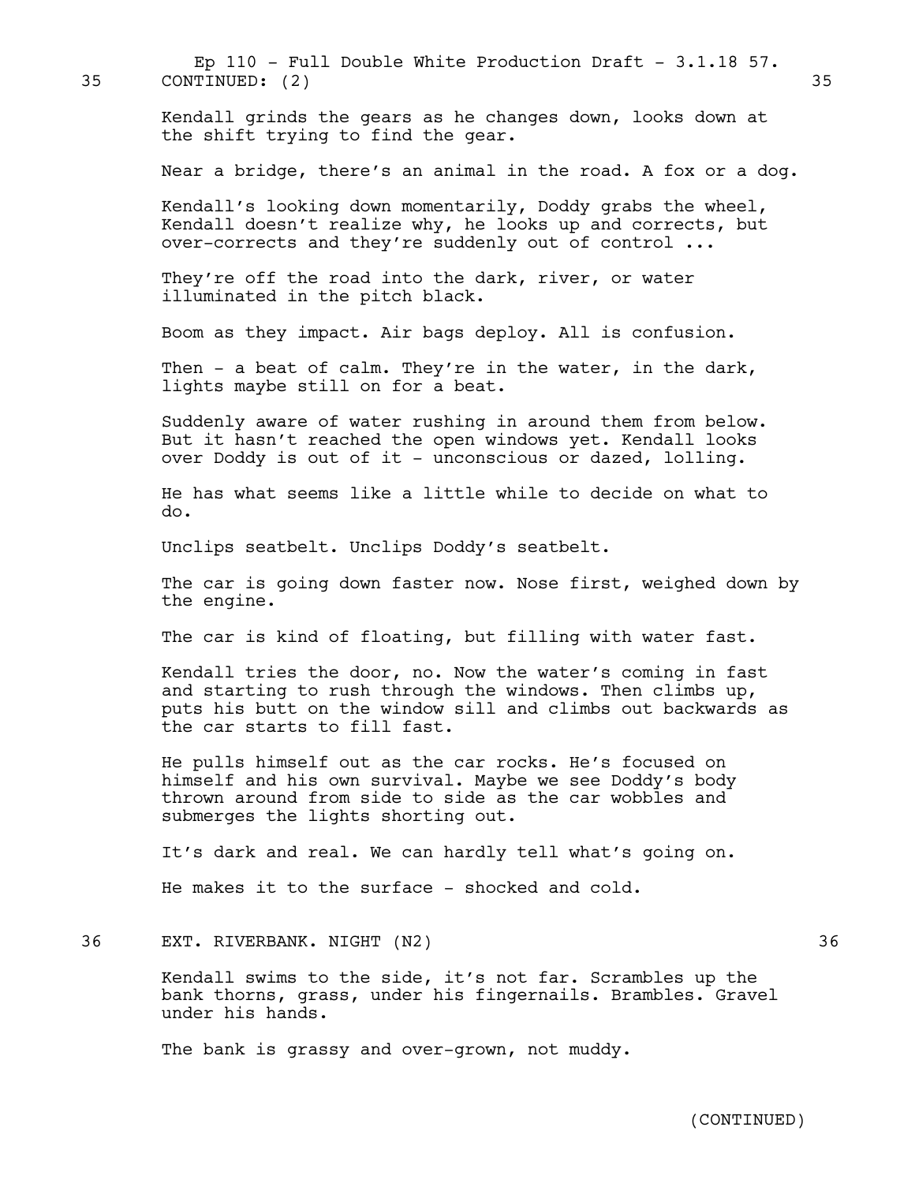35 CONTINUED: (2) 35

Kendall grinds the gears as he changes down, looks down at the shift trying to find the gear.

Near a bridge, there's an animal in the road. A fox or a dog.

Kendall's looking down momentarily, Doddy grabs the wheel, Kendall doesn't realize why, he looks up and corrects, but over-corrects and they're suddenly out of control ...

They're off the road into the dark, river, or water illuminated in the pitch black.

Boom as they impact. Air bags deploy. All is confusion.

Then - a beat of calm. They're in the water, in the dark, lights maybe still on for a beat.

Suddenly aware of water rushing in around them from below. But it hasn't reached the open windows yet. Kendall looks over Doddy is out of it - unconscious or dazed, lolling.

He has what seems like a little while to decide on what to do.

Unclips seatbelt. Unclips Doddy's seatbelt.

The car is going down faster now. Nose first, weighed down by the engine.

The car is kind of floating, but filling with water fast.

Kendall tries the door, no. Now the water's coming in fast and starting to rush through the windows. Then climbs up, puts his butt on the window sill and climbs out backwards as the car starts to fill fast.

He pulls himself out as the car rocks. He's focused on himself and his own survival. Maybe we see Doddy's body thrown around from side to side as the car wobbles and submerges the lights shorting out.

It's dark and real. We can hardly tell what's going on.

He makes it to the surface - shocked and cold.

36 EXT. RIVERBANK. NIGHT (N2) 36

Kendall swims to the side, it's not far. Scrambles up the bank thorns, grass, under his fingernails. Brambles. Gravel under his hands.

The bank is grassy and over-grown, not muddy.

(CONTINUED)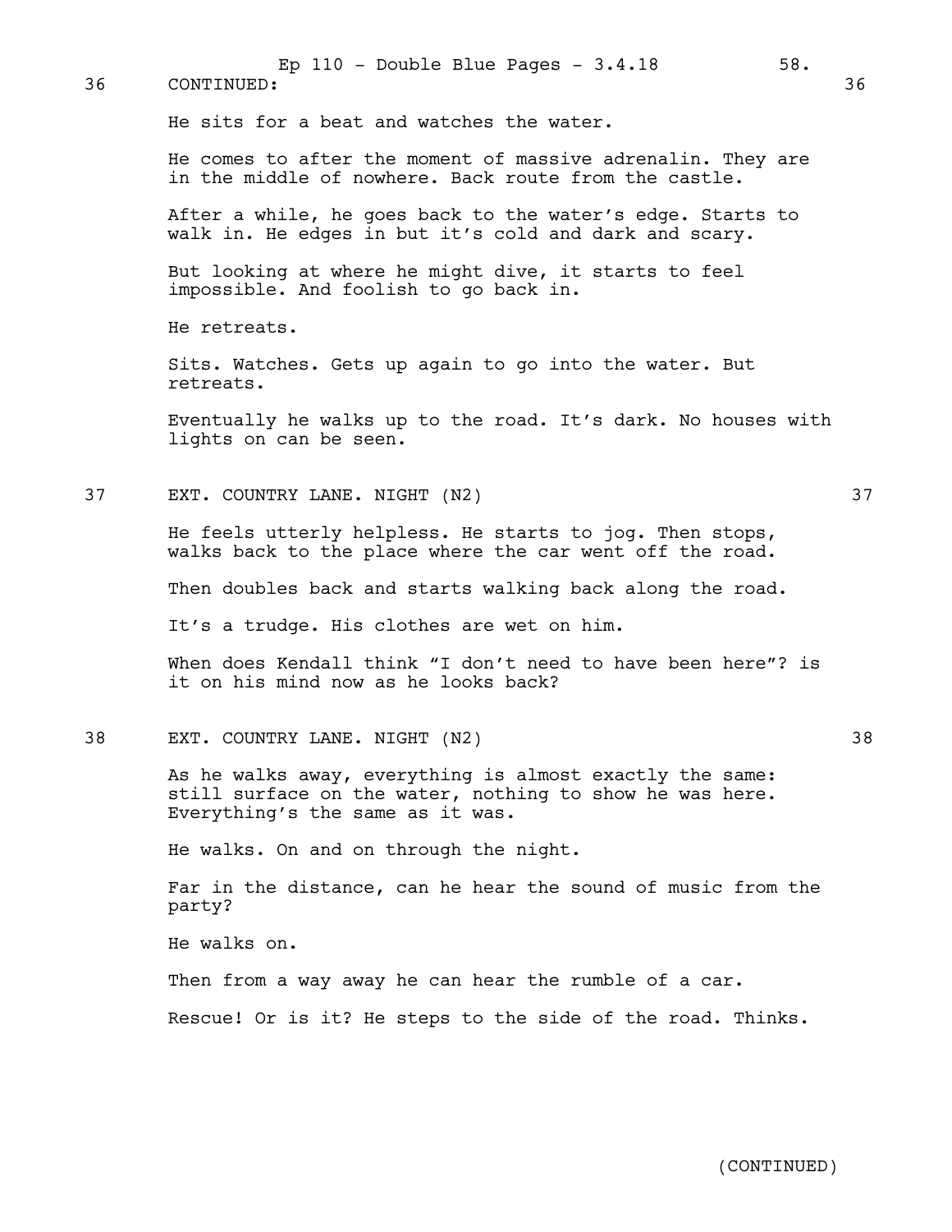36 CONTINUED: 36

He sits for a beat and watches the water.

He comes to after the moment of massive adrenalin. They are in the middle of nowhere. Back route from the castle.

After a while, he goes back to the water's edge. Starts to walk in. He edges in but it's cold and dark and scary.

But looking at where he might dive, it starts to feel impossible. And foolish to go back in.

He retreats.

Sits. Watches. Gets up again to go into the water. But retreats.

Eventually he walks up to the road. It's dark. No houses with lights on can be seen.

37 EXT. COUNTRY LANE. NIGHT (N2) 37

He feels utterly helpless. He starts to jog. Then stops, walks back to the place where the car went off the road.

Then doubles back and starts walking back along the road.

It's a trudge. His clothes are wet on him.

When does Kendall think "I don't need to have been here"? is it on his mind now as he looks back?

38 EXT. COUNTRY LANE. NIGHT (N2) 38

As he walks away, everything is almost exactly the same: still surface on the water, nothing to show he was here. Everything's the same as it was.

He walks. On and on through the night.

Far in the distance, can he hear the sound of music from the party?

He walks on.

Then from a way away he can hear the rumble of a car.

Rescue! Or is it? He steps to the side of the road. Thinks.

(CONTINUED)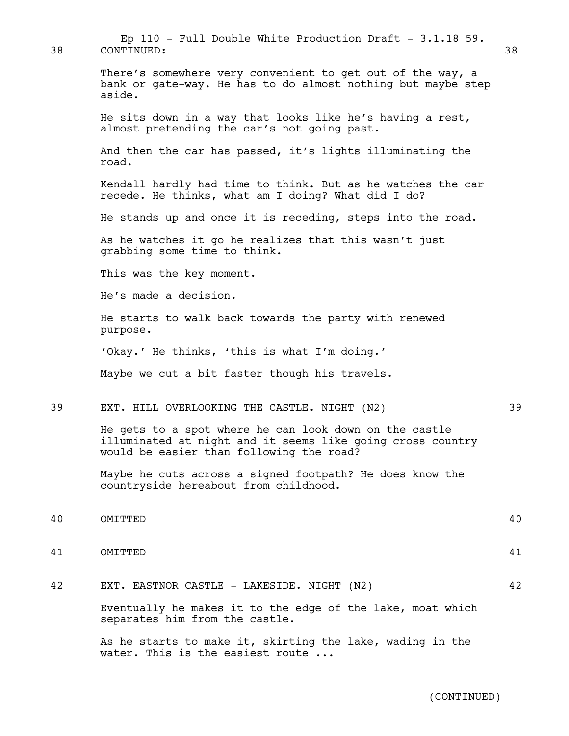38 CONTINUED: 38

There's somewhere very convenient to get out of the way, a bank or gate-way. He has to do almost nothing but maybe step aside.

He sits down in a way that looks like he's having a rest, almost pretending the car's not going past.

And then the car has passed, it's lights illuminating the road.

Kendall hardly had time to think. But as he watches the car recede. He thinks, what am I doing? What did I do?

He stands up and once it is receding, steps into the road.

As he watches it go he realizes that this wasn't just grabbing some time to think.

This was the key moment.

He's made a decision.

He starts to walk back towards the party with renewed purpose.

'Okay.' He thinks, 'this is what I'm doing.'

Maybe we cut a bit faster though his travels.

39 EXT. HILL OVERLOOKING THE CASTLE. NIGHT (N2) 39

He gets to a spot where he can look down on the castle illuminated at night and it seems like going cross country would be easier than following the road?

Maybe he cuts across a signed footpath? He does know the countryside hereabout from childhood.

40 OMITTED 40

41 OMITTED 41

42 EXT. EASTNOR CASTLE - LAKESIDE. NIGHT (N2) 42

Eventually he makes it to the edge of the lake, moat which separates him from the castle.

As he starts to make it, skirting the lake, wading in the water. This is the easiest route ...

(CONTINUED)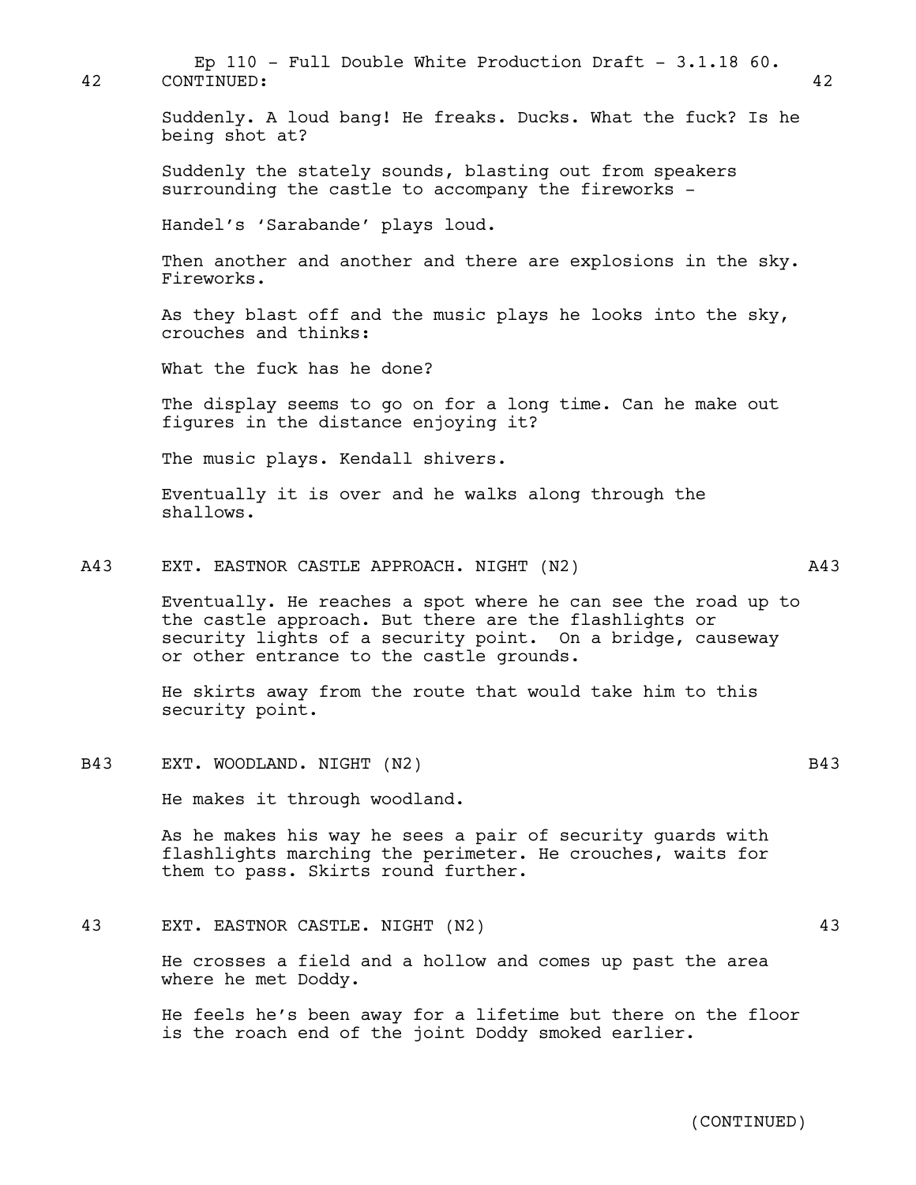42 CONTINUED: 42

Suddenly. A loud bang! He freaks. Ducks. What the fuck? Is he being shot at?

Suddenly the stately sounds, blasting out from speakers surrounding the castle to accompany the fireworks -

Handel's 'Sarabande' plays loud.

Then another and another and there are explosions in the sky. Fireworks.

As they blast off and the music plays he looks into the sky, crouches and thinks:

What the fuck has he done?

The display seems to go on for a long time. Can he make out figures in the distance enjoying it?

The music plays. Kendall shivers.

Eventually it is over and he walks along through the shallows.

A43 EXT. EASTNOR CASTLE APPROACH. NIGHT (N2) A43

Eventually. He reaches a spot where he can see the road up to the castle approach. But there are the flashlights or security lights of a security point. On a bridge, causeway or other entrance to the castle grounds.

He skirts away from the route that would take him to this security point.

B43 EXT. WOODLAND. NIGHT (N2) B43

He makes it through woodland.

As he makes his way he sees a pair of security guards with flashlights marching the perimeter. He crouches, waits for them to pass. Skirts round further.

43 EXT. EASTNOR CASTLE. NIGHT (N2) 43

He crosses a field and a hollow and comes up past the area where he met Doddy.

He feels he's been away for a lifetime but there on the floor is the roach end of the joint Doddy smoked earlier.

(CONTINUED)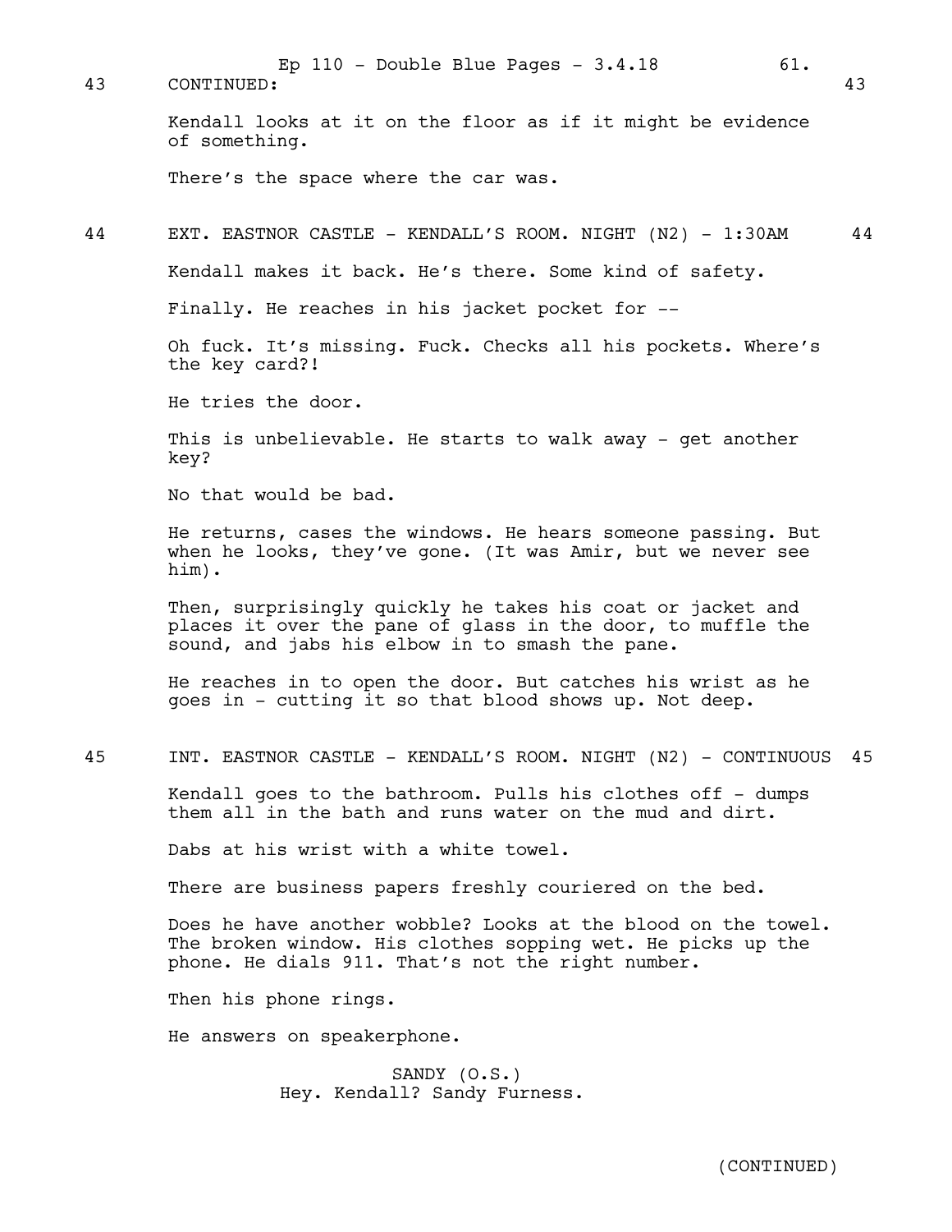43 CONTINUED: 43

Kendall looks at it on the floor as if it might be evidence of something.

There's the space where the car was.

44 EXT. EASTNOR CASTLE - KENDALL'S ROOM. NIGHT (N2) - 1:30AM 44

Kendall makes it back. He's there. Some kind of safety.

Finally. He reaches in his jacket pocket for --

Oh fuck. It's missing. Fuck. Checks all his pockets. Where's the key card?!

He tries the door.

This is unbelievable. He starts to walk away - get another key?

No that would be bad.

He returns, cases the windows. He hears someone passing. But when he looks, they've gone. (It was Amir, but we never see him).

Then, surprisingly quickly he takes his coat or jacket and places it over the pane of glass in the door, to muffle the sound, and jabs his elbow in to smash the pane.

He reaches in to open the door. But catches his wrist as he goes in - cutting it so that blood shows up. Not deep.

45 INT. EASTNOR CASTLE - KENDALL'S ROOM. NIGHT (N2) - CONTINUOUS 45

Kendall goes to the bathroom. Pulls his clothes off - dumps them all in the bath and runs water on the mud and dirt.

Dabs at his wrist with a white towel.

There are business papers freshly couriered on the bed.

Does he have another wobble? Looks at the blood on the towel. The broken window. His clothes sopping wet. He picks up the phone. He dials 911. That's not the right number.

Then his phone rings.

He answers on speakerphone.

SANDY (O.S.)
Hey. Kendall? Sandy Furness.

(CONTINUED)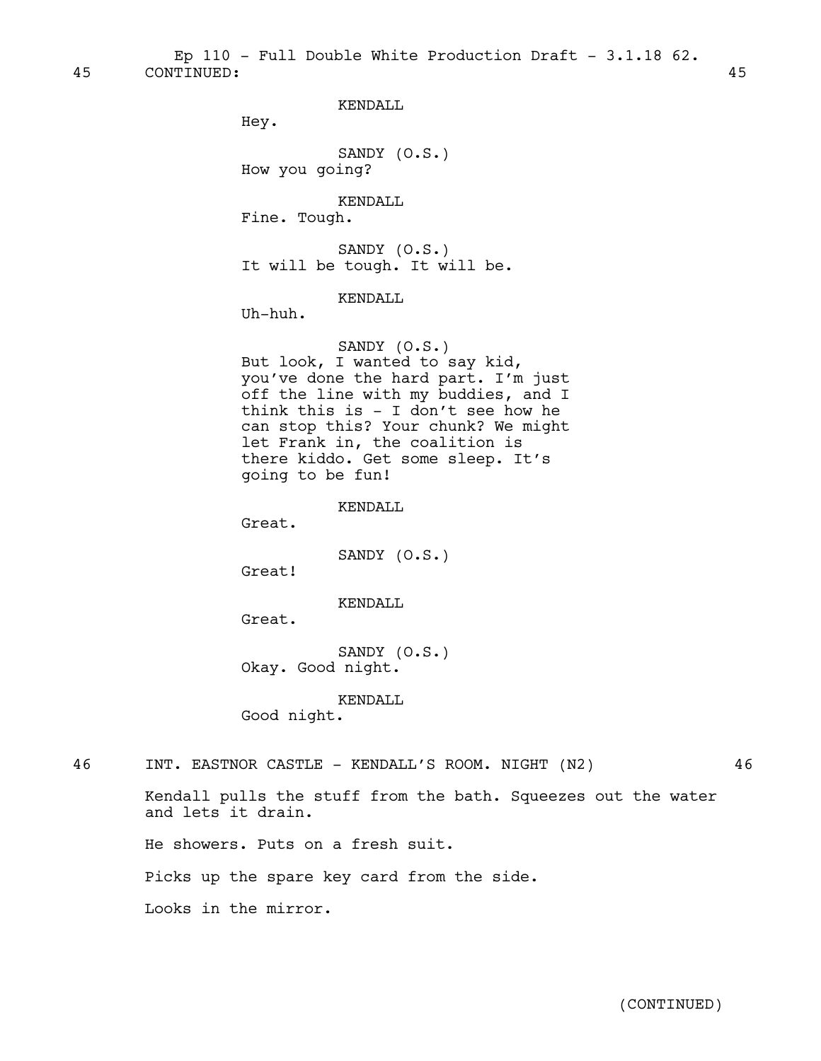45 CONTINUED: 45

KENDALL
Hey.

SANDY (O.S.)
How you going?

KENDALL
Fine. Tough.

SANDY (O.S.)
It will be tough. It will be.

KENDALL
Uh-huh.

SANDY (O.S.)
But look, I wanted to say kid, you've done the hard part. I'm just off the line with my buddies, and I think this is - I don't see how he can stop this? Your chunk? We might let Frank in, the coalition is there kiddo. Get some sleep. It's going to be fun!

KENDALL
Great.

SANDY (O.S.)
Great!

KENDALL
Great.

SANDY (O.S.)
Okay. Good night.

KENDALL
Good night.

46 INT. EASTNOR CASTLE - KENDALL'S ROOM. NIGHT (N2) 46

Kendall pulls the stuff from the bath. Squeezes out the water and lets it drain.

He showers. Puts on a fresh suit.

Picks up the spare key card from the side.

Looks in the mirror.

(CONTINUED)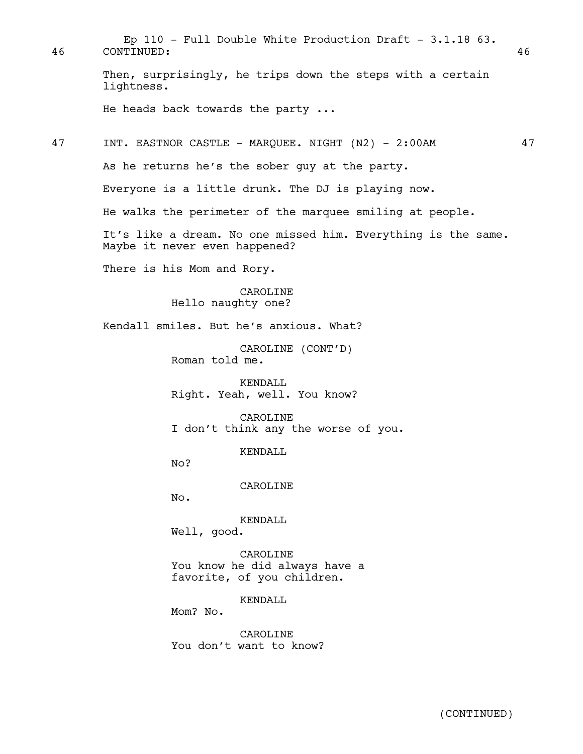46 CONTINUED: 46

Then, surprisingly, he trips down the steps with a certain lightness.

He heads back towards the party ...

47 INT. EASTNOR CASTLE - MARQUEE. NIGHT (N2) - 2:00AM 47

As he returns he's the sober guy at the party.

Everyone is a little drunk. The DJ is playing now.

He walks the perimeter of the marquee smiling at people.

It's like a dream. No one missed him. Everything is the same. Maybe it never even happened?

There is his Mom and Rory.

CAROLINE
Hello naughty one?

Kendall smiles. But he's anxious. What?

CAROLINE (CONT'D)
Roman told me.

KENDALL
Right. Yeah, well. You know?

CAROLINE
I don't think any the worse of you.

KENDALL
No?

CAROLINE
No.

KENDALL
Well, good.

CAROLINE
You know he did always have a favorite, of you children.

KENDALL
Mom? No.

CAROLINE
You don't want to know?

(CONTINUED)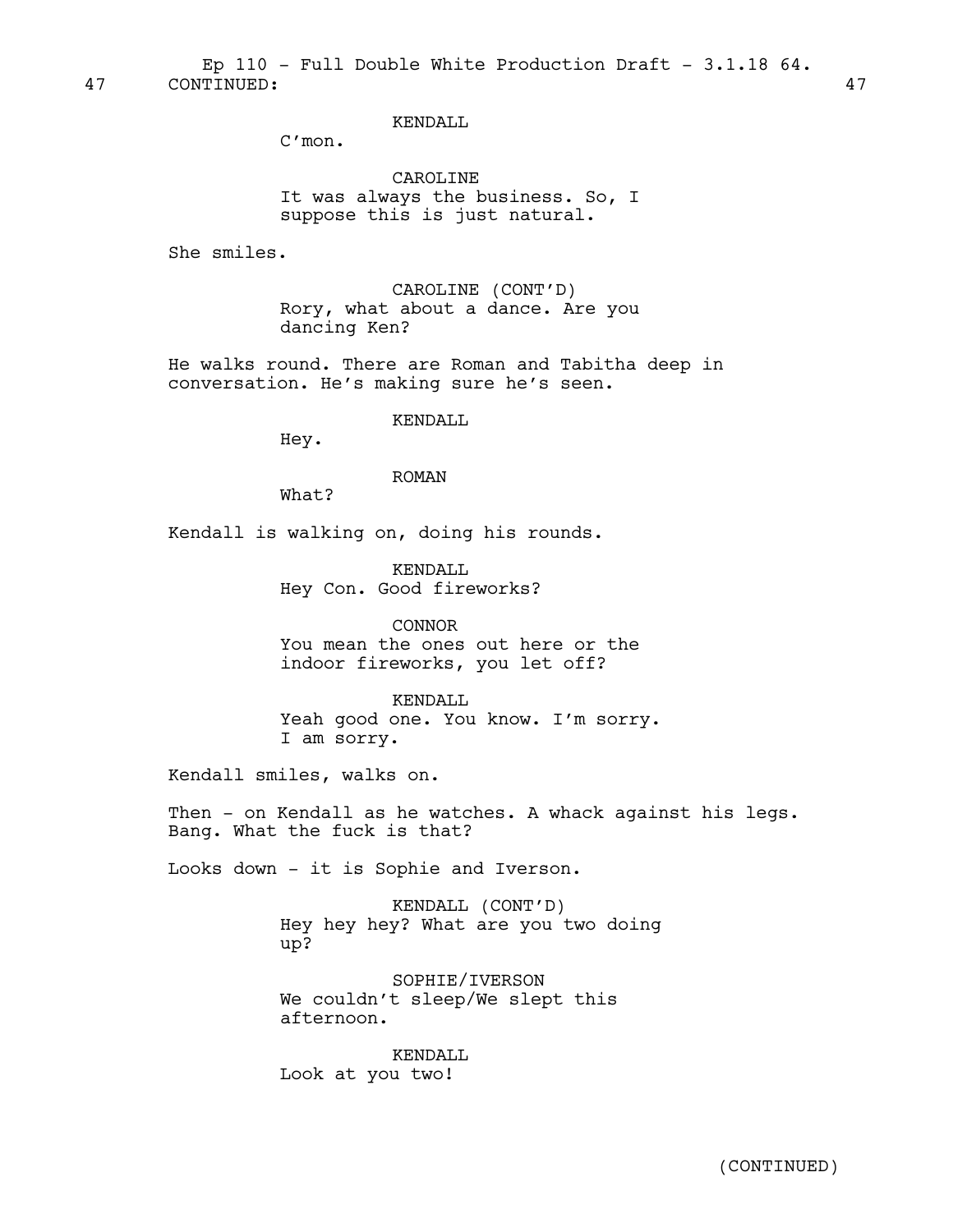47 CONTINUED: 47

KENDALL
C'mon.

CAROLINE
It was always the business. So, I suppose this is just natural.

She smiles.

CAROLINE (CONT'D)
Rory, what about a dance. Are you dancing Ken?

He walks round. There are Roman and Tabitha deep in conversation. He's making sure he's seen.

KENDALL
Hey.

ROMAN
What?

Kendall is walking on, doing his rounds.

KENDALL
Hey Con. Good fireworks?

CONNOR
You mean the ones out here or the indoor fireworks, you let off?

KENDALL
Yeah good one. You know. I'm sorry. I am sorry.

Kendall smiles, walks on.

Then - on Kendall as he watches. A whack against his legs. Bang. What the fuck is that?

Looks down - it is Sophie and Iverson.

KENDALL (CONT'D)
Hey hey hey? What are you two doing up?

SOPHIE/IVERSON
We couldn't sleep/We slept this afternoon.

KENDALL
Look at you two!

(CONTINUED)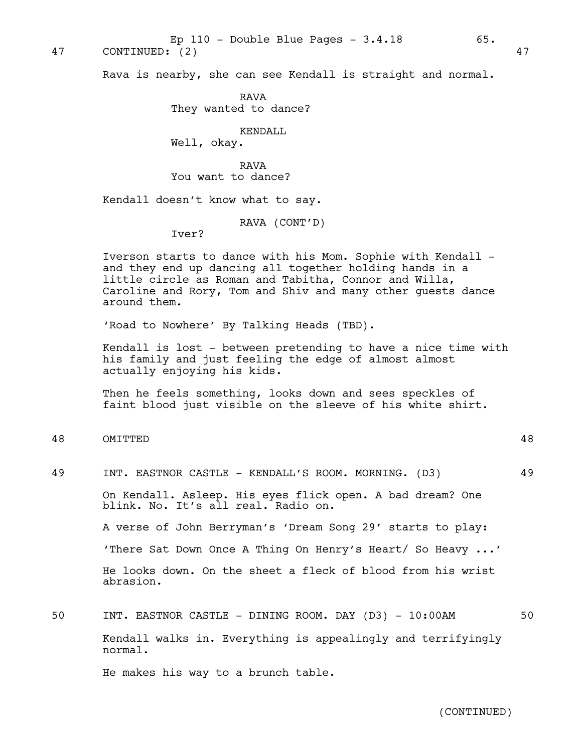47 CONTINUED: (2) 47

Rava is nearby, she can see Kendall is straight and normal.

RAVA
They wanted to dance?

KENDALL
Well, okay.

RAVA
You want to dance?

Kendall doesn't know what to say.

RAVA (CONT'D)
Iver?

Iverson starts to dance with his Mom. Sophie with Kendall - and they end up dancing all together holding hands in a little circle as Roman and Tabitha, Connor and Willa, Caroline and Rory, Tom and Shiv and many other guests dance around them.

'Road to Nowhere' By Talking Heads (TBD).

Kendall is lost - between pretending to have a nice time with his family and just feeling the edge of almost almost actually enjoying his kids.

Then he feels something, looks down and sees speckles of faint blood just visible on the sleeve of his white shirt.

48 OMITTED 48

49 INT. EASTNOR CASTLE - KENDALL'S ROOM. MORNING. (D3) 49

On Kendall. Asleep. His eyes flick open. A bad dream? One blink. No. It's all real. Radio on.

A verse of John Berryman's 'Dream Song 29' starts to play:

'There Sat Down Once A Thing On Henry's Heart/ So Heavy ...'

He looks down. On the sheet a fleck of blood from his wrist abrasion.

50 INT. EASTNOR CASTLE - DINING ROOM. DAY (D3) - 10:00AM 50

Kendall walks in. Everything is appealingly and terrifyingly normal.

He makes his way to a brunch table.

(CONTINUED)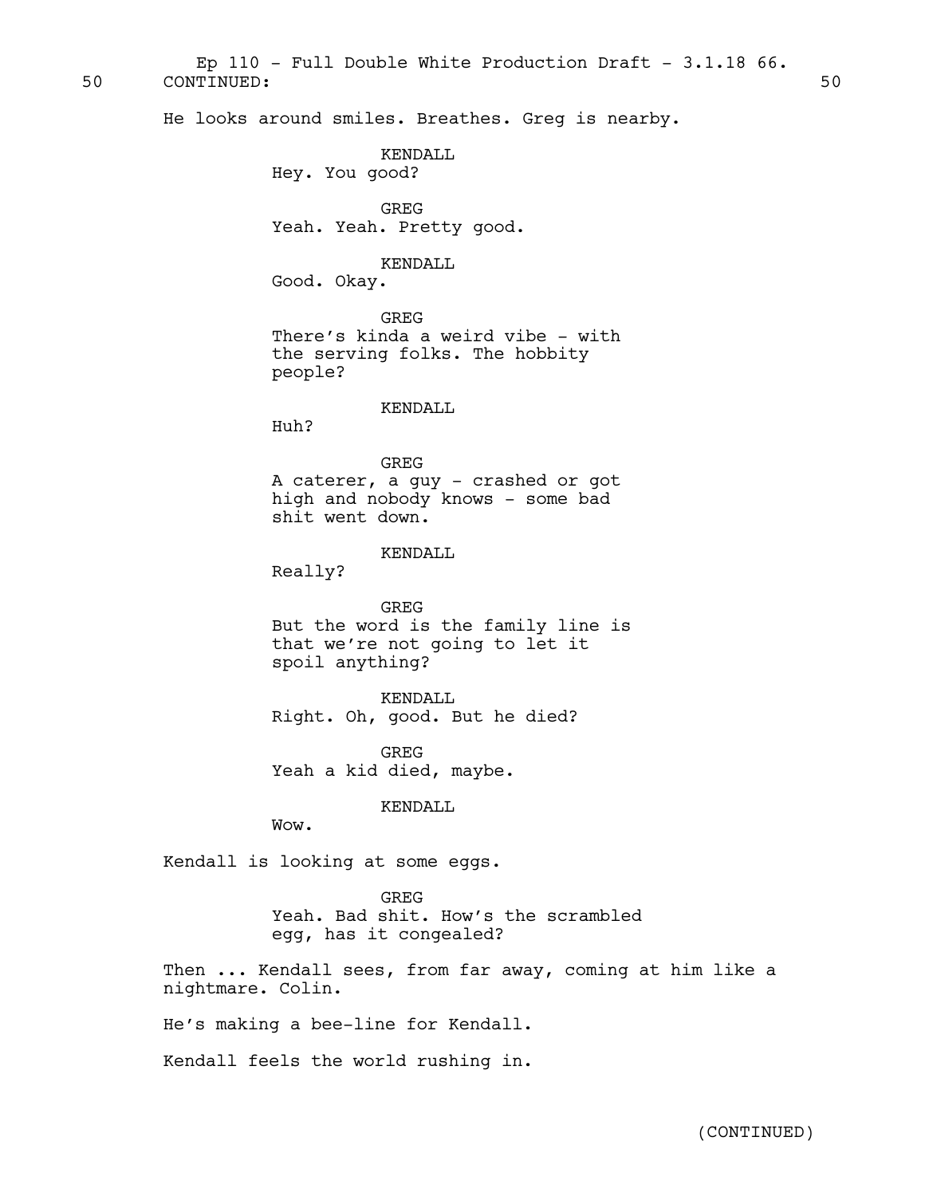50 CONTINUED: 50

He looks around smiles. Breathes. Greg is nearby.

KENDALL
Hey. You good?

GREG
Yeah. Yeah. Pretty good.

KENDALL
Good. Okay.

GREG
There's kinda a weird vibe - with the serving folks. The hobbity people?

KENDALL
Huh?

GREG
A caterer, a guy - crashed or got high and nobody knows - some bad shit went down.

KENDALL
Really?

GREG
But the word is the family line is that we're not going to let it spoil anything?

KENDALL
Right. Oh, good. But he died?

GREG
Yeah a kid died, maybe.

KENDALL
Wow.

Kendall is looking at some eggs.

GREG
Yeah. Bad shit. How's the scrambled egg, has it congealed?

Then ... Kendall sees, from far away, coming at him like a nightmare. Colin.

He's making a bee-line for Kendall.

Kendall feels the world rushing in.

(CONTINUED)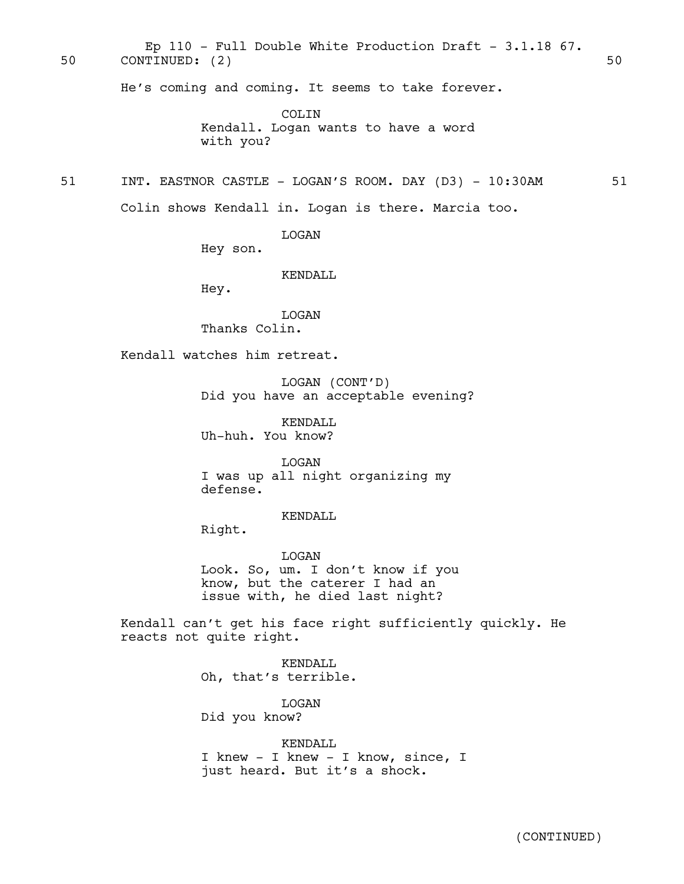50 CONTINUED: (2) 50

He's coming and coming. It seems to take forever.

COLIN
Kendall. Logan wants to have a word with you?

51 INT. EASTNOR CASTLE - LOGAN'S ROOM. DAY (D3) - 10:30AM 51

Colin shows Kendall in. Logan is there. Marcia too.

LOGAN
Hey son.

KENDALL
Hey.

LOGAN
Thanks Colin.

Kendall watches him retreat.

LOGAN (CONT'D)
Did you have an acceptable evening?

KENDALL
Uh-huh. You know?

LOGAN
I was up all night organizing my defense.

KENDALL
Right.

LOGAN
Look. So, um. I don't know if you know, but the caterer I had an issue with, he died last night?

Kendall can't get his face right sufficiently quickly. He reacts not quite right.

KENDALL
Oh, that's terrible.

LOGAN
Did you know?

KENDALL
I knew - I knew - I know, since, I just heard. But it's a shock.

(CONTINUED)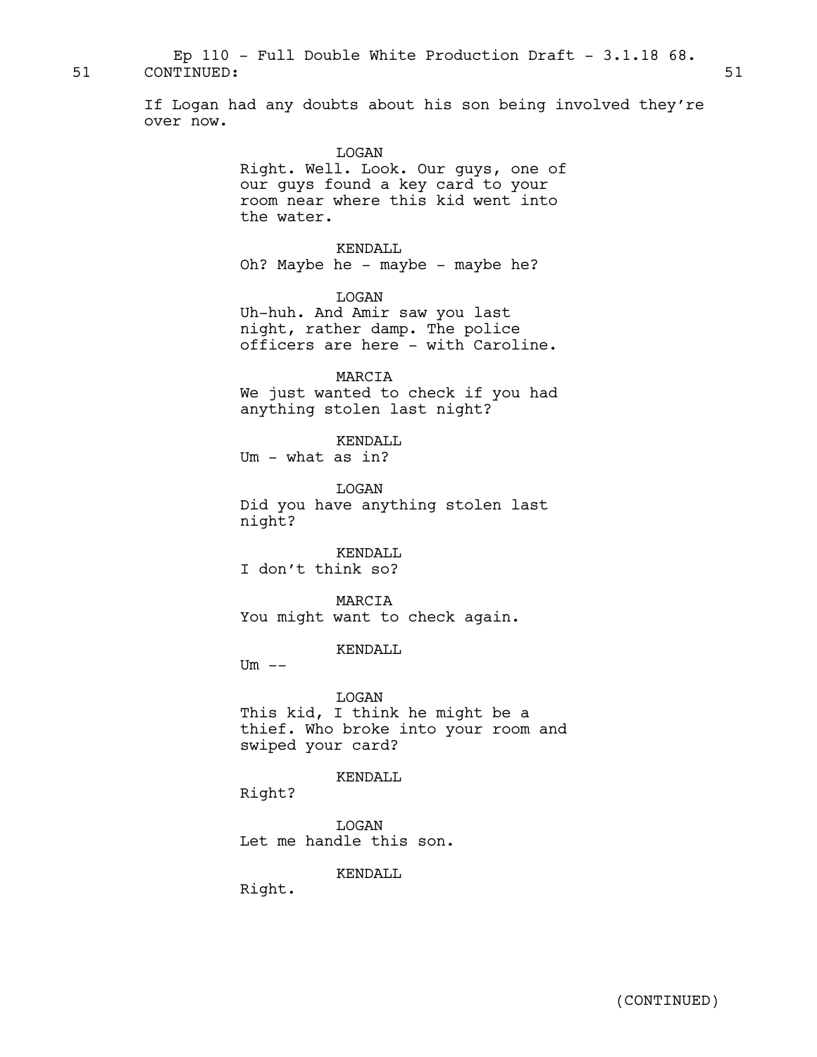51 CONTINUED: 51

If Logan had any doubts about his son being involved they're over now.

LOGAN
Right. Well. Look. Our guys, one of our guys found a key card to your room near where this kid went into the water.

KENDALL
Oh? Maybe he - maybe - maybe he?

LOGAN
Uh-huh. And Amir saw you last night, rather damp. The police officers are here - with Caroline.

MARCIA
We just wanted to check if you had anything stolen last night?

KENDALL
Um - what as in?

LOGAN
Did you have anything stolen last night?

KENDALL
I don't think so?

MARCIA
You might want to check again.

KENDALL
Um --

LOGAN
This kid, I think he might be a thief. Who broke into your room and swiped your card?

KENDALL
Right?

LOGAN
Let me handle this son.

KENDALL
Right.

(CONTINUED)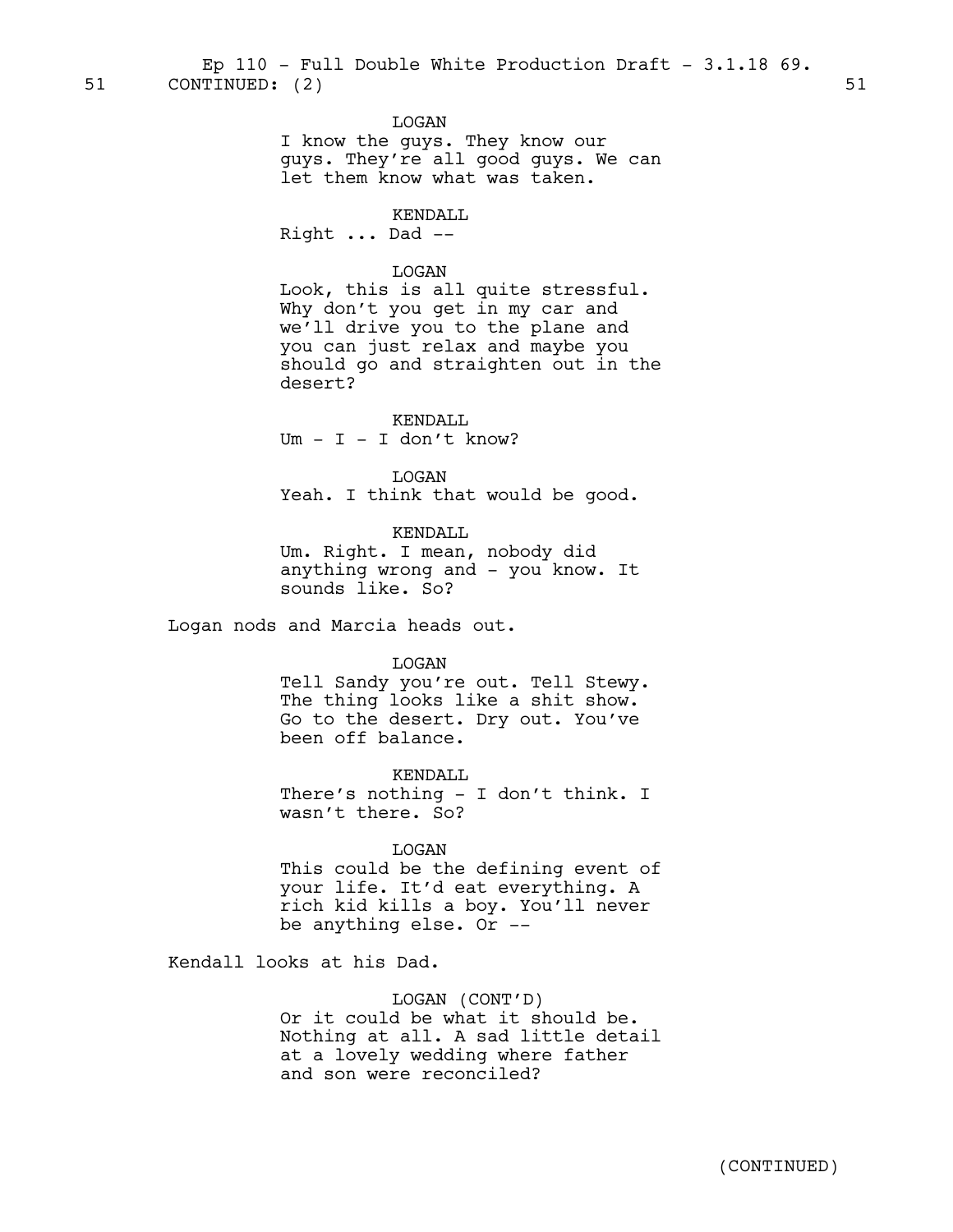51 CONTINUED: (2) 51

LOGAN
I know the guys. They know our guys. They're all good guys. We can let them know what was taken.

KENDALL
Right ... Dad --

LOGAN
Look, this is all quite stressful. Why don't you get in my car and we'll drive you to the plane and you can just relax and maybe you should go and straighten out in the desert?

KENDALL
Um - I - I don't know?

LOGAN
Yeah. I think that would be good.

KENDALL
Um. Right. I mean, nobody did anything wrong and - you know. It sounds like. So?

Logan nods and Marcia heads out.

LOGAN
Tell Sandy you're out. Tell Stewy. The thing looks like a shit show. Go to the desert. Dry out. You've been off balance.

KENDALL
There's nothing - I don't think. I wasn't there. So?

LOGAN
This could be the defining event of your life. It'd eat everything. A rich kid kills a boy. You'll never be anything else. Or --

Kendall looks at his Dad.

LOGAN (CONT'D)
Or it could be what it should be. Nothing at all. A sad little detail at a lovely wedding where father and son were reconciled?

(CONTINUED)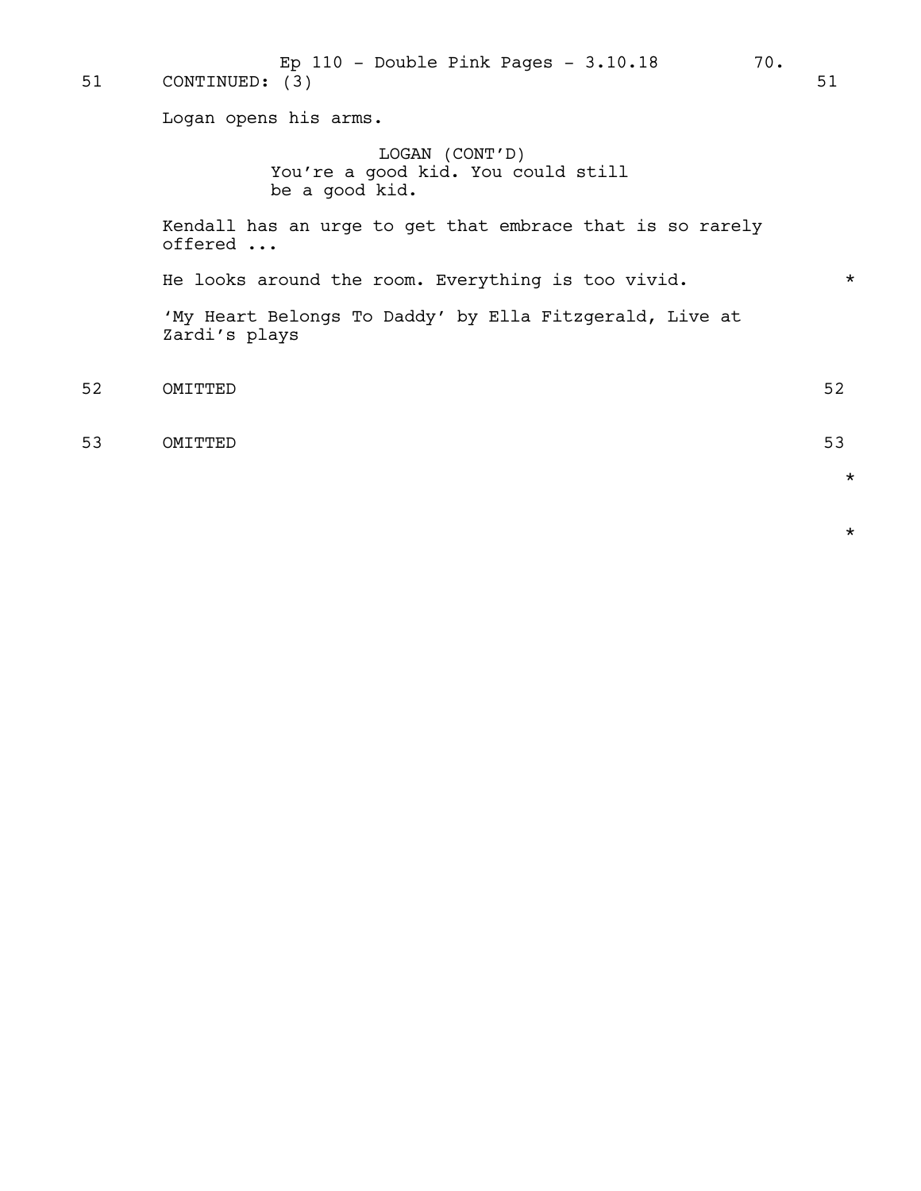51 CONTINUED: (3) 51

Logan opens his arms.

LOGAN (CONT'D)
You're a good kid. You could still be a good kid.

Kendall has an urge to get that embrace that is so rarely offered ...

He looks around the room. Everything is too vivid. *

'My Heart Belongs To Daddy' by Ella Fitzgerald, Live at Zardi's plays

52 OMITTED 52

53 OMITTED 53

*

*